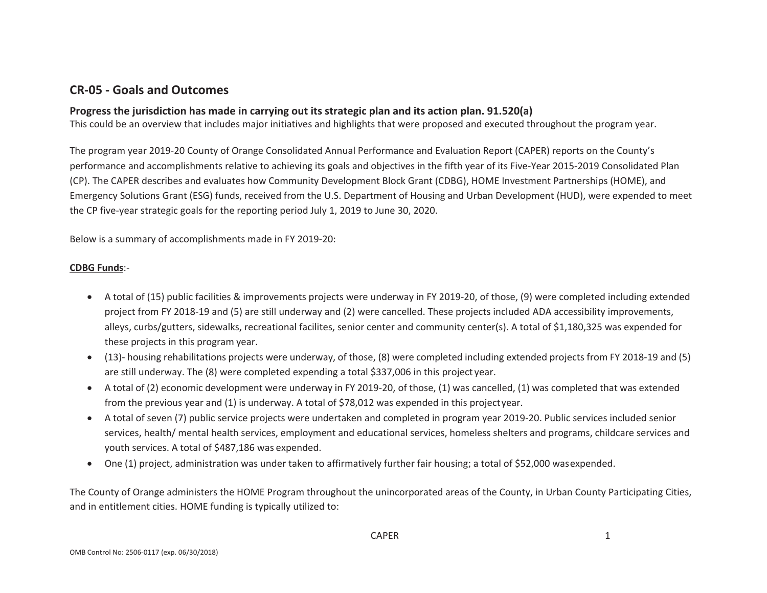## CR-05 - Goals and Outcomes

### Progress the jurisdiction has made in carrying out its strategic plan and its action plan. 91.520(a)

This could be an overview that includes major initiatives and highlights that were proposed and executed throughout the program year.

The program year 2019-20 County of Orange Consolidated Annual Performance and Evaluation Report (CAPER) reports on the County's performance and accomplishments relative to achieving its goals and objectives in the fifth year of its Five-Year 2015-2019 Consolidated Plan (CP). The CAPER describes and evaluates how Community Development Block Grant (CDBG), HOME Investment Partnerships (HOME), and Emergency Solutions Grant (ESG) funds, received from the U.S. Department of Housing and Urban Development (HUD), were expended to meet the CP five-year strategic goals for the reporting period July 1, 2019 to June 30, 2020.

Below is a summary of accomplishments made in FY 2019-20:

**CDBG Funds**:-

- A total of (15) public facilities & improvements projects were underway in FY 2019-20, of those, (9) were completed including extended project from FY 2018-19 and (5) are still underway and (2) were cancelled. These projects included ADA accessibility improvements, alleys, curbs/gutters, sidewalks, recreational facilites, senior center and community center(s). A total of $1,180,325 was expended for these projects in this program year.
- (13)- housing rehabilitations projects were underway, of those, (8) were completed including extended projects from FY 2018-19 and (5) are still underway. The (8) were completed expending a total $337,006 in this project year.
- A total of (2) economic development were underway in FY 2019-20, of those, (1) was cancelled, (1) was completed that was extended from the previous year and (1) is underway. A total of $78,012 was expended in this project year.
- A total of seven (7) public service projects were undertaken and completed in program year 2019-20. Public services included senior services, health/ mental health services, employment and educational services, homeless shelters and programs, childcare services and youth services. A total of $487,186 was expended.
- One (1) project, administration was under taken to affirmatively further fair housing; a total of $52,000 was expended.

The County of Orange administers the HOME Program throughout the unincorporated areas of the County, in Urban County Participating Cities, and in entitlement cities. HOME funding is typically utilized to: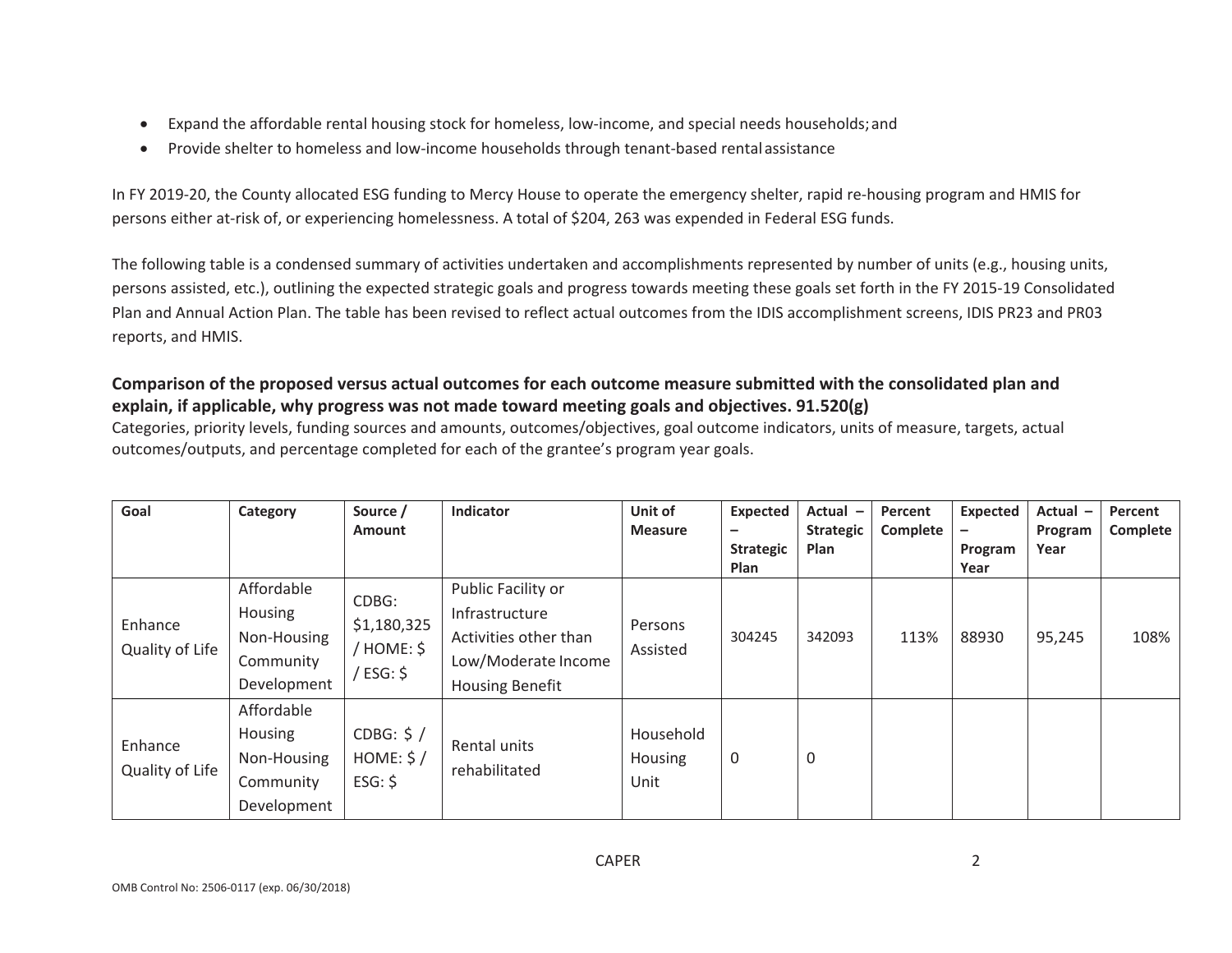- Expand the affordable rental housing stock for homeless, low-income, and special needs households; and
- Provide shelter to homeless and low-income households through tenant-based rental assistance

In FY 2019-20, the County allocated ESG funding to Mercy House to operate the emergency shelter, rapid re-housing program and HMIS for persons either at-risk of, or experiencing homelessness. A total of $204, 263 was expended in Federal ESG funds.

The following table is a condensed summary of activities undertaken and accomplishments represented by number of units (e.g., housing units, persons assisted, etc.), outlining the expected strategic goals and progress towards meeting these goals set forth in the FY 2015-19 Consolidated Plan and Annual Action Plan. The table has been revised to reflect actual outcomes from the IDIS accomplishment screens, IDIS PR23 and PR03 reports, and HMIS.

**Comparison of the proposed versus actual outcomes for each outcome measure submitted with the consolidated plan and explain, if applicable, why progress was not made toward meeting goals and objectives. 91.520(g)**

Categories, priority levels, funding sources and amounts, outcomes/objectives, goal outcome indicators, units of measure, targets, actual outcomes/outputs, and percentage completed for each of the grantee's program year goals.

| Goal | Category | Source / Amount | Indicator | Unit of Measure | Expected – Strategic Plan | Actual – Strategic Plan | Percent Complete | Expected – Program Year | Actual – Program Year | Percent Complete |
|---|---|---|---|---|---|---|---|---|---|---|
| Enhance Quality of Life | Affordable Housing Non-Housing Community Development | CDBG: $1,180,325 / HOME: $ / ESG: $ | Public Facility or Infrastructure Activities other than Low/Moderate Income Housing Benefit | Persons Assisted | 304245 | 342093 | 113% | 88930 | 95,245 | 108% |
| Enhance Quality of Life | Affordable Housing Non-Housing Community Development | CDBG: $ / HOME: $ / ESG: $ | Rental units rehabilitated | Household Housing Unit | 0 | 0 | | | | |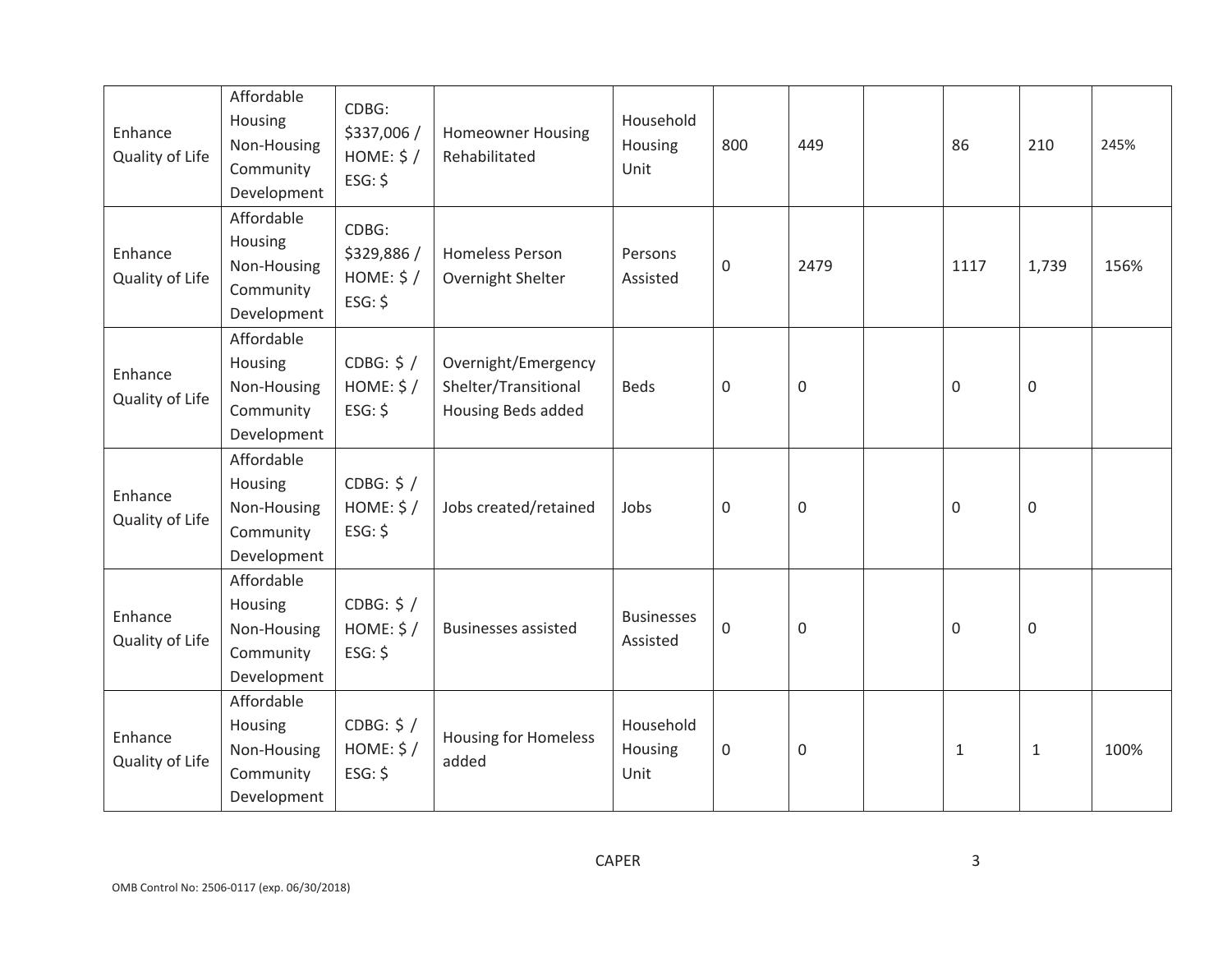| Enhance Quality of Life | Affordable Housing Non-Housing Community Development | CDBG: $337,006 / HOME: $ / ESG: $ | Homeowner Housing Rehabilitated | Household Housing Unit | 800 | 449 | | 86 | 210 | 245% |
|---|---|---|---|---|---|---|---|---|---|---|
| Enhance Quality of Life | Affordable Housing Non-Housing Community Development | CDBG: $329,886 / HOME: $ / ESG: $ | Homeless Person Overnight Shelter | Persons Assisted | 0 | 2479 | | 1117 | 1,739 | 156% |
| Enhance Quality of Life | Affordable Housing Non-Housing Community Development | CDBG: $ / HOME: $ / ESG: $ | Overnight/Emergency Shelter/Transitional Housing Beds added | Beds | 0 | 0 | | 0 | 0 | |
| Enhance Quality of Life | Affordable Housing Non-Housing Community Development | CDBG: $ / HOME: $ / ESG: $ | Jobs created/retained | Jobs | 0 | 0 | | 0 | 0 | |
| Enhance Quality of Life | Affordable Housing Non-Housing Community Development | CDBG: $ / HOME: $ / ESG: $ | Businesses assisted | Businesses Assisted | 0 | 0 | | 0 | 0 | |
| Enhance Quality of Life | Affordable Housing Non-Housing Community Development | CDBG: $ / HOME: $ / ESG: $ | Housing for Homeless added | Household Housing Unit | 0 | 0 | | 1 | 1 | 100% |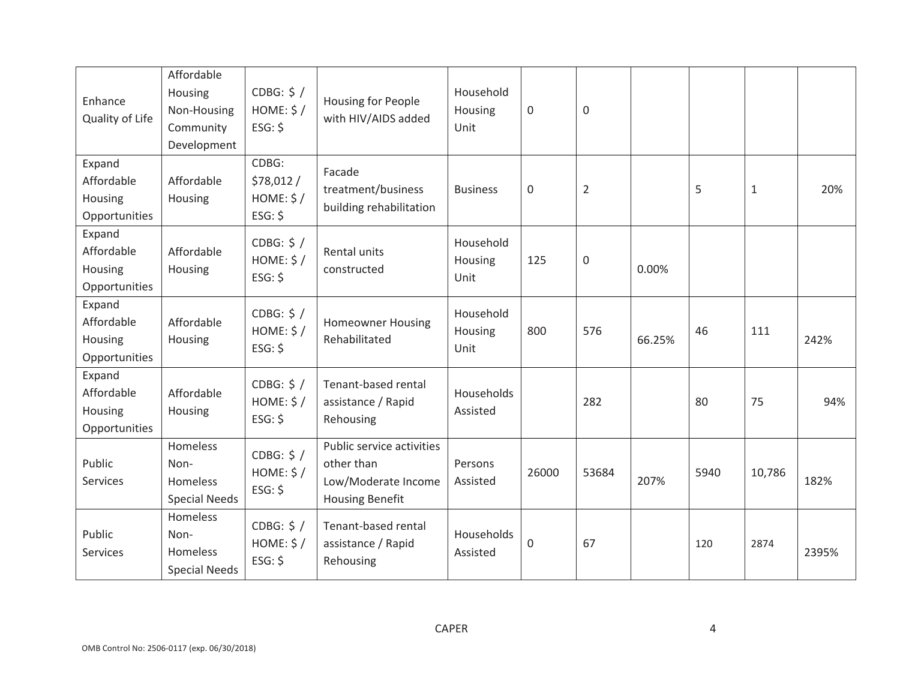| Enhance Quality of Life | Affordable Housing Non-Housing Community Development | CDBG: $ / HOME: $ / ESG: $ | Housing for People with HIV/AIDS added | Household Housing Unit | 0 | 0 | | | | |
|---|---|---|---|---|---|---|---|---|---|---|
| Expand Affordable Housing Opportunities | Affordable Housing | CDBG: $78,012 / HOME: $ / ESG: $ | Facade treatment/business building rehabilitation | Business | 0 | 2 | | 5 | 1 | 20% |
| Expand Affordable Housing Opportunities | Affordable Housing | CDBG: $ / HOME: $ / ESG: $ | Rental units constructed | Household Housing Unit | 125 | 0 | 0.00% | | | |
| Expand Affordable Housing Opportunities | Affordable Housing | CDBG: $ / HOME: $ / ESG: $ | Homeowner Housing Rehabilitated | Household Housing Unit | 800 | 576 | 66.25% | 46 | 111 | 242% |
| Expand Affordable Housing Opportunities | Affordable Housing | CDBG: $ / HOME: $ / ESG: $ | Tenant-based rental assistance / Rapid Rehousing | Households Assisted | | 282 | | 80 | 75 | 94% |
| Public Services | Homeless Non-Homeless Special Needs | CDBG: $ / HOME: $ / ESG: $ | Public service activities other than Low/Moderate Income Housing Benefit | Persons Assisted | 26000 | 53684 | 207% | 5940 | 10,786 | 182% |
| Public Services | Homeless Non-Homeless Special Needs | CDBG: $ / HOME: $ / ESG: $ | Tenant-based rental assistance / Rapid Rehousing | Households Assisted | 0 | 67 | | 120 | 2874 | 2395% |

CAPER

OMB Control No: 2506-0117 (exp. 06/30/2018)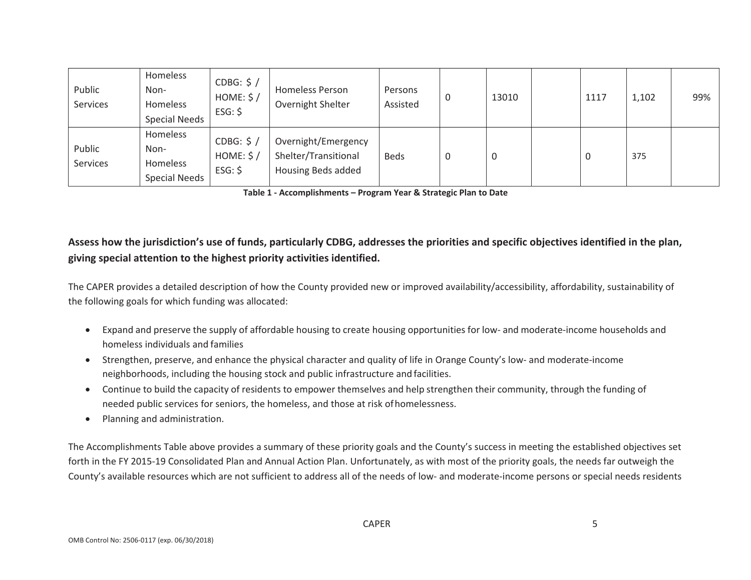| Public Services | Homeless Non-Homeless Special Needs | CDBG: $ / HOME: $ / ESG: $ | Homeless Person Overnight Shelter | Persons Assisted | 0 | 13010 | | 1117 | 1,102 | 99% |
|---|---|---|---|---|---|---|---|---|---|---|
| Public Services | Homeless Non-Homeless Special Needs | CDBG: $ / HOME: $ / ESG: $ | Overnight/Emergency Shelter/Transitional Housing Beds added | Beds | 0 | 0 | | 0 | 375 | |

**Table 1 - Accomplishments – Program Year & Strategic Plan to Date**

**Assess how the jurisdiction's use of funds, particularly CDBG, addresses the priorities and specific objectives identified in the plan, giving special attention to the highest priority activities identified.**

The CAPER provides a detailed description of how the County provided new or improved availability/accessibility, affordability, sustainability of the following goals for which funding was allocated:

- Expand and preserve the supply of affordable housing to create housing opportunities for low- and moderate-income households and homeless individuals and families
- Strengthen, preserve, and enhance the physical character and quality of life in Orange County's low- and moderate-income neighborhoods, including the housing stock and public infrastructure and facilities.
- Continue to build the capacity of residents to empower themselves and help strengthen their community, through the funding of needed public services for seniors, the homeless, and those at risk of homelessness.
- Planning and administration.

The Accomplishments Table above provides a summary of these priority goals and the County's success in meeting the established objectives set forth in the FY 2015-19 Consolidated Plan and Annual Action Plan. Unfortunately, as with most of the priority goals, the needs far outweigh the County's available resources which are not sufficient to address all of the needs of low- and moderate-income persons or special needs residents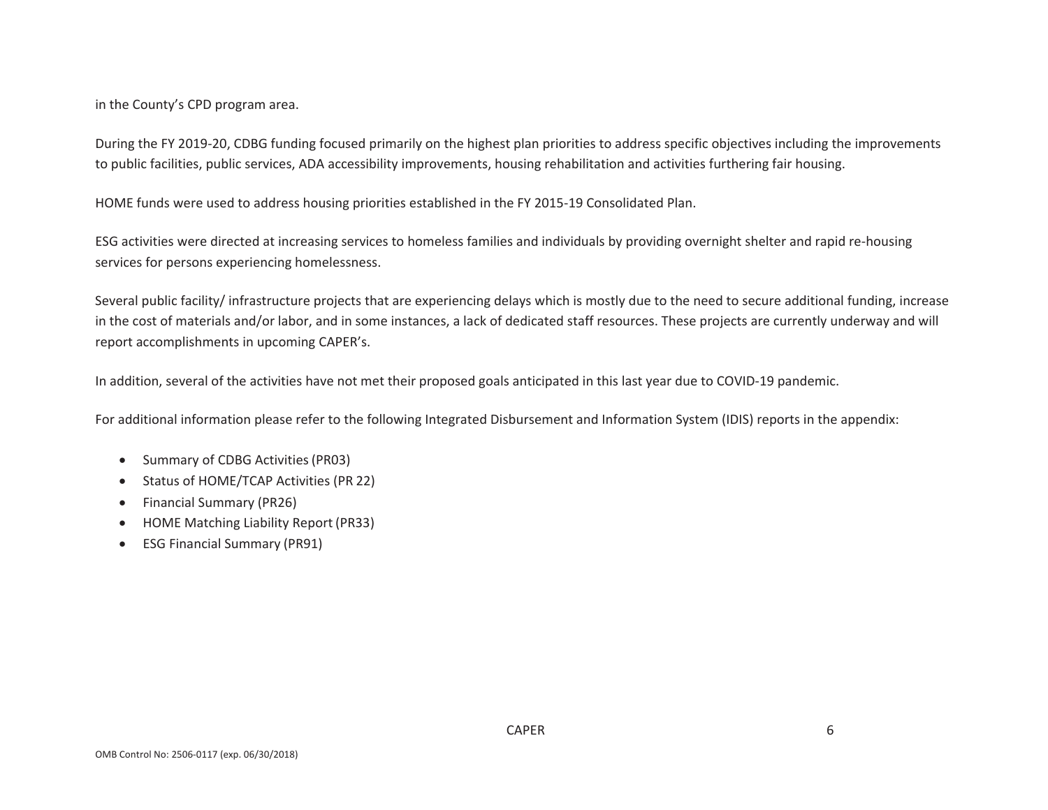in the County's CPD program area.

During the FY 2019-20, CDBG funding focused primarily on the highest plan priorities to address specific objectives including the improvements to public facilities, public services, ADA accessibility improvements, housing rehabilitation and activities furthering fair housing.

HOME funds were used to address housing priorities established in the FY 2015-19 Consolidated Plan.

ESG activities were directed at increasing services to homeless families and individuals by providing overnight shelter and rapid re-housing services for persons experiencing homelessness.

Several public facility/ infrastructure projects that are experiencing delays which is mostly due to the need to secure additional funding, increase in the cost of materials and/or labor, and in some instances, a lack of dedicated staff resources. These projects are currently underway and will report accomplishments in upcoming CAPER's.

In addition, several of the activities have not met their proposed goals anticipated in this last year due to COVID-19 pandemic.

For additional information please refer to the following Integrated Disbursement and Information System (IDIS) reports in the appendix:

- Summary of CDBG Activities (PR03)
- Status of HOME/TCAP Activities (PR 22)
- Financial Summary (PR26)
- HOME Matching Liability Report (PR33)
- ESG Financial Summary (PR91)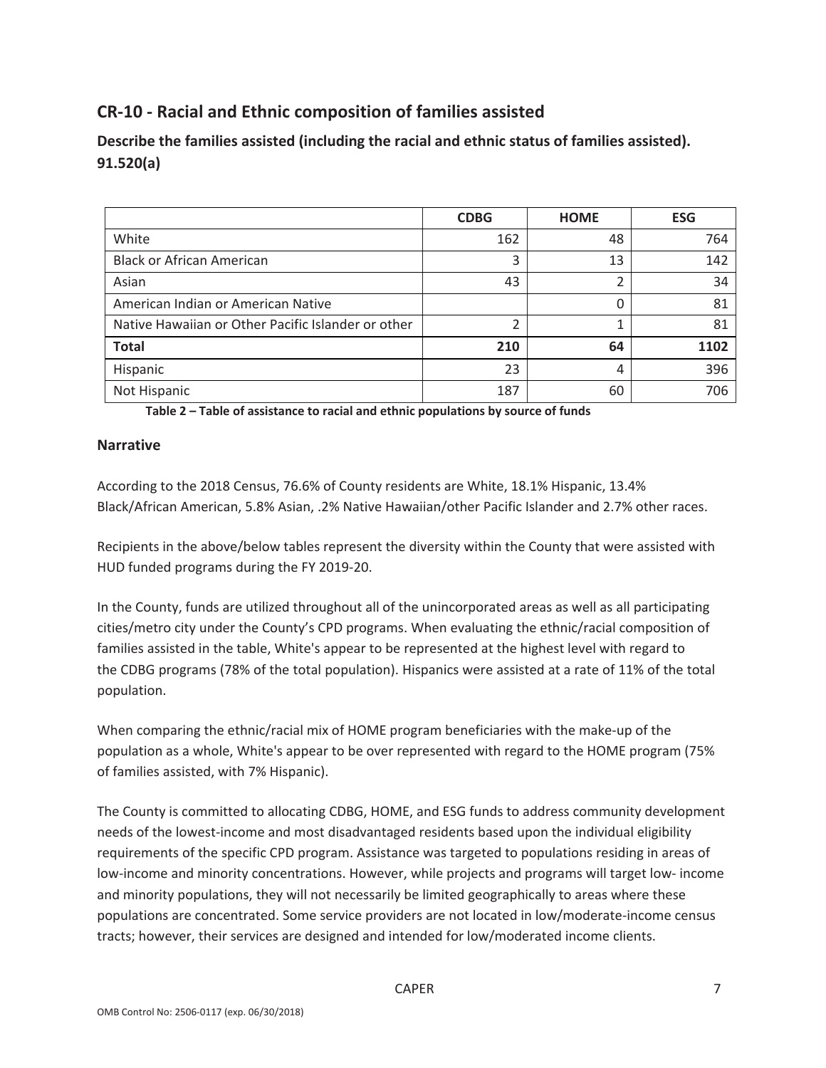## CR-10 - Racial and Ethnic composition of families assisted

### Describe the families assisted (including the racial and ethnic status of families assisted). 91.520(a)

| | CDBG | HOME | ESG |
|---|---|---|---|
| White | 162 | 48 | 764 |
| Black or African American | 3 | 13 | 142 |
| Asian | 43 | 2 | 34 |
| American Indian or American Native | | 0 | 81 |
| Native Hawaiian or Other Pacific Islander or other | 2 | 1 | 81 |
| **Total** | **210** | **64** | **1102** |
| Hispanic | 23 | 4 | 396 |
| Not Hispanic | 187 | 60 | 706 |

**Table 2 – Table of assistance to racial and ethnic populations by source of funds**

### Narrative

According to the 2018 Census, 76.6% of County residents are White, 18.1% Hispanic, 13.4% Black/African American, 5.8% Asian, .2% Native Hawaiian/other Pacific Islander and 2.7% other races.

Recipients in the above/below tables represent the diversity within the County that were assisted with HUD funded programs during the FY 2019-20.

In the County, funds are utilized throughout all of the unincorporated areas as well as all participating cities/metro city under the County's CPD programs. When evaluating the ethnic/racial composition of families assisted in the table, White's appear to be represented at the highest level with regard to the CDBG programs (78% of the total population). Hispanics were assisted at a rate of 11% of the total population.

When comparing the ethnic/racial mix of HOME program beneficiaries with the make-up of the population as a whole, White's appear to be over represented with regard to the HOME program (75% of families assisted, with 7% Hispanic).

The County is committed to allocating CDBG, HOME, and ESG funds to address community development needs of the lowest-income and most disadvantaged residents based upon the individual eligibility requirements of the specific CPD program. Assistance was targeted to populations residing in areas of low-income and minority concentrations. However, while projects and programs will target low- income and minority populations, they will not necessarily be limited geographically to areas where these populations are concentrated. Some service providers are not located in low/moderate-income census tracts; however, their services are designed and intended for low/moderated income clients.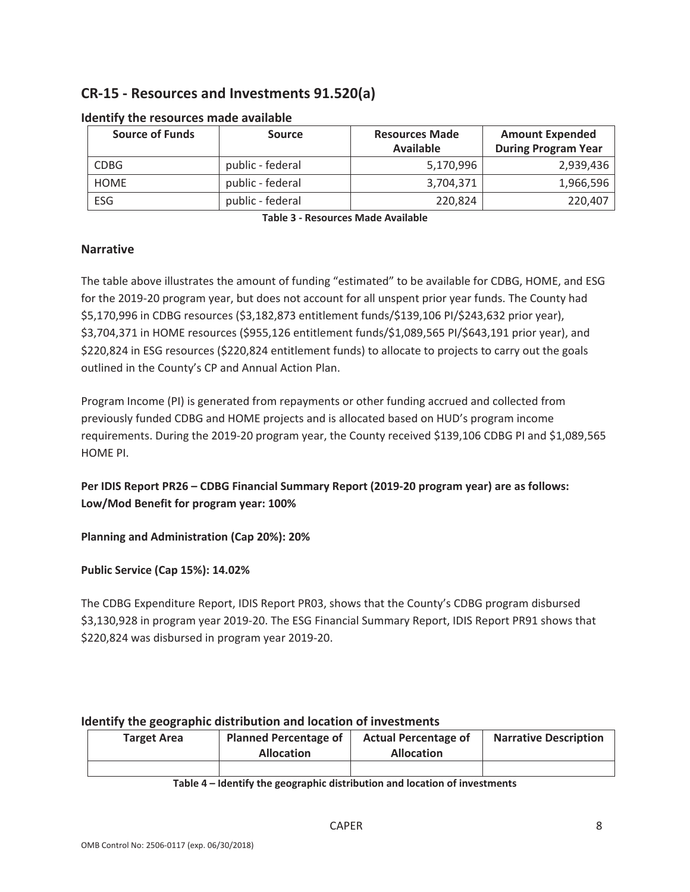## CR-15 - Resources and Investments 91.520(a)

### Identify the resources made available

| Source of Funds | Source | Resources Made Available | Amount Expended During Program Year |
|---|---|---|---|
| CDBG | public - federal | 5,170,996 | 2,939,436 |
| HOME | public - federal | 3,704,371 | 1,966,596 |
| ESG | public - federal | 220,824 | 220,407 |

**Table 3 - Resources Made Available**

### Narrative

The table above illustrates the amount of funding "estimated" to be available for CDBG, HOME, and ESG for the 2019-20 program year, but does not account for all unspent prior year funds. The County had $5,170,996 in CDBG resources ($3,182,873 entitlement funds/$139,106 PI/$243,632 prior year), $3,704,371 in HOME resources ($955,126 entitlement funds/$1,089,565 PI/$643,191 prior year), and $220,824 in ESG resources ($220,824 entitlement funds) to allocate to projects to carry out the goals outlined in the County's CP and Annual Action Plan.

Program Income (PI) is generated from repayments or other funding accrued and collected from previously funded CDBG and HOME projects and is allocated based on HUD's program income requirements. During the 2019-20 program year, the County received $139,106 CDBG PI and $1,089,565 HOME PI.

**Per IDIS Report PR26 – CDBG Financial Summary Report (2019-20 program year) are as follows: Low/Mod Benefit for program year: 100%**

**Planning and Administration (Cap 20%): 20%**

**Public Service (Cap 15%): 14.02%**

The CDBG Expenditure Report, IDIS Report PR03, shows that the County's CDBG program disbursed $3,130,928 in program year 2019-20. The ESG Financial Summary Report, IDIS Report PR91 shows that $220,824 was disbursed in program year 2019-20.

### Identify the geographic distribution and location of investments

| Target Area | Planned Percentage of Allocation | Actual Percentage of Allocation | Narrative Description |
|---|---|---|---|
| | | | |

**Table 4 – Identify the geographic distribution and location of investments**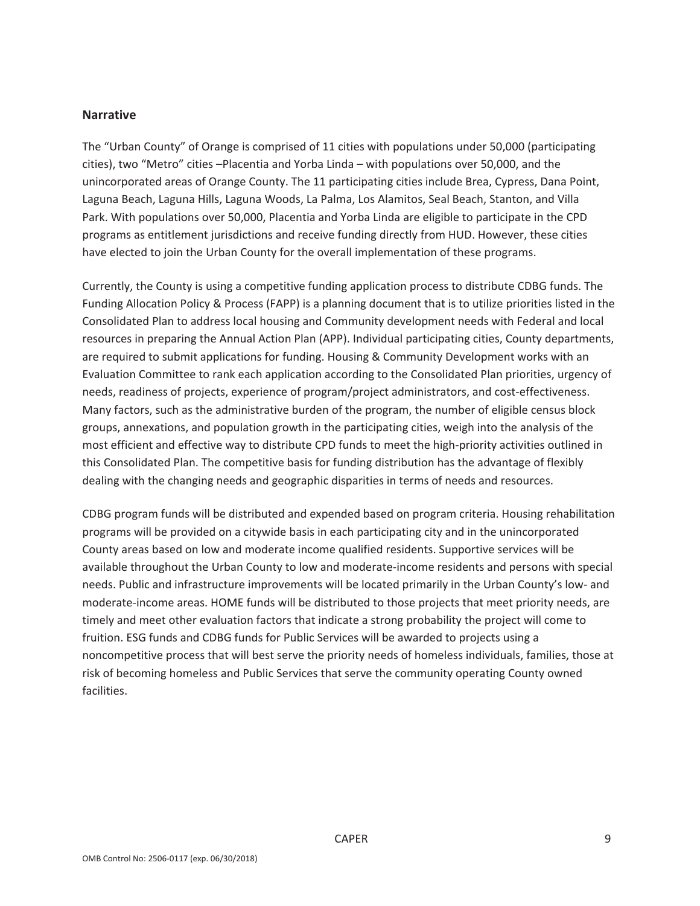## Narrative

The "Urban County" of Orange is comprised of 11 cities with populations under 50,000 (participating cities), two "Metro" cities –Placentia and Yorba Linda – with populations over 50,000, and the unincorporated areas of Orange County. The 11 participating cities include Brea, Cypress, Dana Point, Laguna Beach, Laguna Hills, Laguna Woods, La Palma, Los Alamitos, Seal Beach, Stanton, and Villa Park. With populations over 50,000, Placentia and Yorba Linda are eligible to participate in the CPD programs as entitlement jurisdictions and receive funding directly from HUD. However, these cities have elected to join the Urban County for the overall implementation of these programs.

Currently, the County is using a competitive funding application process to distribute CDBG funds. The Funding Allocation Policy & Process (FAPP) is a planning document that is to utilize priorities listed in the Consolidated Plan to address local housing and Community development needs with Federal and local resources in preparing the Annual Action Plan (APP). Individual participating cities, County departments, are required to submit applications for funding. Housing & Community Development works with an Evaluation Committee to rank each application according to the Consolidated Plan priorities, urgency of needs, readiness of projects, experience of program/project administrators, and cost-effectiveness. Many factors, such as the administrative burden of the program, the number of eligible census block groups, annexations, and population growth in the participating cities, weigh into the analysis of the most efficient and effective way to distribute CPD funds to meet the high-priority activities outlined in this Consolidated Plan. The competitive basis for funding distribution has the advantage of flexibly dealing with the changing needs and geographic disparities in terms of needs and resources.

CDBG program funds will be distributed and expended based on program criteria. Housing rehabilitation programs will be provided on a citywide basis in each participating city and in the unincorporated County areas based on low and moderate income qualified residents. Supportive services will be available throughout the Urban County to low and moderate-income residents and persons with special needs. Public and infrastructure improvements will be located primarily in the Urban County's low- and moderate-income areas. HOME funds will be distributed to those projects that meet priority needs, are timely and meet other evaluation factors that indicate a strong probability the project will come to fruition. ESG funds and CDBG funds for Public Services will be awarded to projects using a noncompetitive process that will best serve the priority needs of homeless individuals, families, those at risk of becoming homeless and Public Services that serve the community operating County owned facilities.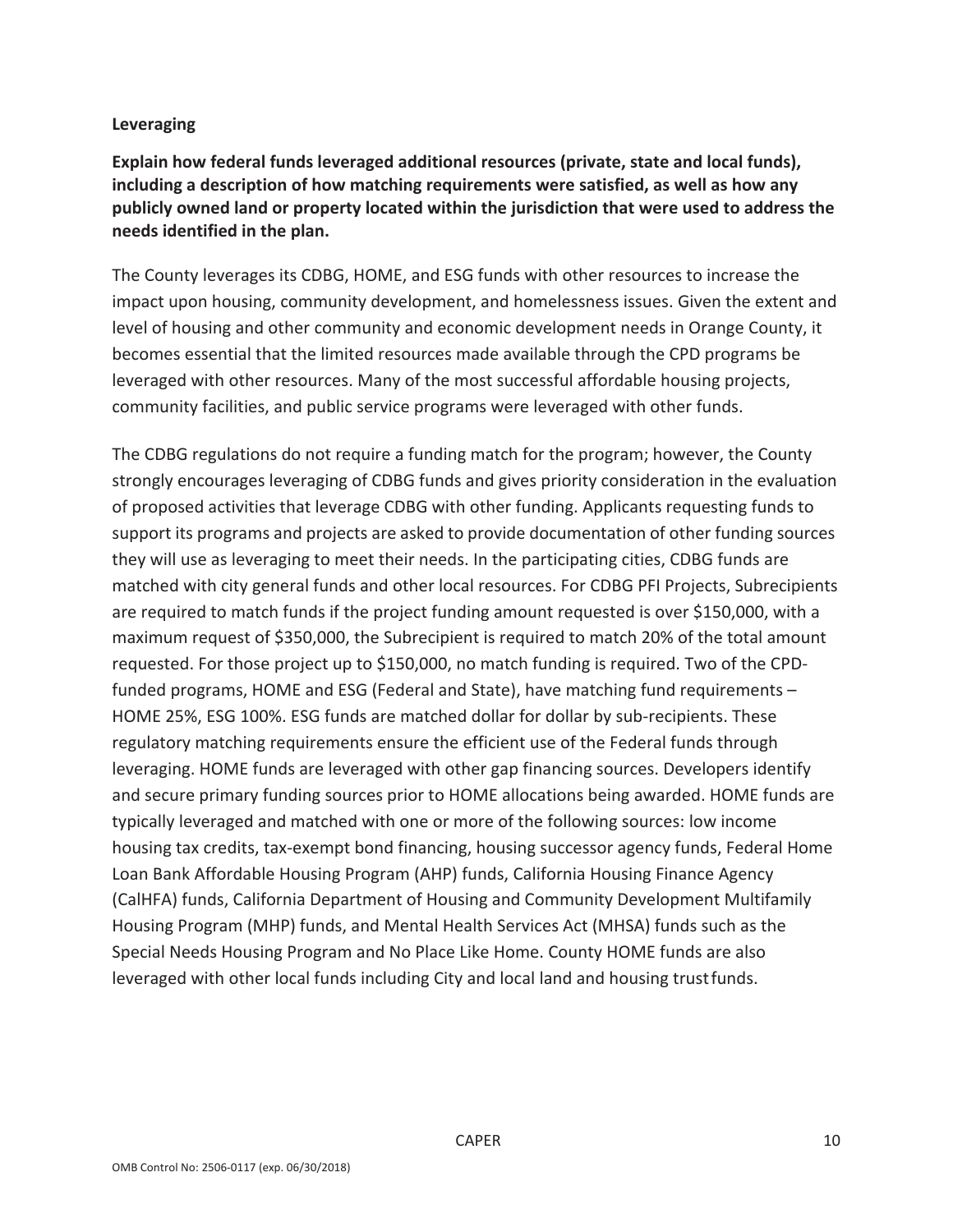**Leveraging**

**Explain how federal funds leveraged additional resources (private, state and local funds), including a description of how matching requirements were satisfied, as well as how any publicly owned land or property located within the jurisdiction that were used to address the needs identified in the plan.**

The County leverages its CDBG, HOME, and ESG funds with other resources to increase the impact upon housing, community development, and homelessness issues. Given the extent and level of housing and other community and economic development needs in Orange County, it becomes essential that the limited resources made available through the CPD programs be leveraged with other resources. Many of the most successful affordable housing projects, community facilities, and public service programs were leveraged with other funds.

The CDBG regulations do not require a funding match for the program; however, the County strongly encourages leveraging of CDBG funds and gives priority consideration in the evaluation of proposed activities that leverage CDBG with other funding. Applicants requesting funds to support its programs and projects are asked to provide documentation of other funding sources they will use as leveraging to meet their needs. In the participating cities, CDBG funds are matched with city general funds and other local resources. For CDBG PFI Projects, Subrecipients are required to match funds if the project funding amount requested is over $150,000, with a maximum request of $350,000, the Subrecipient is required to match 20% of the total amount requested. For those project up to $150,000, no match funding is required. Two of the CPD-funded programs, HOME and ESG (Federal and State), have matching fund requirements – HOME 25%, ESG 100%. ESG funds are matched dollar for dollar by sub-recipients. These regulatory matching requirements ensure the efficient use of the Federal funds through leveraging. HOME funds are leveraged with other gap financing sources. Developers identify and secure primary funding sources prior to HOME allocations being awarded. HOME funds are typically leveraged and matched with one or more of the following sources: low income housing tax credits, tax-exempt bond financing, housing successor agency funds, Federal Home Loan Bank Affordable Housing Program (AHP) funds, California Housing Finance Agency (CalHFA) funds, California Department of Housing and Community Development Multifamily Housing Program (MHP) funds, and Mental Health Services Act (MHSA) funds such as the Special Needs Housing Program and No Place Like Home. County HOME funds are also leveraged with other local funds including City and local land and housing trust funds.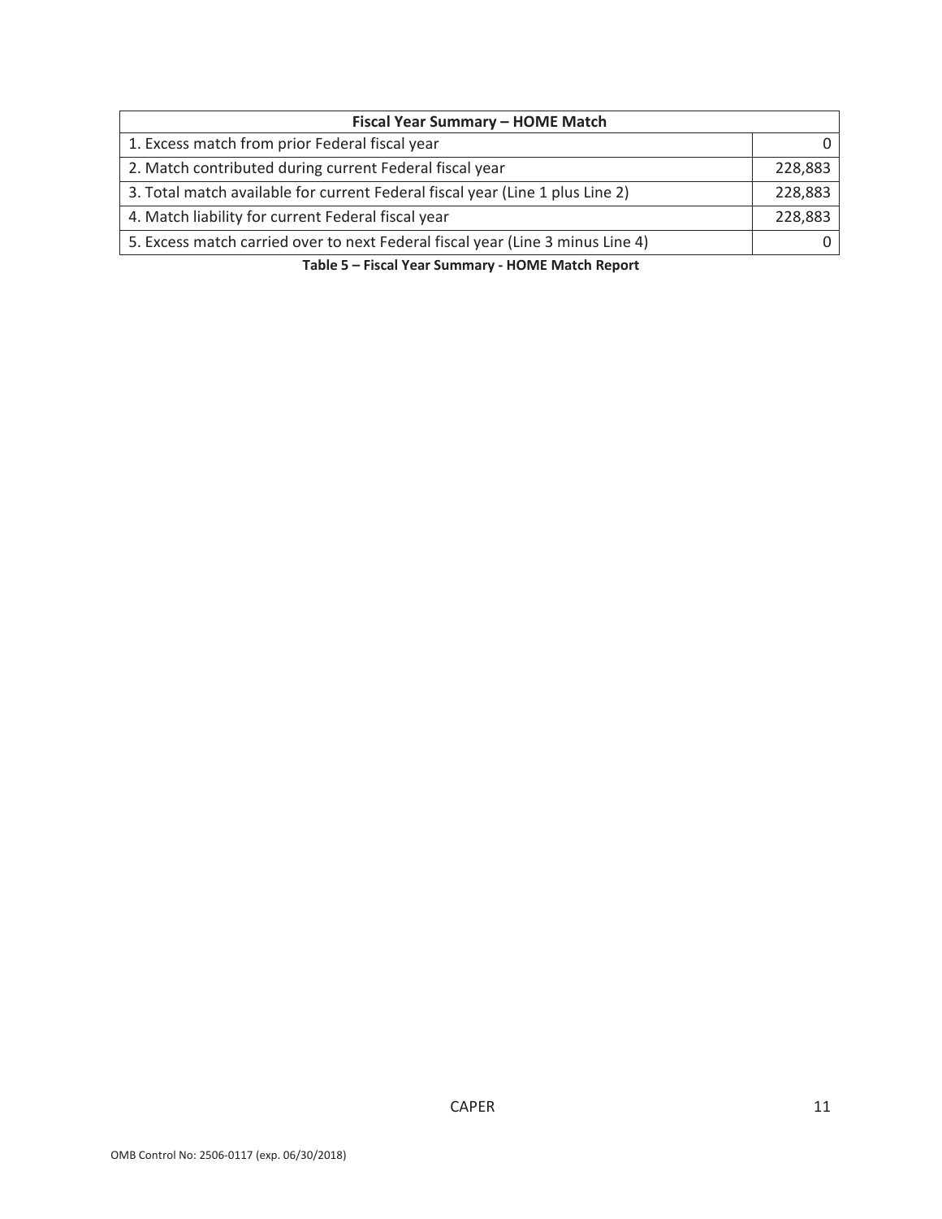| Fiscal Year Summary – HOME Match | |
|---|---|
| 1. Excess match from prior Federal fiscal year | 0 |
| 2. Match contributed during current Federal fiscal year | 228,883 |
| 3. Total match available for current Federal fiscal year (Line 1 plus Line 2) | 228,883 |
| 4. Match liability for current Federal fiscal year | 228,883 |
| 5. Excess match carried over to next Federal fiscal year (Line 3 minus Line 4) | 0 |

**Table 5 – Fiscal Year Summary - HOME Match Report**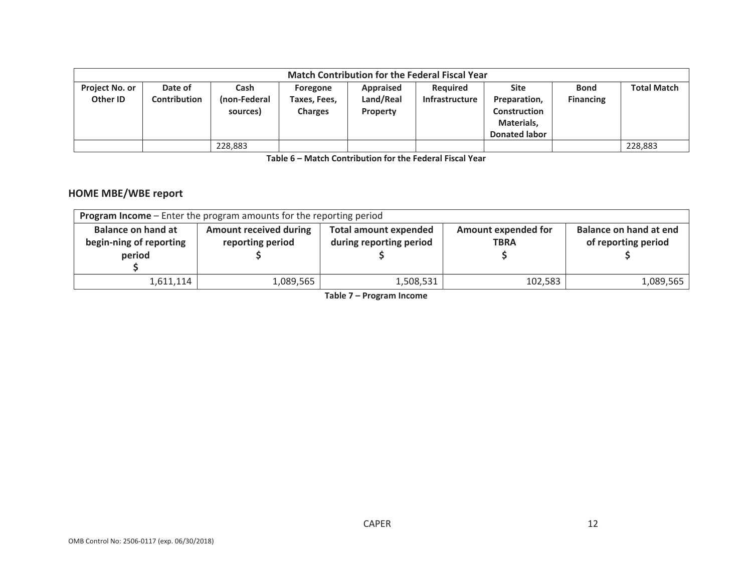| Match Contribution for the Federal Fiscal Year | | | | | | | | |
|---|---|---|---|---|---|---|---|---|
| Project No. or Other ID | Date of Contribution | Cash (non-Federal sources) | Foregone Taxes, Fees, Charges | Appraised Land/Real Property | Required Infrastructure | Site Preparation, Construction Materials, Donated labor | Bond Financing | Total Match |
| | | 228,883 | | | | | | 228,883 |

**Table 6 – Match Contribution for the Federal Fiscal Year**

## HOME MBE/WBE report

| **Program Income** – Enter the program amounts for the reporting period | | | | |
|---|---|---|---|---|
| Balance on hand at begin-ning of reporting period $ | Amount received during reporting period $ | Total amount expended during reporting period $ | Amount expended for TBRA $ | Balance on hand at end of reporting period $ |
| 1,611,114 | 1,089,565 | 1,508,531 | 102,583 | 1,089,565 |

**Table 7 – Program Income**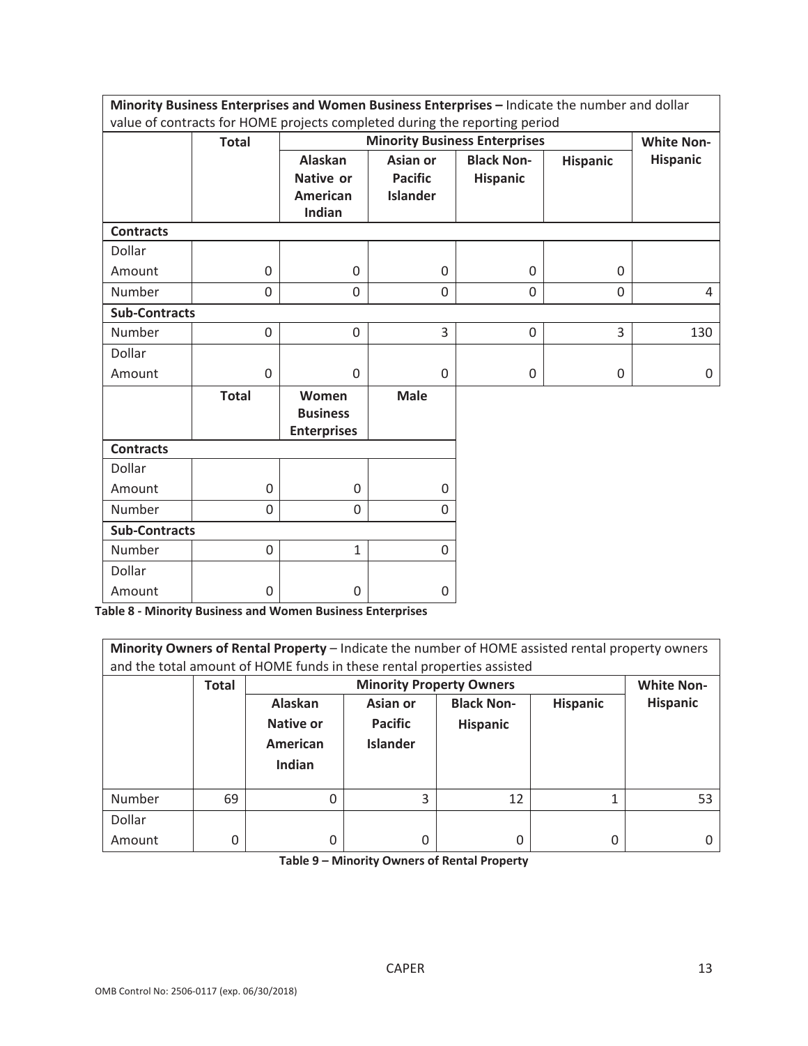**Minority Business Enterprises and Women Business Enterprises –** Indicate the number and dollar value of contracts for HOME projects completed during the reporting period

| | Total | Minority Business Enterprises | | | | White Non-Hispanic |
|---|---|---|---|---|---|---|
| | | Alaskan Native or American Indian | Asian or Pacific Islander | Black Non-Hispanic | Hispanic | |
| **Contracts** | | | | | | |
| Dollar Amount | 0 | 0 | 0 | 0 | 0 | |
| Number | 0 | 0 | 0 | 0 | 0 | 4 |
| **Sub-Contracts** | | | | | | |
| Number | 0 | 0 | 3 | 0 | 3 | 130 |
| Dollar Amount | 0 | 0 | 0 | 0 | 0 | 0 |

| | Total | Women Business Enterprises | Male |
|---|---|---|---|
| **Contracts** | | | |
| Dollar Amount | 0 | 0 | 0 |
| Number | 0 | 0 | 0 |
| **Sub-Contracts** | | | |
| Number | 0 | 1 | 0 |
| Dollar Amount | 0 | 0 | 0 |

**Table 8 - Minority Business and Women Business Enterprises**

**Minority Owners of Rental Property** – Indicate the number of HOME assisted rental property owners and the total amount of HOME funds in these rental properties assisted

| | Total | Minority Property Owners | | | | White Non-Hispanic |
|---|---|---|---|---|---|---|
| | | Alaskan Native or American Indian | Asian or Pacific Islander | Black Non-Hispanic | Hispanic | |
| Number | 69 | 0 | 3 | 12 | 1 | 53 |
| Dollar Amount | 0 | 0 | 0 | 0 | 0 | 0 |

**Table 9 – Minority Owners of Rental Property**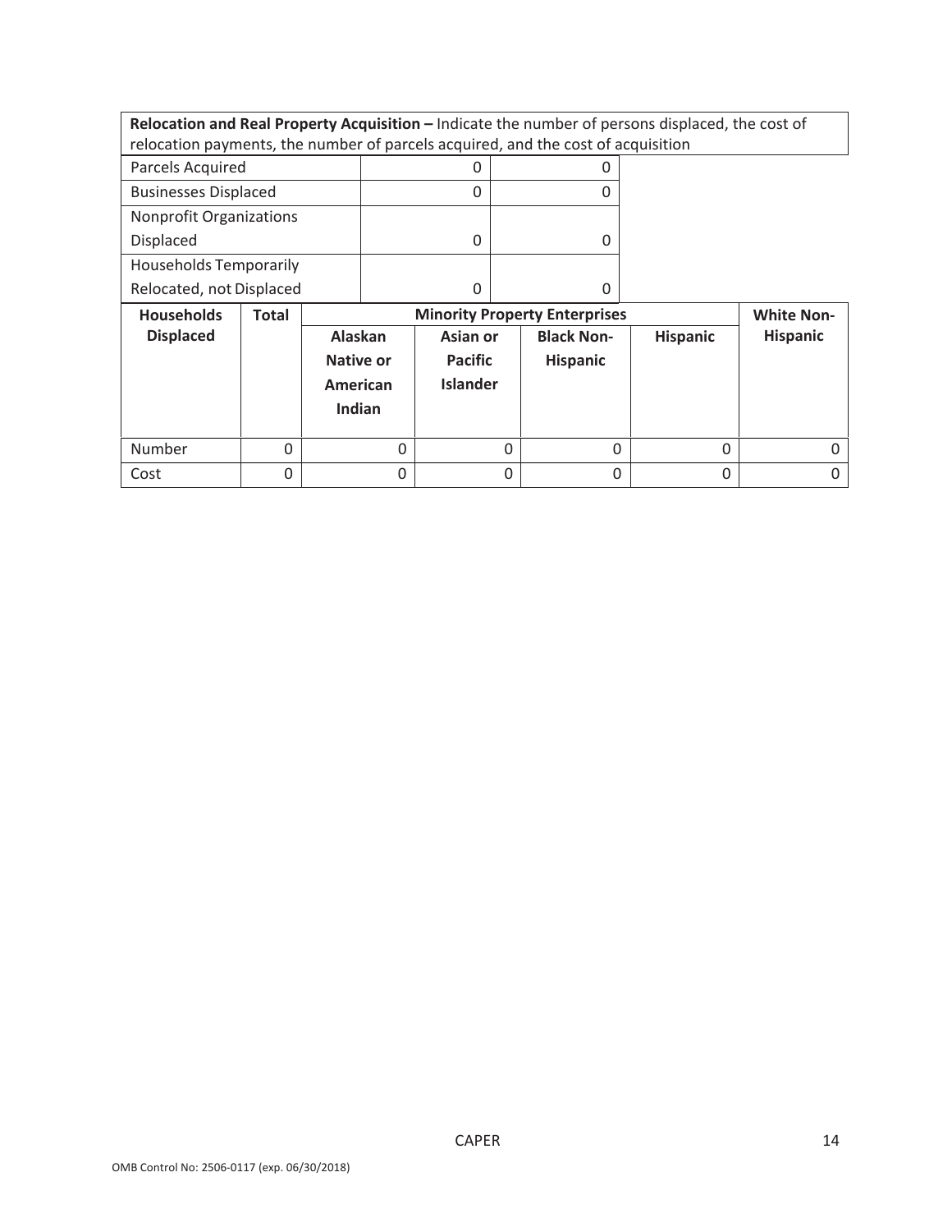| **Relocation and Real Property Acquisition –** Indicate the number of persons displaced, the cost of relocation payments, the number of parcels acquired, and the cost of acquisition | | |
|---|---|---|
| Parcels Acquired | 0 | 0 |
| Businesses Displaced | 0 | 0 |
| Nonprofit Organizations Displaced | 0 | 0 |
| Households Temporarily Relocated, not Displaced | 0 | 0 |

| **Households Displaced** | **Total** | **Minority Property Enterprises** | | | | **White Non-Hispanic** |
|---|---|---|---|---|---|---|
| | | **Alaskan Native or American Indian** | **Asian or Pacific Islander** | **Black Non-Hispanic** | **Hispanic** | |
| Number | 0 | 0 | 0 | 0 | 0 | 0 |
| Cost | 0 | 0 | 0 | 0 | 0 | 0 |

OMB Control No: 2506-0117 (exp. 06/30/2018)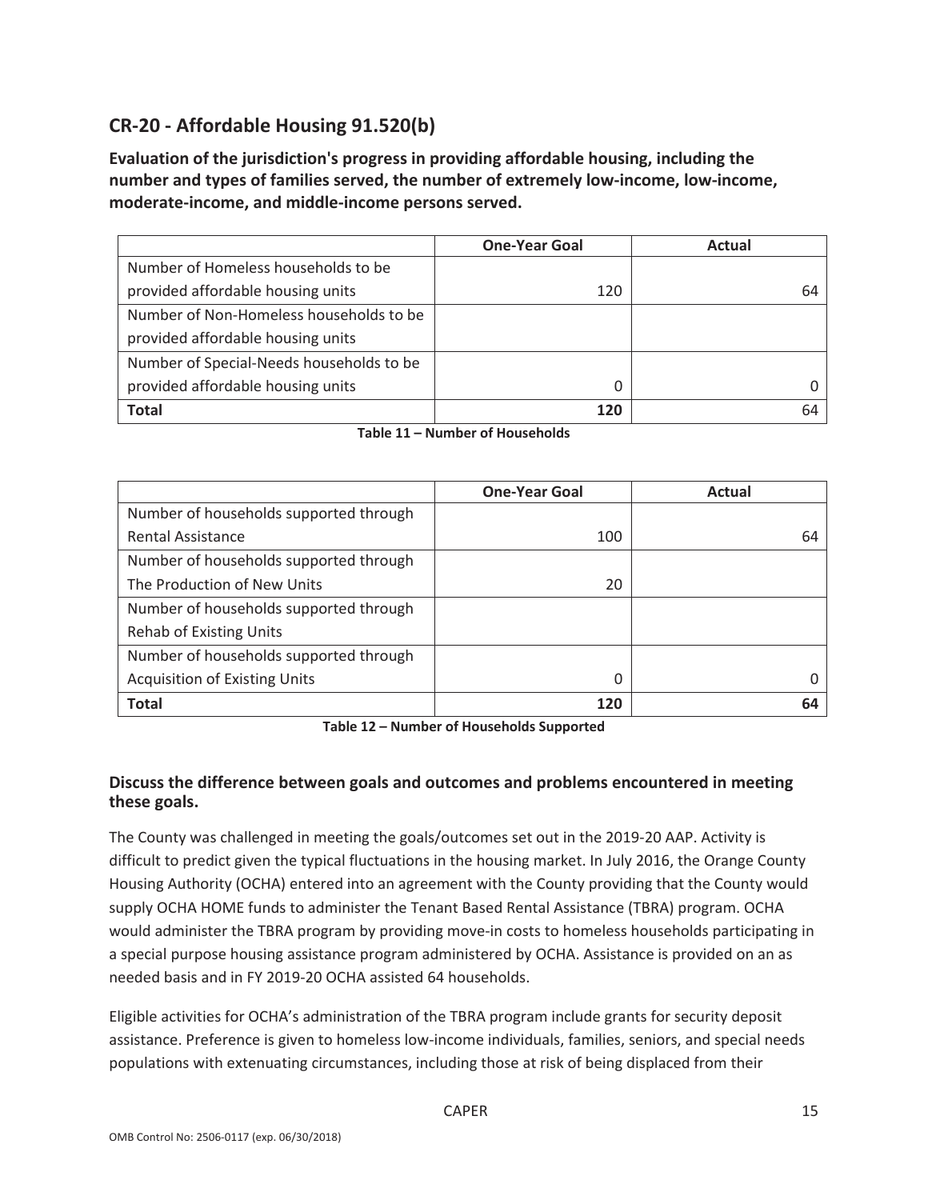## CR-20 - Affordable Housing 91.520(b)

**Evaluation of the jurisdiction's progress in providing affordable housing, including the number and types of families served, the number of extremely low-income, low-income, moderate-income, and middle-income persons served.**

| | One-Year Goal | Actual |
|---|---|---|
| Number of Homeless households to be provided affordable housing units | 120 | 64 |
| Number of Non-Homeless households to be provided affordable housing units | | |
| Number of Special-Needs households to be provided affordable housing units | 0 | 0 |
| **Total** | **120** | 64 |

**Table 11 – Number of Households**

| | One-Year Goal | Actual |
|---|---|---|
| Number of households supported through Rental Assistance | 100 | 64 |
| Number of households supported through The Production of New Units | 20 | |
| Number of households supported through Rehab of Existing Units | | |
| Number of households supported through Acquisition of Existing Units | 0 | 0 |
| **Total** | **120** | **64** |

**Table 12 – Number of Households Supported**

### Discuss the difference between goals and outcomes and problems encountered in meeting these goals.

The County was challenged in meeting the goals/outcomes set out in the 2019-20 AAP. Activity is difficult to predict given the typical fluctuations in the housing market. In July 2016, the Orange County Housing Authority (OCHA) entered into an agreement with the County providing that the County would supply OCHA HOME funds to administer the Tenant Based Rental Assistance (TBRA) program. OCHA would administer the TBRA program by providing move-in costs to homeless households participating in a special purpose housing assistance program administered by OCHA. Assistance is provided on an as needed basis and in FY 2019-20 OCHA assisted 64 households.

Eligible activities for OCHA's administration of the TBRA program include grants for security deposit assistance. Preference is given to homeless low-income individuals, families, seniors, and special needs populations with extenuating circumstances, including those at risk of being displaced from their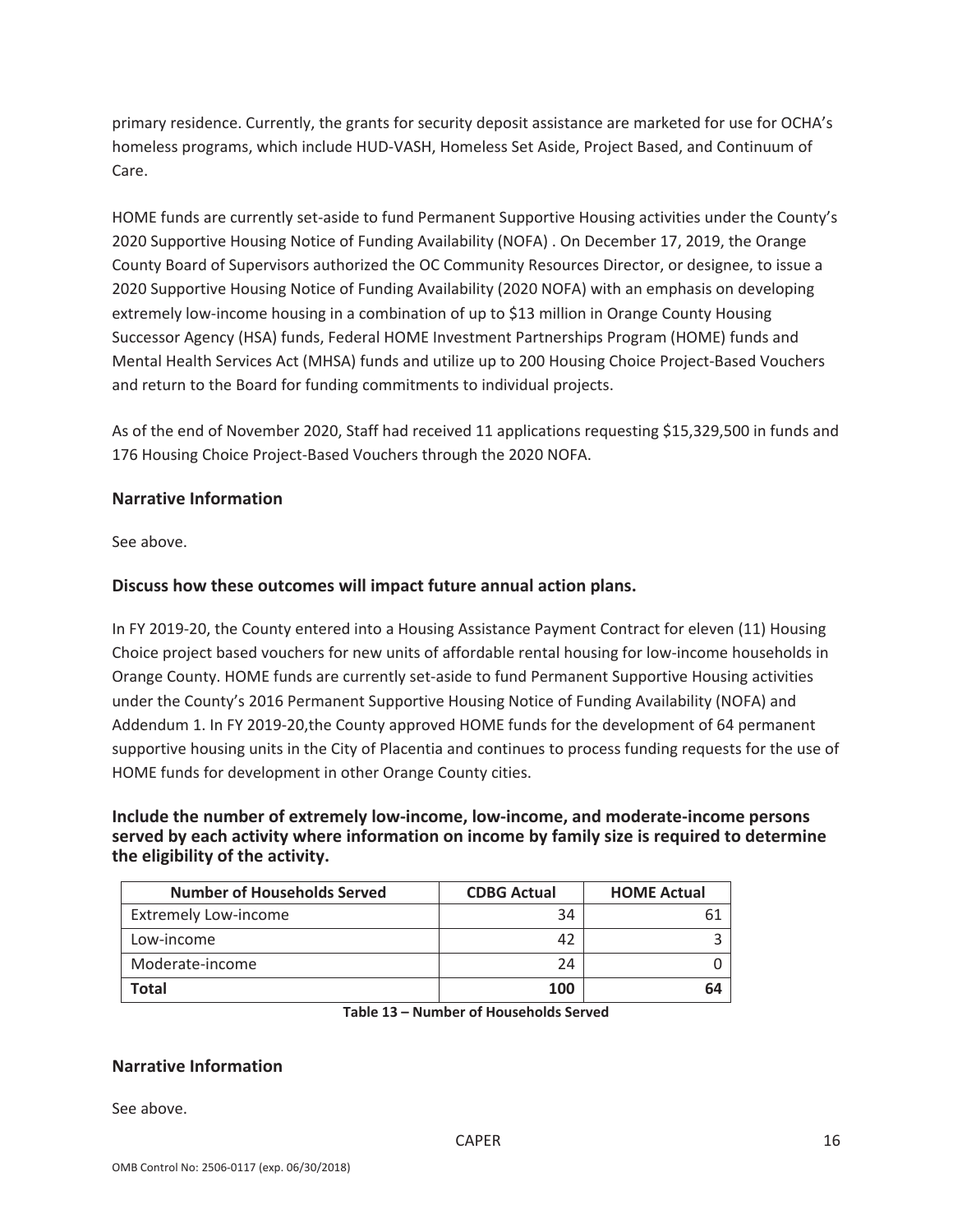primary residence. Currently, the grants for security deposit assistance are marketed for use for OCHA's homeless programs, which include HUD-VASH, Homeless Set Aside, Project Based, and Continuum of Care.

HOME funds are currently set-aside to fund Permanent Supportive Housing activities under the County's 2020 Supportive Housing Notice of Funding Availability (NOFA) . On December 17, 2019, the Orange County Board of Supervisors authorized the OC Community Resources Director, or designee, to issue a 2020 Supportive Housing Notice of Funding Availability (2020 NOFA) with an emphasis on developing extremely low-income housing in a combination of up to $13 million in Orange County Housing Successor Agency (HSA) funds, Federal HOME Investment Partnerships Program (HOME) funds and Mental Health Services Act (MHSA) funds and utilize up to 200 Housing Choice Project-Based Vouchers and return to the Board for funding commitments to individual projects.

As of the end of November 2020, Staff had received 11 applications requesting $15,329,500 in funds and 176 Housing Choice Project-Based Vouchers through the 2020 NOFA.

### Narrative Information

See above.

### Discuss how these outcomes will impact future annual action plans.

In FY 2019-20, the County entered into a Housing Assistance Payment Contract for eleven (11) Housing Choice project based vouchers for new units of affordable rental housing for low-income households in Orange County. HOME funds are currently set-aside to fund Permanent Supportive Housing activities under the County's 2016 Permanent Supportive Housing Notice of Funding Availability (NOFA) and Addendum 1. In FY 2019-20,the County approved HOME funds for the development of 64 permanent supportive housing units in the City of Placentia and continues to process funding requests for the use of HOME funds for development in other Orange County cities.

### Include the number of extremely low-income, low-income, and moderate-income persons served by each activity where information on income by family size is required to determine the eligibility of the activity.

| Number of Households Served | CDBG Actual | HOME Actual |
|---|---|---|
| Extremely Low-income | 34 | 61 |
| Low-income | 42 | 3 |
| Moderate-income | 24 | 0 |
| **Total** | **100** | **64** |

**Table 13 – Number of Households Served**

### Narrative Information

See above.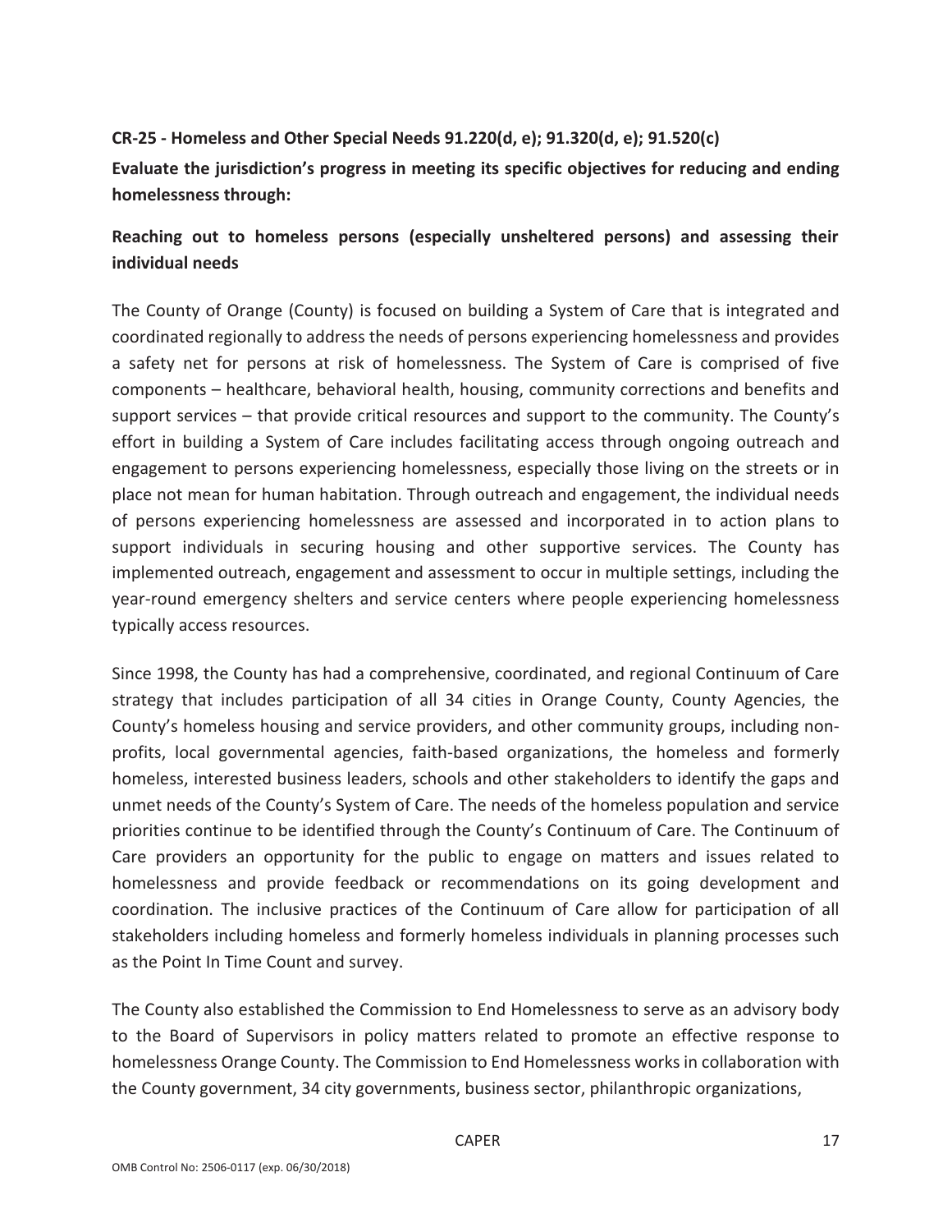**CR-25 - Homeless and Other Special Needs 91.220(d, e); 91.320(d, e); 91.520(c)**

**Evaluate the jurisdiction's progress in meeting its specific objectives for reducing and ending homelessness through:**

**Reaching out to homeless persons (especially unsheltered persons) and assessing their individual needs**

The County of Orange (County) is focused on building a System of Care that is integrated and coordinated regionally to address the needs of persons experiencing homelessness and provides a safety net for persons at risk of homelessness. The System of Care is comprised of five components – healthcare, behavioral health, housing, community corrections and benefits and support services – that provide critical resources and support to the community. The County's effort in building a System of Care includes facilitating access through ongoing outreach and engagement to persons experiencing homelessness, especially those living on the streets or in place not mean for human habitation. Through outreach and engagement, the individual needs of persons experiencing homelessness are assessed and incorporated in to action plans to support individuals in securing housing and other supportive services. The County has implemented outreach, engagement and assessment to occur in multiple settings, including the year-round emergency shelters and service centers where people experiencing homelessness typically access resources.

Since 1998, the County has had a comprehensive, coordinated, and regional Continuum of Care strategy that includes participation of all 34 cities in Orange County, County Agencies, the County's homeless housing and service providers, and other community groups, including non-profits, local governmental agencies, faith-based organizations, the homeless and formerly homeless, interested business leaders, schools and other stakeholders to identify the gaps and unmet needs of the County's System of Care. The needs of the homeless population and service priorities continue to be identified through the County's Continuum of Care. The Continuum of Care providers an opportunity for the public to engage on matters and issues related to homelessness and provide feedback or recommendations on its going development and coordination. The inclusive practices of the Continuum of Care allow for participation of all stakeholders including homeless and formerly homeless individuals in planning processes such as the Point In Time Count and survey.

The County also established the Commission to End Homelessness to serve as an advisory body to the Board of Supervisors in policy matters related to promote an effective response to homelessness Orange County. The Commission to End Homelessness works in collaboration with the County government, 34 city governments, business sector, philanthropic organizations,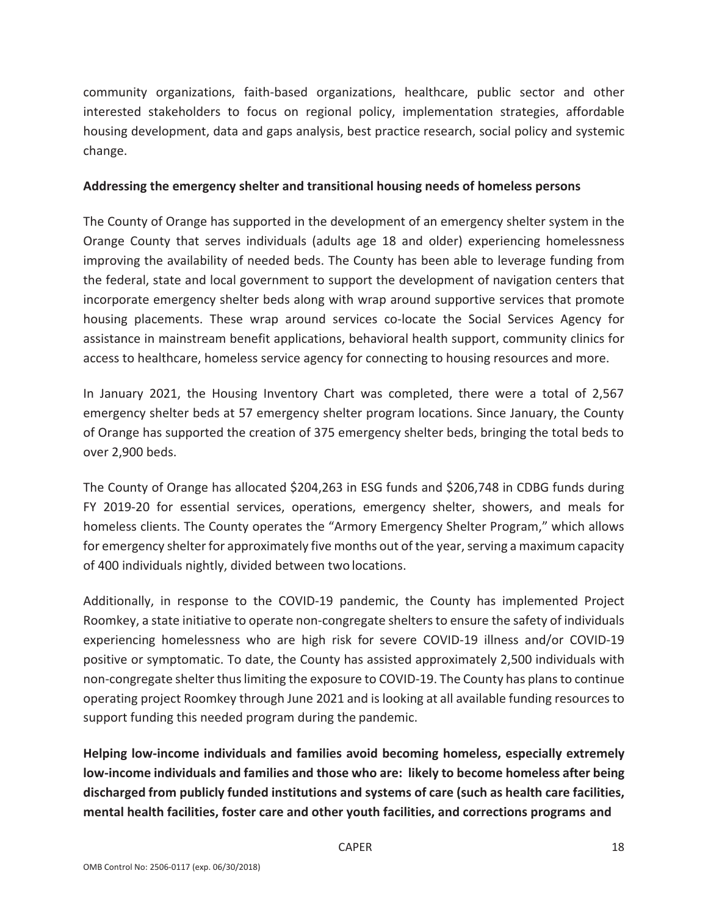community organizations, faith-based organizations, healthcare, public sector and other interested stakeholders to focus on regional policy, implementation strategies, affordable housing development, data and gaps analysis, best practice research, social policy and systemic change.

**Addressing the emergency shelter and transitional housing needs of homeless persons**

The County of Orange has supported in the development of an emergency shelter system in the Orange County that serves individuals (adults age 18 and older) experiencing homelessness improving the availability of needed beds. The County has been able to leverage funding from the federal, state and local government to support the development of navigation centers that incorporate emergency shelter beds along with wrap around supportive services that promote housing placements. These wrap around services co-locate the Social Services Agency for assistance in mainstream benefit applications, behavioral health support, community clinics for access to healthcare, homeless service agency for connecting to housing resources and more.

In January 2021, the Housing Inventory Chart was completed, there were a total of 2,567 emergency shelter beds at 57 emergency shelter program locations. Since January, the County of Orange has supported the creation of 375 emergency shelter beds, bringing the total beds to over 2,900 beds.

The County of Orange has allocated $204,263 in ESG funds and $206,748 in CDBG funds during FY 2019-20 for essential services, operations, emergency shelter, showers, and meals for homeless clients. The County operates the "Armory Emergency Shelter Program," which allows for emergency shelter for approximately five months out of the year, serving a maximum capacity of 400 individuals nightly, divided between two locations.

Additionally, in response to the COVID-19 pandemic, the County has implemented Project Roomkey, a state initiative to operate non-congregate shelters to ensure the safety of individuals experiencing homelessness who are high risk for severe COVID-19 illness and/or COVID-19 positive or symptomatic. To date, the County has assisted approximately 2,500 individuals with non-congregate shelter thus limiting the exposure to COVID-19. The County has plans to continue operating project Roomkey through June 2021 and is looking at all available funding resources to support funding this needed program during the pandemic.

**Helping low-income individuals and families avoid becoming homeless, especially extremely low-income individuals and families and those who are: likely to become homeless after being discharged from publicly funded institutions and systems of care (such as health care facilities, mental health facilities, foster care and other youth facilities, and corrections programs and**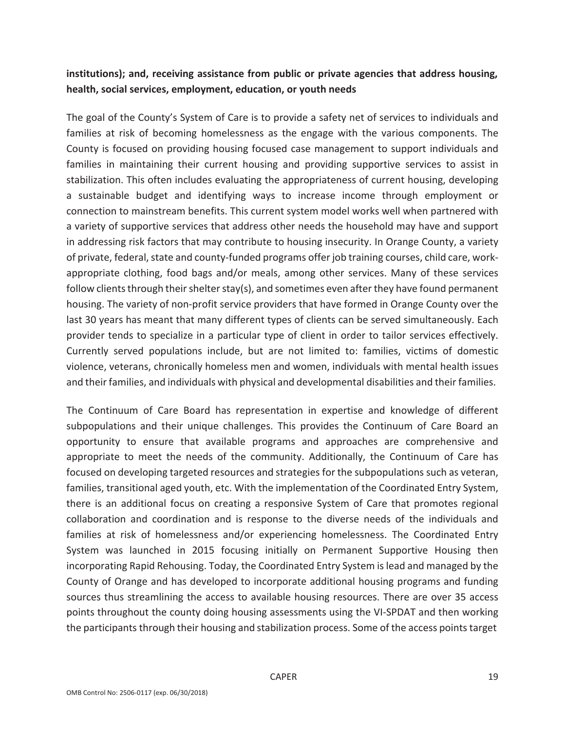**institutions); and, receiving assistance from public or private agencies that address housing, health, social services, employment, education, or youth needs**

The goal of the County's System of Care is to provide a safety net of services to individuals and families at risk of becoming homelessness as the engage with the various components. The County is focused on providing housing focused case management to support individuals and families in maintaining their current housing and providing supportive services to assist in stabilization. This often includes evaluating the appropriateness of current housing, developing a sustainable budget and identifying ways to increase income through employment or connection to mainstream benefits. This current system model works well when partnered with a variety of supportive services that address other needs the household may have and support in addressing risk factors that may contribute to housing insecurity. In Orange County, a variety of private, federal, state and county-funded programs offer job training courses, child care, work-appropriate clothing, food bags and/or meals, among other services. Many of these services follow clients through their shelter stay(s), and sometimes even after they have found permanent housing. The variety of non-profit service providers that have formed in Orange County over the last 30 years has meant that many different types of clients can be served simultaneously. Each provider tends to specialize in a particular type of client in order to tailor services effectively. Currently served populations include, but are not limited to: families, victims of domestic violence, veterans, chronically homeless men and women, individuals with mental health issues and their families, and individuals with physical and developmental disabilities and their families.

The Continuum of Care Board has representation in expertise and knowledge of different subpopulations and their unique challenges. This provides the Continuum of Care Board an opportunity to ensure that available programs and approaches are comprehensive and appropriate to meet the needs of the community. Additionally, the Continuum of Care has focused on developing targeted resources and strategies for the subpopulations such as veteran, families, transitional aged youth, etc. With the implementation of the Coordinated Entry System, there is an additional focus on creating a responsive System of Care that promotes regional collaboration and coordination and is response to the diverse needs of the individuals and families at risk of homelessness and/or experiencing homelessness. The Coordinated Entry System was launched in 2015 focusing initially on Permanent Supportive Housing then incorporating Rapid Rehousing. Today, the Coordinated Entry System is lead and managed by the County of Orange and has developed to incorporate additional housing programs and funding sources thus streamlining the access to available housing resources. There are over 35 access points throughout the county doing housing assessments using the VI-SPDAT and then working the participants through their housing and stabilization process. Some of the access points target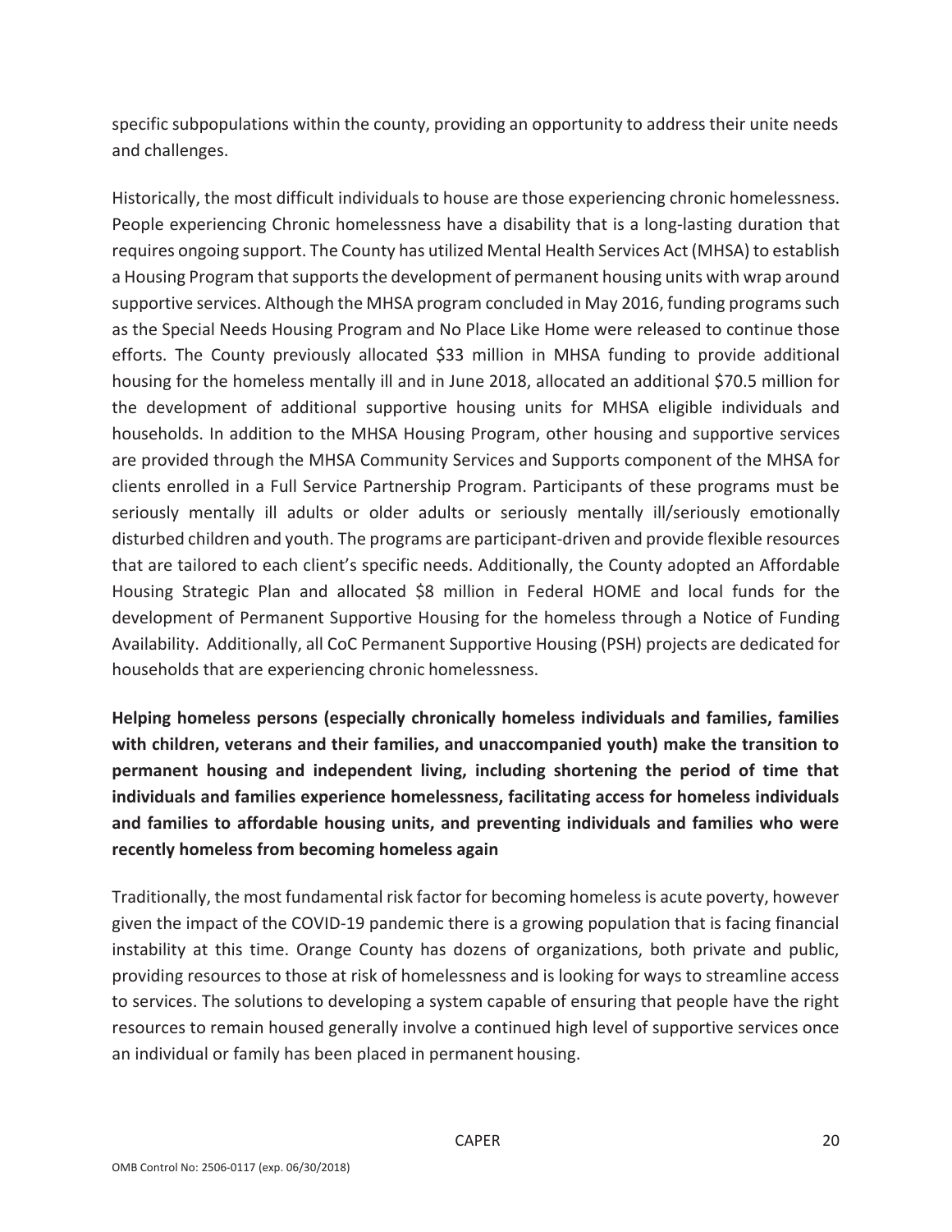specific subpopulations within the county, providing an opportunity to address their unite needs and challenges.

Historically, the most difficult individuals to house are those experiencing chronic homelessness. People experiencing Chronic homelessness have a disability that is a long-lasting duration that requires ongoing support. The County has utilized Mental Health Services Act (MHSA) to establish a Housing Program that supports the development of permanent housing units with wrap around supportive services. Although the MHSA program concluded in May 2016, funding programs such as the Special Needs Housing Program and No Place Like Home were released to continue those efforts. The County previously allocated $33 million in MHSA funding to provide additional housing for the homeless mentally ill and in June 2018, allocated an additional $70.5 million for the development of additional supportive housing units for MHSA eligible individuals and households. In addition to the MHSA Housing Program, other housing and supportive services are provided through the MHSA Community Services and Supports component of the MHSA for clients enrolled in a Full Service Partnership Program. Participants of these programs must be seriously mentally ill adults or older adults or seriously mentally ill/seriously emotionally disturbed children and youth. The programs are participant-driven and provide flexible resources that are tailored to each client's specific needs. Additionally, the County adopted an Affordable Housing Strategic Plan and allocated $8 million in Federal HOME and local funds for the development of Permanent Supportive Housing for the homeless through a Notice of Funding Availability. Additionally, all CoC Permanent Supportive Housing (PSH) projects are dedicated for households that are experiencing chronic homelessness.

**Helping homeless persons (especially chronically homeless individuals and families, families with children, veterans and their families, and unaccompanied youth) make the transition to permanent housing and independent living, including shortening the period of time that individuals and families experience homelessness, facilitating access for homeless individuals and families to affordable housing units, and preventing individuals and families who were recently homeless from becoming homeless again**

Traditionally, the most fundamental risk factor for becoming homeless is acute poverty, however given the impact of the COVID-19 pandemic there is a growing population that is facing financial instability at this time. Orange County has dozens of organizations, both private and public, providing resources to those at risk of homelessness and is looking for ways to streamline access to services. The solutions to developing a system capable of ensuring that people have the right resources to remain housed generally involve a continued high level of supportive services once an individual or family has been placed in permanent housing.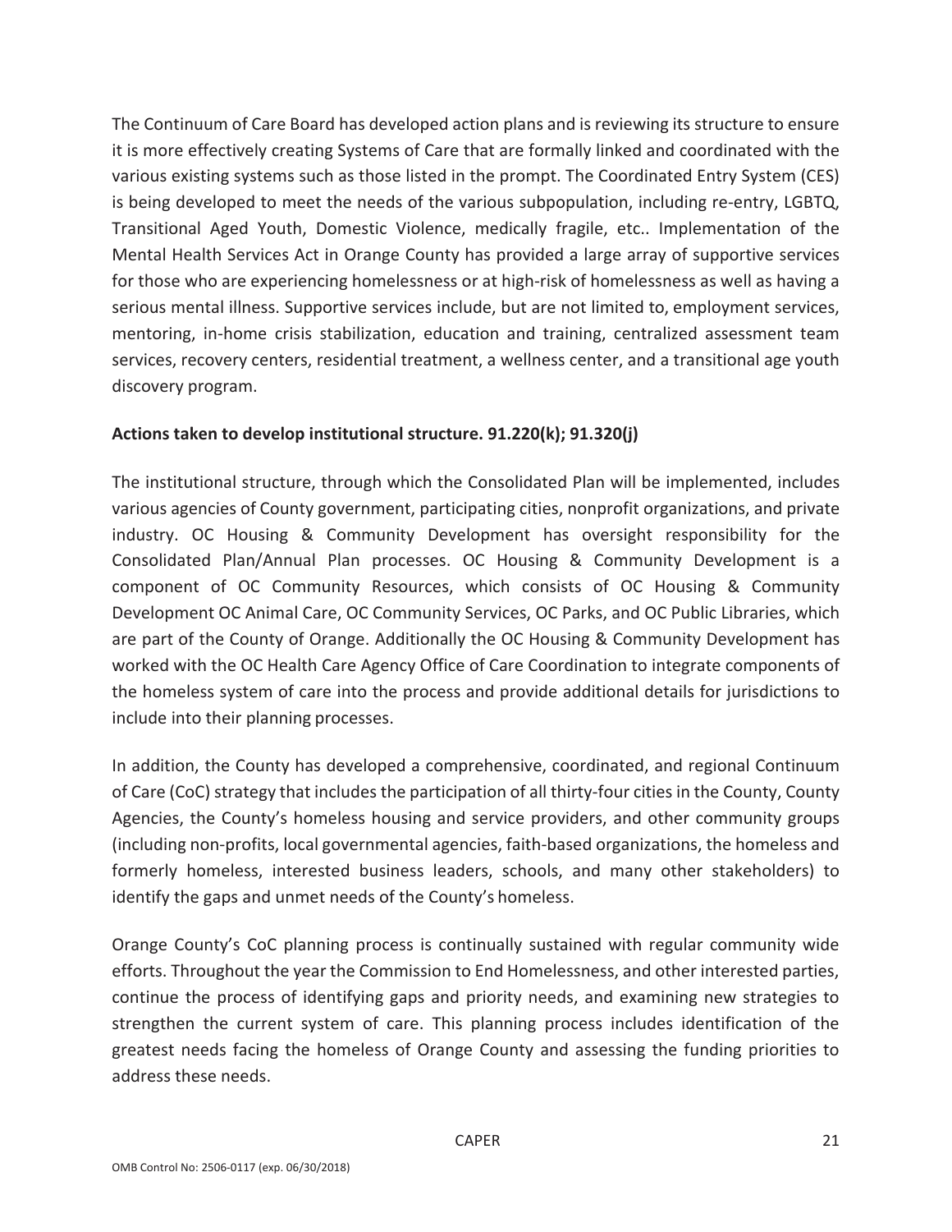The Continuum of Care Board has developed action plans and is reviewing its structure to ensure it is more effectively creating Systems of Care that are formally linked and coordinated with the various existing systems such as those listed in the prompt. The Coordinated Entry System (CES) is being developed to meet the needs of the various subpopulation, including re-entry, LGBTQ, Transitional Aged Youth, Domestic Violence, medically fragile, etc.. Implementation of the Mental Health Services Act in Orange County has provided a large array of supportive services for those who are experiencing homelessness or at high-risk of homelessness as well as having a serious mental illness. Supportive services include, but are not limited to, employment services, mentoring, in-home crisis stabilization, education and training, centralized assessment team services, recovery centers, residential treatment, a wellness center, and a transitional age youth discovery program.

**Actions taken to develop institutional structure. 91.220(k); 91.320(j)**

The institutional structure, through which the Consolidated Plan will be implemented, includes various agencies of County government, participating cities, nonprofit organizations, and private industry. OC Housing & Community Development has oversight responsibility for the Consolidated Plan/Annual Plan processes. OC Housing & Community Development is a component of OC Community Resources, which consists of OC Housing & Community Development OC Animal Care, OC Community Services, OC Parks, and OC Public Libraries, which are part of the County of Orange. Additionally the OC Housing & Community Development has worked with the OC Health Care Agency Office of Care Coordination to integrate components of the homeless system of care into the process and provide additional details for jurisdictions to include into their planning processes.

In addition, the County has developed a comprehensive, coordinated, and regional Continuum of Care (CoC) strategy that includes the participation of all thirty-four cities in the County, County Agencies, the County's homeless housing and service providers, and other community groups (including non-profits, local governmental agencies, faith-based organizations, the homeless and formerly homeless, interested business leaders, schools, and many other stakeholders) to identify the gaps and unmet needs of the County's homeless.

Orange County's CoC planning process is continually sustained with regular community wide efforts. Throughout the year the Commission to End Homelessness, and other interested parties, continue the process of identifying gaps and priority needs, and examining new strategies to strengthen the current system of care. This planning process includes identification of the greatest needs facing the homeless of Orange County and assessing the funding priorities to address these needs.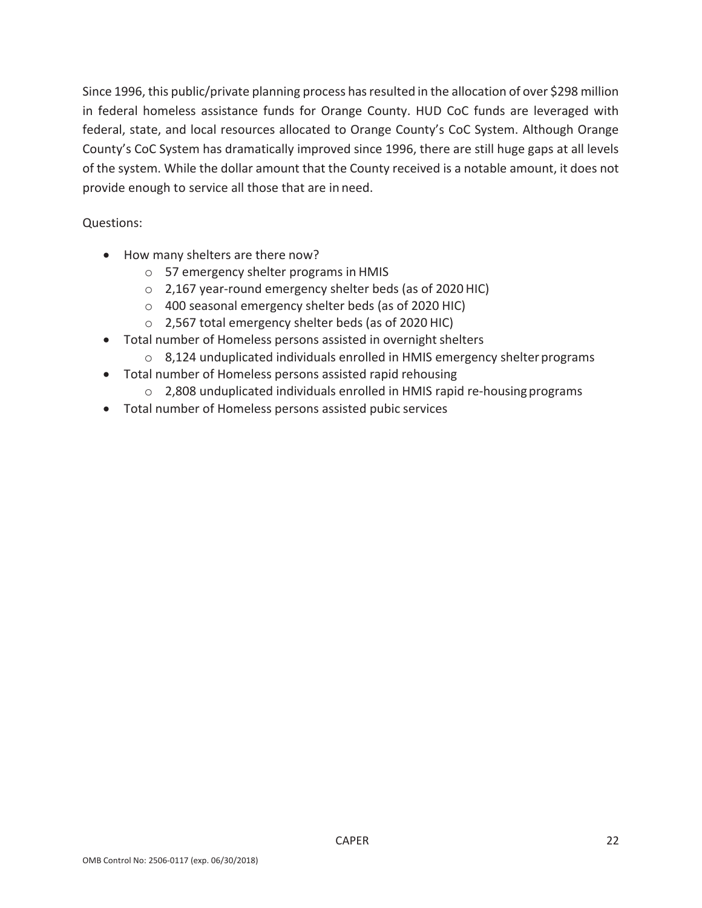Since 1996, this public/private planning process has resulted in the allocation of over $298 million in federal homeless assistance funds for Orange County. HUD CoC funds are leveraged with federal, state, and local resources allocated to Orange County's CoC System. Although Orange County's CoC System has dramatically improved since 1996, there are still huge gaps at all levels of the system. While the dollar amount that the County received is a notable amount, it does not provide enough to service all those that are in need.

Questions:

- How many shelters are there now?
  - 57 emergency shelter programs in HMIS
  - 2,167 year-round emergency shelter beds (as of 2020 HIC)
  - 400 seasonal emergency shelter beds (as of 2020 HIC)
  - 2,567 total emergency shelter beds (as of 2020 HIC)
- Total number of Homeless persons assisted in overnight shelters
  - 8,124 unduplicated individuals enrolled in HMIS emergency shelter programs
- Total number of Homeless persons assisted rapid rehousing
  - 2,808 unduplicated individuals enrolled in HMIS rapid re-housing programs
- Total number of Homeless persons assisted pubic services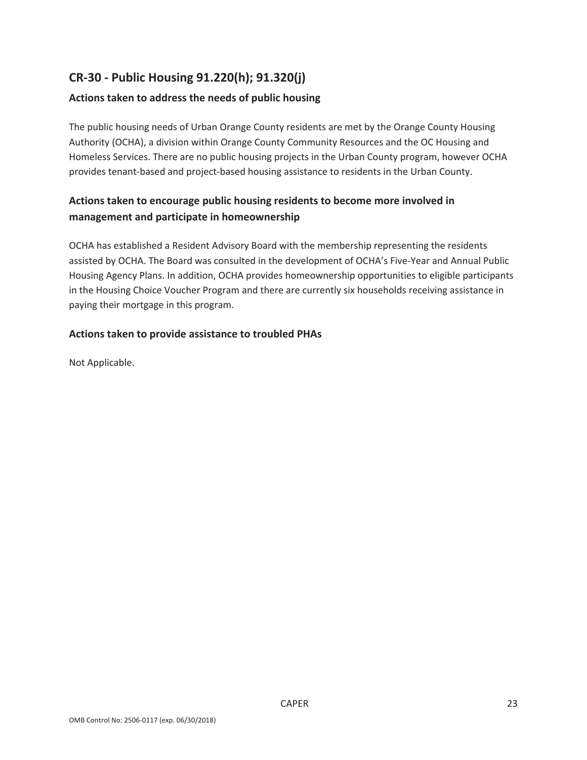## CR-30 - Public Housing 91.220(h); 91.320(j)

### Actions taken to address the needs of public housing

The public housing needs of Urban Orange County residents are met by the Orange County Housing Authority (OCHA), a division within Orange County Community Resources and the OC Housing and Homeless Services. There are no public housing projects in the Urban County program, however OCHA provides tenant-based and project-based housing assistance to residents in the Urban County.

### Actions taken to encourage public housing residents to become more involved in management and participate in homeownership

OCHA has established a Resident Advisory Board with the membership representing the residents assisted by OCHA. The Board was consulted in the development of OCHA's Five-Year and Annual Public Housing Agency Plans. In addition, OCHA provides homeownership opportunities to eligible participants in the Housing Choice Voucher Program and there are currently six households receiving assistance in paying their mortgage in this program.

### Actions taken to provide assistance to troubled PHAs

Not Applicable.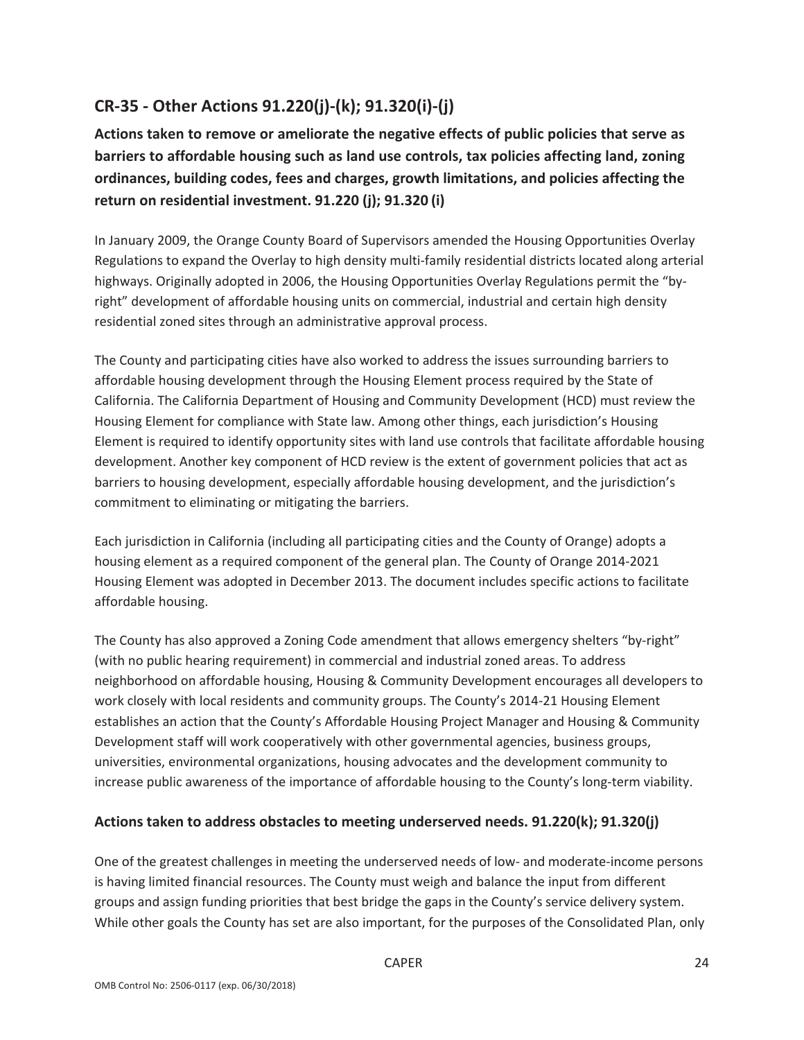## CR-35 - Other Actions 91.220(j)-(k); 91.320(i)-(j)

**Actions taken to remove or ameliorate the negative effects of public policies that serve as barriers to affordable housing such as land use controls, tax policies affecting land, zoning ordinances, building codes, fees and charges, growth limitations, and policies affecting the return on residential investment. 91.220 (j); 91.320 (i)**

In January 2009, the Orange County Board of Supervisors amended the Housing Opportunities Overlay Regulations to expand the Overlay to high density multi-family residential districts located along arterial highways. Originally adopted in 2006, the Housing Opportunities Overlay Regulations permit the "by-right" development of affordable housing units on commercial, industrial and certain high density residential zoned sites through an administrative approval process.

The County and participating cities have also worked to address the issues surrounding barriers to affordable housing development through the Housing Element process required by the State of California. The California Department of Housing and Community Development (HCD) must review the Housing Element for compliance with State law. Among other things, each jurisdiction's Housing Element is required to identify opportunity sites with land use controls that facilitate affordable housing development. Another key component of HCD review is the extent of government policies that act as barriers to housing development, especially affordable housing development, and the jurisdiction's commitment to eliminating or mitigating the barriers.

Each jurisdiction in California (including all participating cities and the County of Orange) adopts a housing element as a required component of the general plan. The County of Orange 2014-2021 Housing Element was adopted in December 2013. The document includes specific actions to facilitate affordable housing.

The County has also approved a Zoning Code amendment that allows emergency shelters "by-right" (with no public hearing requirement) in commercial and industrial zoned areas. To address neighborhood on affordable housing, Housing & Community Development encourages all developers to work closely with local residents and community groups. The County's 2014-21 Housing Element establishes an action that the County's Affordable Housing Project Manager and Housing & Community Development staff will work cooperatively with other governmental agencies, business groups, universities, environmental organizations, housing advocates and the development community to increase public awareness of the importance of affordable housing to the County's long-term viability.

### Actions taken to address obstacles to meeting underserved needs. 91.220(k); 91.320(j)

One of the greatest challenges in meeting the underserved needs of low- and moderate-income persons is having limited financial resources. The County must weigh and balance the input from different groups and assign funding priorities that best bridge the gaps in the County's service delivery system. While other goals the County has set are also important, for the purposes of the Consolidated Plan, only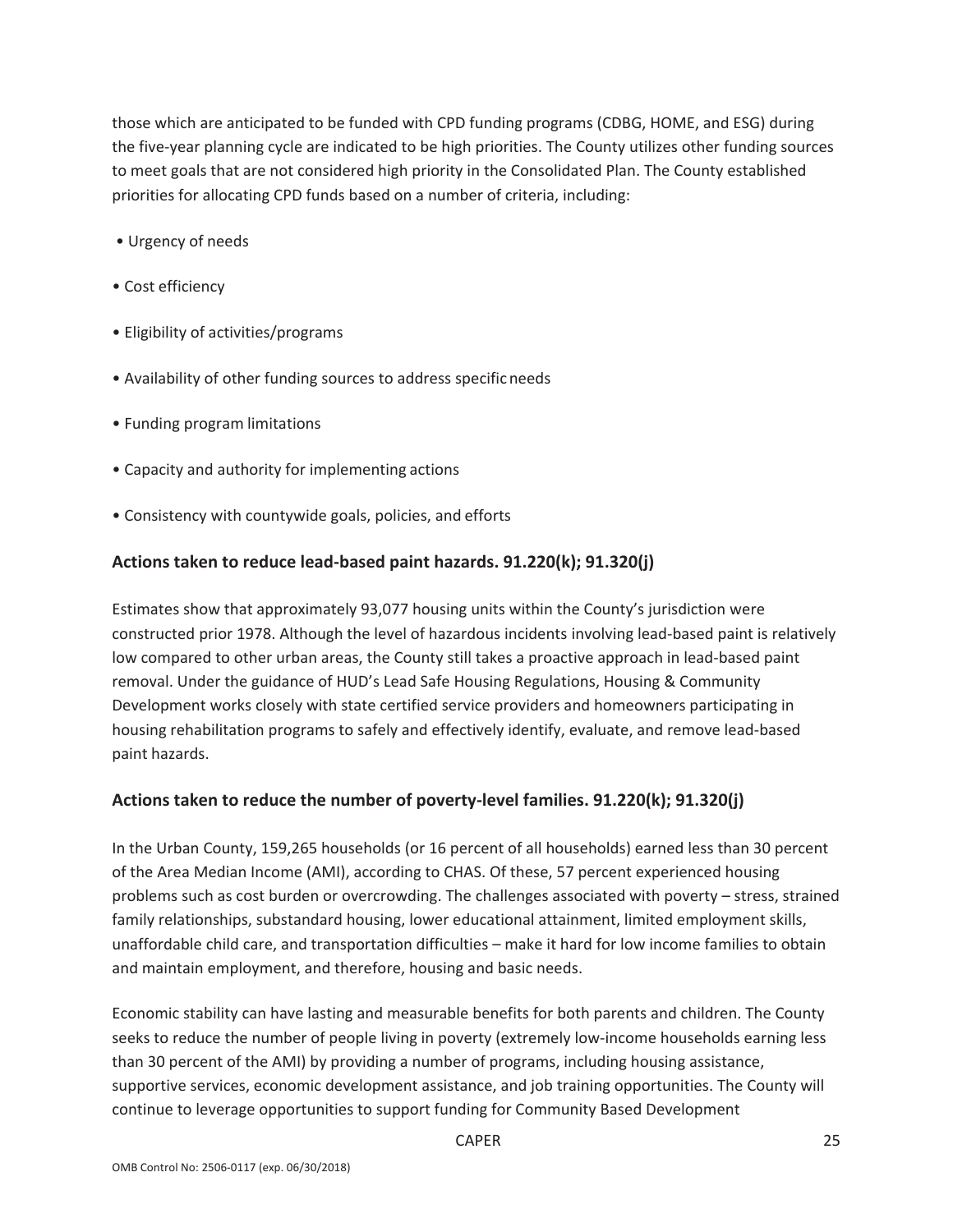those which are anticipated to be funded with CPD funding programs (CDBG, HOME, and ESG) during the five-year planning cycle are indicated to be high priorities. The County utilizes other funding sources to meet goals that are not considered high priority in the Consolidated Plan. The County established priorities for allocating CPD funds based on a number of criteria, including:

- Urgency of needs
- Cost efficiency
- Eligibility of activities/programs
- Availability of other funding sources to address specific needs
- Funding program limitations
- Capacity and authority for implementing actions
- Consistency with countywide goals, policies, and efforts

## Actions taken to reduce lead-based paint hazards. 91.220(k); 91.320(j)

Estimates show that approximately 93,077 housing units within the County's jurisdiction were constructed prior 1978. Although the level of hazardous incidents involving lead-based paint is relatively low compared to other urban areas, the County still takes a proactive approach in lead-based paint removal. Under the guidance of HUD's Lead Safe Housing Regulations, Housing & Community Development works closely with state certified service providers and homeowners participating in housing rehabilitation programs to safely and effectively identify, evaluate, and remove lead-based paint hazards.

## Actions taken to reduce the number of poverty-level families. 91.220(k); 91.320(j)

In the Urban County, 159,265 households (or 16 percent of all households) earned less than 30 percent of the Area Median Income (AMI), according to CHAS. Of these, 57 percent experienced housing problems such as cost burden or overcrowding. The challenges associated with poverty – stress, strained family relationships, substandard housing, lower educational attainment, limited employment skills, unaffordable child care, and transportation difficulties – make it hard for low income families to obtain and maintain employment, and therefore, housing and basic needs.

Economic stability can have lasting and measurable benefits for both parents and children. The County seeks to reduce the number of people living in poverty (extremely low-income households earning less than 30 percent of the AMI) by providing a number of programs, including housing assistance, supportive services, economic development assistance, and job training opportunities. The County will continue to leverage opportunities to support funding for Community Based Development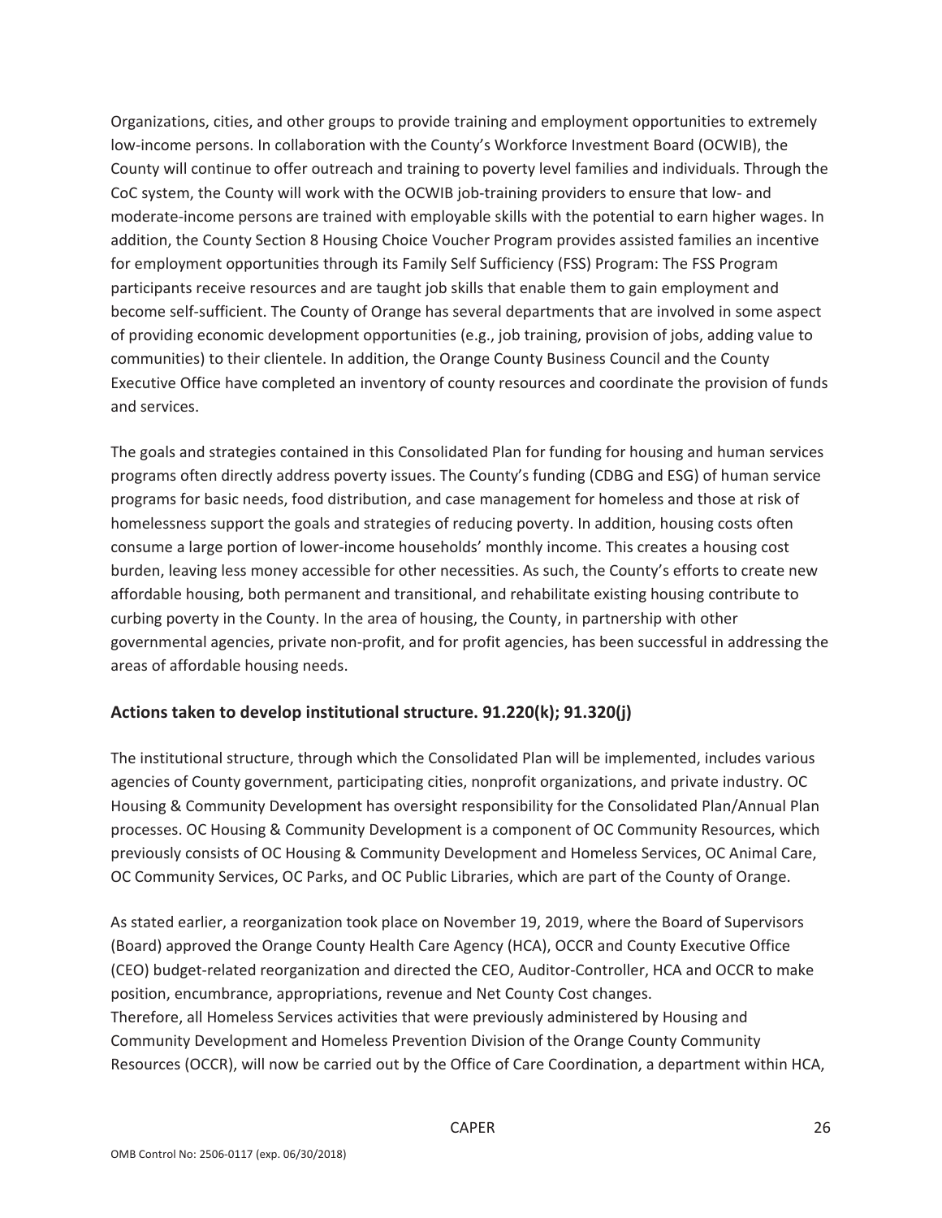Organizations, cities, and other groups to provide training and employment opportunities to extremely low-income persons. In collaboration with the County's Workforce Investment Board (OCWIB), the County will continue to offer outreach and training to poverty level families and individuals. Through the CoC system, the County will work with the OCWIB job-training providers to ensure that low- and moderate-income persons are trained with employable skills with the potential to earn higher wages. In addition, the County Section 8 Housing Choice Voucher Program provides assisted families an incentive for employment opportunities through its Family Self Sufficiency (FSS) Program: The FSS Program participants receive resources and are taught job skills that enable them to gain employment and become self-sufficient. The County of Orange has several departments that are involved in some aspect of providing economic development opportunities (e.g., job training, provision of jobs, adding value to communities) to their clientele. In addition, the Orange County Business Council and the County Executive Office have completed an inventory of county resources and coordinate the provision of funds and services.

The goals and strategies contained in this Consolidated Plan for funding for housing and human services programs often directly address poverty issues. The County's funding (CDBG and ESG) of human service programs for basic needs, food distribution, and case management for homeless and those at risk of homelessness support the goals and strategies of reducing poverty. In addition, housing costs often consume a large portion of lower-income households' monthly income. This creates a housing cost burden, leaving less money accessible for other necessities. As such, the County's efforts to create new affordable housing, both permanent and transitional, and rehabilitate existing housing contribute to curbing poverty in the County. In the area of housing, the County, in partnership with other governmental agencies, private non-profit, and for profit agencies, has been successful in addressing the areas of affordable housing needs.

## Actions taken to develop institutional structure. 91.220(k); 91.320(j)

The institutional structure, through which the Consolidated Plan will be implemented, includes various agencies of County government, participating cities, nonprofit organizations, and private industry. OC Housing & Community Development has oversight responsibility for the Consolidated Plan/Annual Plan processes. OC Housing & Community Development is a component of OC Community Resources, which previously consists of OC Housing & Community Development and Homeless Services, OC Animal Care, OC Community Services, OC Parks, and OC Public Libraries, which are part of the County of Orange.

As stated earlier, a reorganization took place on November 19, 2019, where the Board of Supervisors (Board) approved the Orange County Health Care Agency (HCA), OCCR and County Executive Office (CEO) budget-related reorganization and directed the CEO, Auditor-Controller, HCA and OCCR to make position, encumbrance, appropriations, revenue and Net County Cost changes.
Therefore, all Homeless Services activities that were previously administered by Housing and Community Development and Homeless Prevention Division of the Orange County Community Resources (OCCR), will now be carried out by the Office of Care Coordination, a department within HCA,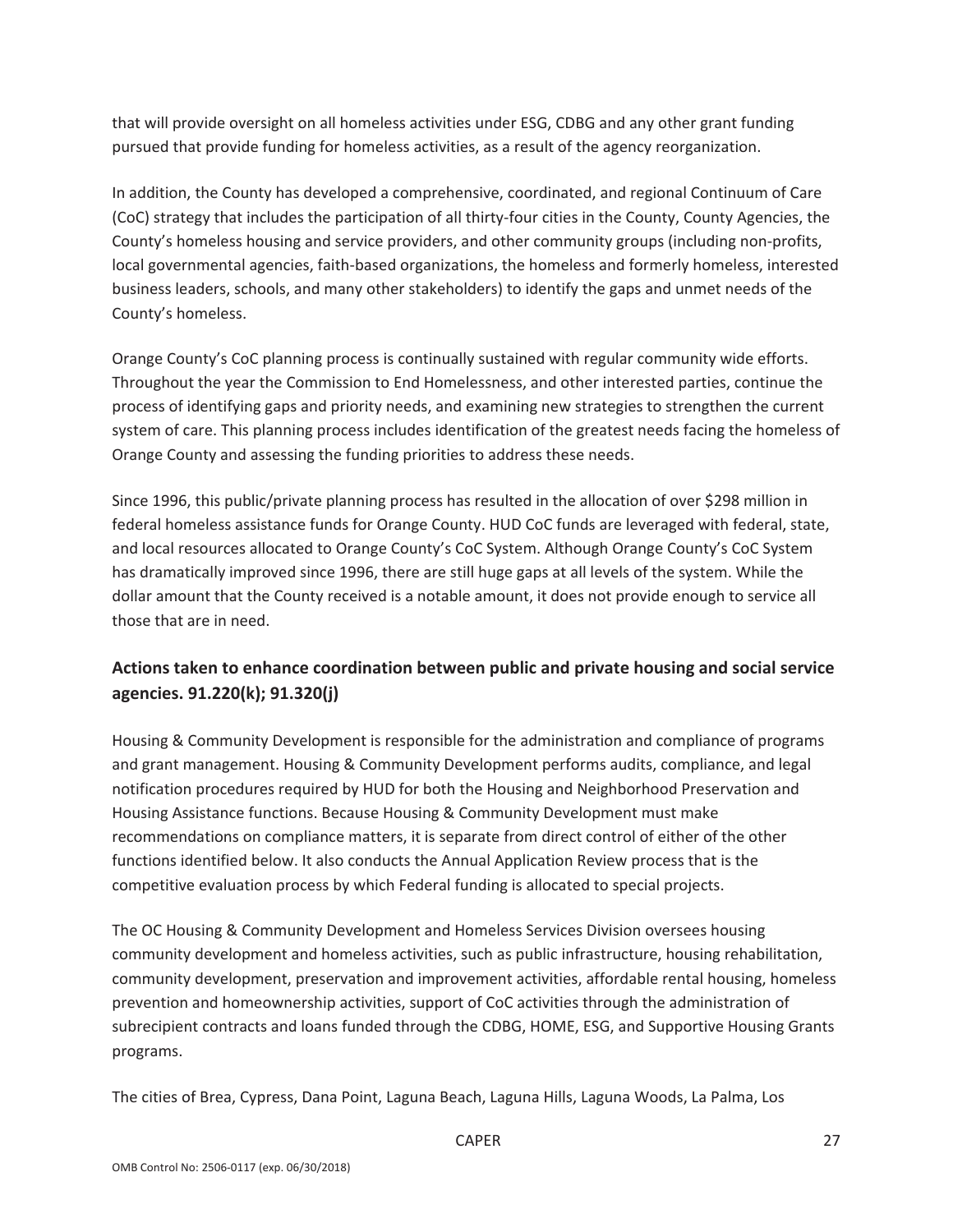that will provide oversight on all homeless activities under ESG, CDBG and any other grant funding pursued that provide funding for homeless activities, as a result of the agency reorganization.

In addition, the County has developed a comprehensive, coordinated, and regional Continuum of Care (CoC) strategy that includes the participation of all thirty-four cities in the County, County Agencies, the County's homeless housing and service providers, and other community groups (including non-profits, local governmental agencies, faith-based organizations, the homeless and formerly homeless, interested business leaders, schools, and many other stakeholders) to identify the gaps and unmet needs of the County's homeless.

Orange County's CoC planning process is continually sustained with regular community wide efforts. Throughout the year the Commission to End Homelessness, and other interested parties, continue the process of identifying gaps and priority needs, and examining new strategies to strengthen the current system of care. This planning process includes identification of the greatest needs facing the homeless of Orange County and assessing the funding priorities to address these needs.

Since 1996, this public/private planning process has resulted in the allocation of over $298 million in federal homeless assistance funds for Orange County. HUD CoC funds are leveraged with federal, state, and local resources allocated to Orange County's CoC System. Although Orange County's CoC System has dramatically improved since 1996, there are still huge gaps at all levels of the system. While the dollar amount that the County received is a notable amount, it does not provide enough to service all those that are in need.

## Actions taken to enhance coordination between public and private housing and social service agencies. 91.220(k); 91.320(j)

Housing & Community Development is responsible for the administration and compliance of programs and grant management. Housing & Community Development performs audits, compliance, and legal notification procedures required by HUD for both the Housing and Neighborhood Preservation and Housing Assistance functions. Because Housing & Community Development must make recommendations on compliance matters, it is separate from direct control of either of the other functions identified below. It also conducts the Annual Application Review process that is the competitive evaluation process by which Federal funding is allocated to special projects.

The OC Housing & Community Development and Homeless Services Division oversees housing community development and homeless activities, such as public infrastructure, housing rehabilitation, community development, preservation and improvement activities, affordable rental housing, homeless prevention and homeownership activities, support of CoC activities through the administration of subrecipient contracts and loans funded through the CDBG, HOME, ESG, and Supportive Housing Grants programs.

The cities of Brea, Cypress, Dana Point, Laguna Beach, Laguna Hills, Laguna Woods, La Palma, Los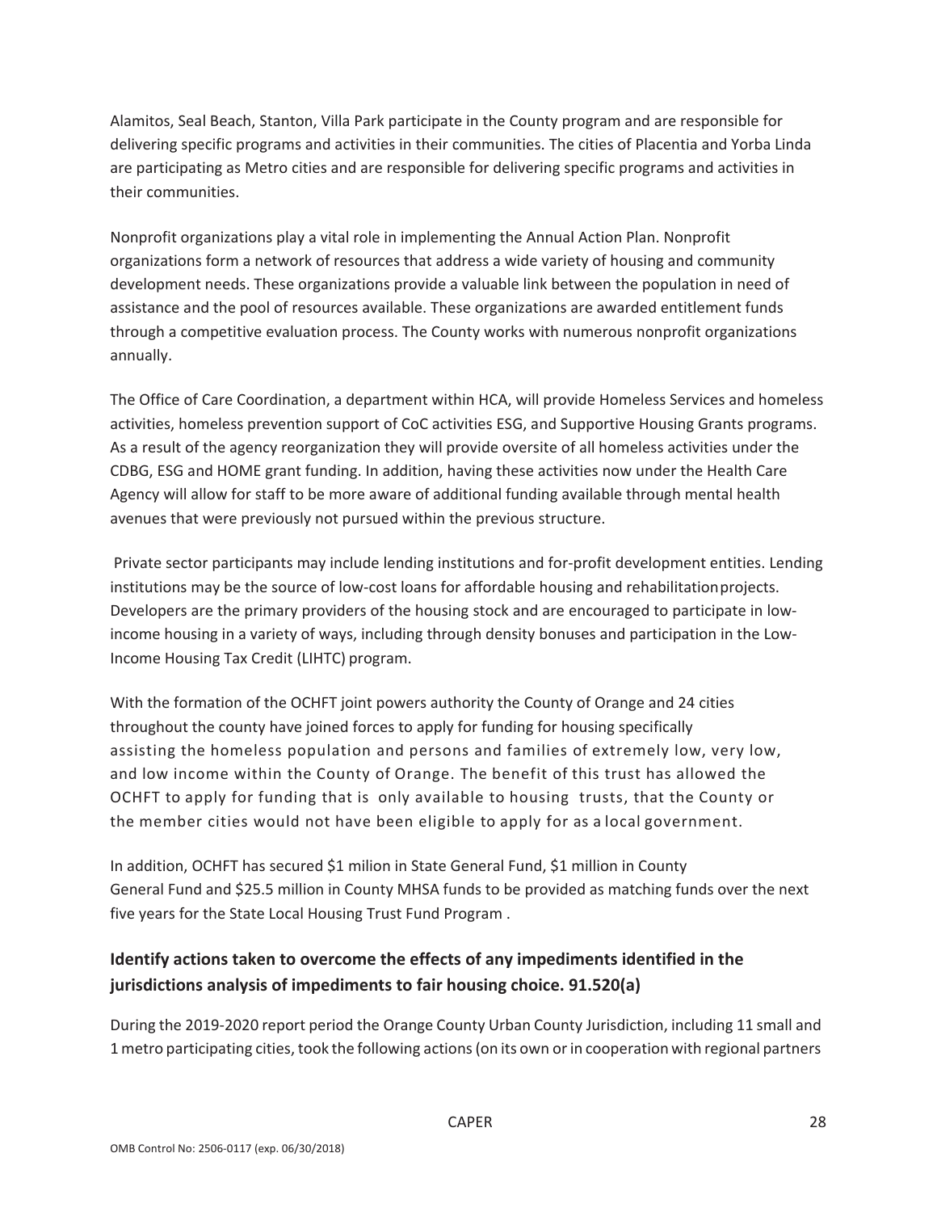Alamitos, Seal Beach, Stanton, Villa Park participate in the County program and are responsible for delivering specific programs and activities in their communities. The cities of Placentia and Yorba Linda are participating as Metro cities and are responsible for delivering specific programs and activities in their communities.

Nonprofit organizations play a vital role in implementing the Annual Action Plan. Nonprofit organizations form a network of resources that address a wide variety of housing and community development needs. These organizations provide a valuable link between the population in need of assistance and the pool of resources available. These organizations are awarded entitlement funds through a competitive evaluation process. The County works with numerous nonprofit organizations annually.

The Office of Care Coordination, a department within HCA, will provide Homeless Services and homeless activities, homeless prevention support of CoC activities ESG, and Supportive Housing Grants programs. As a result of the agency reorganization they will provide oversite of all homeless activities under the CDBG, ESG and HOME grant funding. In addition, having these activities now under the Health Care Agency will allow for staff to be more aware of additional funding available through mental health avenues that were previously not pursued within the previous structure.

Private sector participants may include lending institutions and for-profit development entities. Lending institutions may be the source of low-cost loans for affordable housing and rehabilitation projects. Developers are the primary providers of the housing stock and are encouraged to participate in low-income housing in a variety of ways, including through density bonuses and participation in the Low-Income Housing Tax Credit (LIHTC) program.

With the formation of the OCHFT joint powers authority the County of Orange and 24 cities throughout the county have joined forces to apply for funding for housing specifically assisting the homeless population and persons and families of extremely low, very low, and low income within the County of Orange. The benefit of this trust has allowed the OCHFT to apply for funding that is only available to housing trusts, that the County or the member cities would not have been eligible to apply for as a local government.

In addition, OCHFT has secured $1 milion in State General Fund, $1 million in County General Fund and $25.5 million in County MHSA funds to be provided as matching funds over the next five years for the State Local Housing Trust Fund Program .

## Identify actions taken to overcome the effects of any impediments identified in the jurisdictions analysis of impediments to fair housing choice. 91.520(a)

During the 2019-2020 report period the Orange County Urban County Jurisdiction, including 11 small and 1 metro participating cities, took the following actions (on its own or in cooperation with regional partners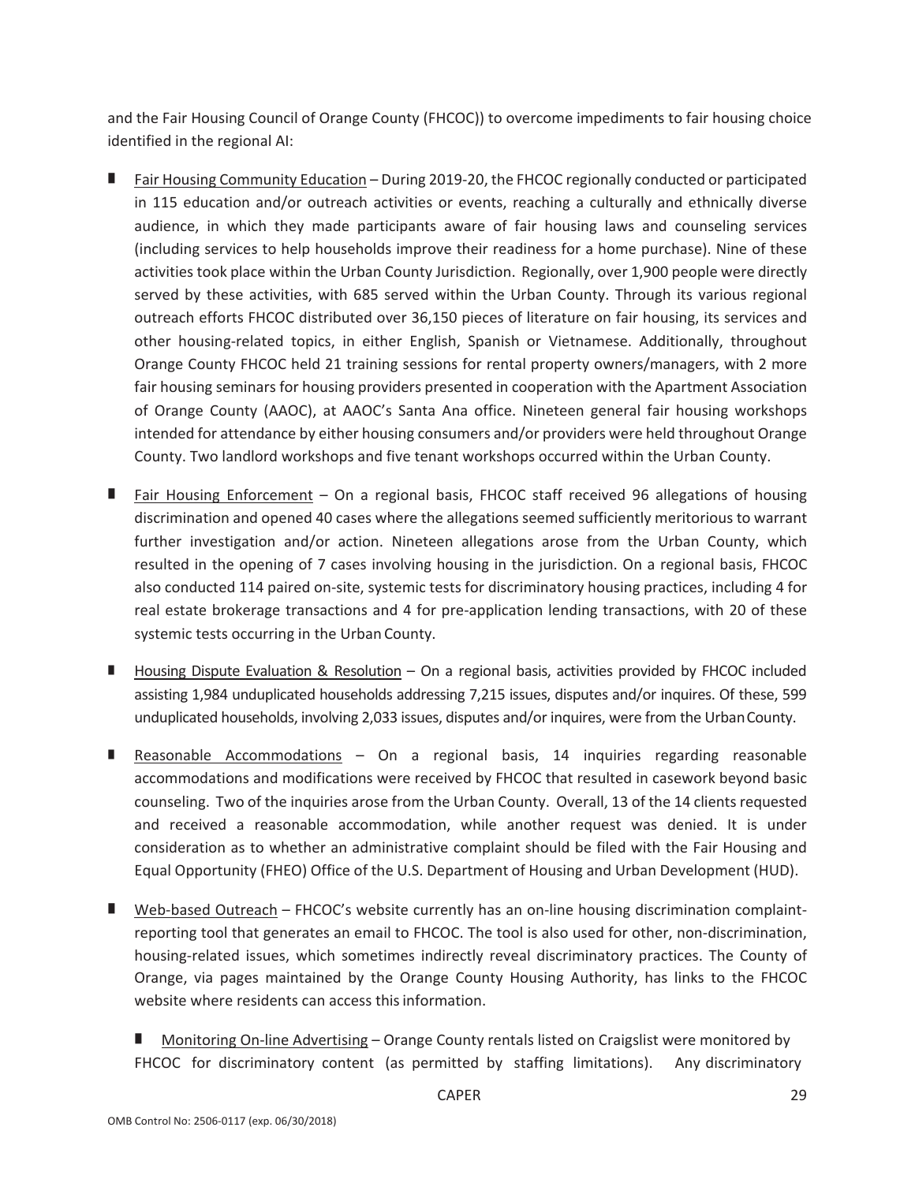and the Fair Housing Council of Orange County (FHCOC)) to overcome impediments to fair housing choice identified in the regional AI:

- Fair Housing Community Education – During 2019-20, the FHCOC regionally conducted or participated in 115 education and/or outreach activities or events, reaching a culturally and ethnically diverse audience, in which they made participants aware of fair housing laws and counseling services (including services to help households improve their readiness for a home purchase). Nine of these activities took place within the Urban County Jurisdiction. Regionally, over 1,900 people were directly served by these activities, with 685 served within the Urban County. Through its various regional outreach efforts FHCOC distributed over 36,150 pieces of literature on fair housing, its services and other housing-related topics, in either English, Spanish or Vietnamese. Additionally, throughout Orange County FHCOC held 21 training sessions for rental property owners/managers, with 2 more fair housing seminars for housing providers presented in cooperation with the Apartment Association of Orange County (AAOC), at AAOC's Santa Ana office. Nineteen general fair housing workshops intended for attendance by either housing consumers and/or providers were held throughout Orange County. Two landlord workshops and five tenant workshops occurred within the Urban County.

- Fair Housing Enforcement – On a regional basis, FHCOC staff received 96 allegations of housing discrimination and opened 40 cases where the allegations seemed sufficiently meritorious to warrant further investigation and/or action. Nineteen allegations arose from the Urban County, which resulted in the opening of 7 cases involving housing in the jurisdiction. On a regional basis, FHCOC also conducted 114 paired on-site, systemic tests for discriminatory housing practices, including 4 for real estate brokerage transactions and 4 for pre-application lending transactions, with 20 of these systemic tests occurring in the Urban County.

- Housing Dispute Evaluation & Resolution – On a regional basis, activities provided by FHCOC included assisting 1,984 unduplicated households addressing 7,215 issues, disputes and/or inquires. Of these, 599 unduplicated households, involving 2,033 issues, disputes and/or inquires, were from the Urban County.

- Reasonable Accommodations – On a regional basis, 14 inquiries regarding reasonable accommodations and modifications were received by FHCOC that resulted in casework beyond basic counseling. Two of the inquiries arose from the Urban County. Overall, 13 of the 14 clients requested and received a reasonable accommodation, while another request was denied. It is under consideration as to whether an administrative complaint should be filed with the Fair Housing and Equal Opportunity (FHEO) Office of the U.S. Department of Housing and Urban Development (HUD).

- Web-based Outreach – FHCOC's website currently has an on-line housing discrimination complaint-reporting tool that generates an email to FHCOC. The tool is also used for other, non-discrimination, housing-related issues, which sometimes indirectly reveal discriminatory practices. The County of Orange, via pages maintained by the Orange County Housing Authority, has links to the FHCOC website where residents can access this information.

  - Monitoring On-line Advertising – Orange County rentals listed on Craigslist were monitored by FHCOC for discriminatory content (as permitted by staffing limitations). Any discriminatory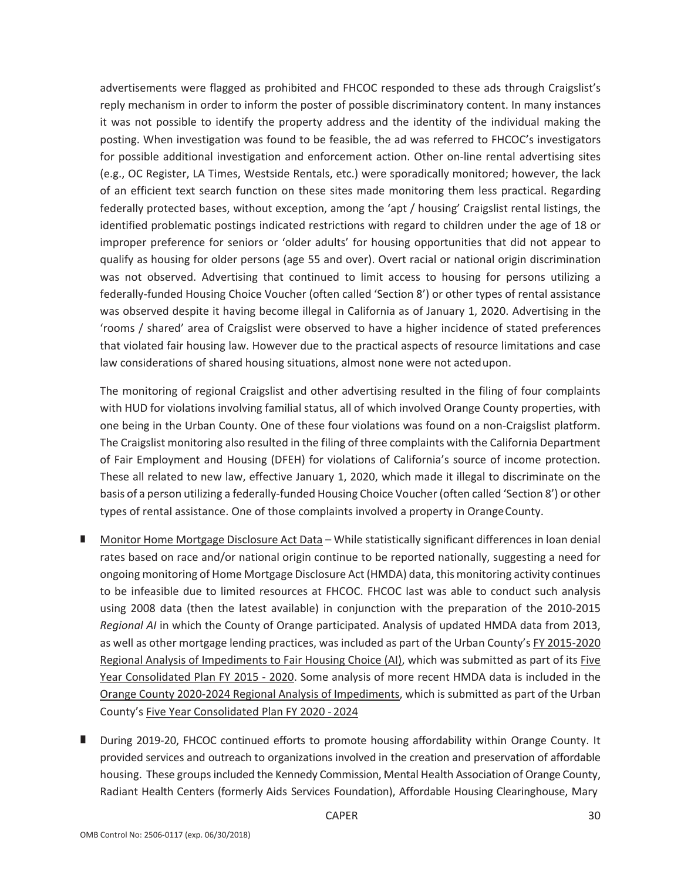advertisements were flagged as prohibited and FHCOC responded to these ads through Craigslist's reply mechanism in order to inform the poster of possible discriminatory content. In many instances it was not possible to identify the property address and the identity of the individual making the posting. When investigation was found to be feasible, the ad was referred to FHCOC's investigators for possible additional investigation and enforcement action. Other on-line rental advertising sites (e.g., OC Register, LA Times, Westside Rentals, etc.) were sporadically monitored; however, the lack of an efficient text search function on these sites made monitoring them less practical. Regarding federally protected bases, without exception, among the 'apt / housing' Craigslist rental listings, the identified problematic postings indicated restrictions with regard to children under the age of 18 or improper preference for seniors or 'older adults' for housing opportunities that did not appear to qualify as housing for older persons (age 55 and over). Overt racial or national origin discrimination was not observed. Advertising that continued to limit access to housing for persons utilizing a federally-funded Housing Choice Voucher (often called 'Section 8') or other types of rental assistance was observed despite it having become illegal in California as of January 1, 2020. Advertising in the 'rooms / shared' area of Craigslist were observed to have a higher incidence of stated preferences that violated fair housing law. However due to the practical aspects of resource limitations and case law considerations of shared housing situations, almost none were not acted upon.

The monitoring of regional Craigslist and other advertising resulted in the filing of four complaints with HUD for violations involving familial status, all of which involved Orange County properties, with one being in the Urban County. One of these four violations was found on a non-Craigslist platform. The Craigslist monitoring also resulted in the filing of three complaints with the California Department of Fair Employment and Housing (DFEH) for violations of California's source of income protection. These all related to new law, effective January 1, 2020, which made it illegal to discriminate on the basis of a person utilizing a federally-funded Housing Choice Voucher (often called 'Section 8') or other types of rental assistance. One of those complaints involved a property in Orange County.

- Monitor Home Mortgage Disclosure Act Data – While statistically significant differences in loan denial rates based on race and/or national origin continue to be reported nationally, suggesting a need for ongoing monitoring of Home Mortgage Disclosure Act (HMDA) data, this monitoring activity continues to be infeasible due to limited resources at FHCOC. FHCOC last was able to conduct such analysis using 2008 data (then the latest available) in conjunction with the preparation of the 2010-2015 *Regional AI* in which the County of Orange participated. Analysis of updated HMDA data from 2013, as well as other mortgage lending practices, was included as part of the Urban County's FY 2015-2020 Regional Analysis of Impediments to Fair Housing Choice (AI), which was submitted as part of its Five Year Consolidated Plan FY 2015 - 2020. Some analysis of more recent HMDA data is included in the Orange County 2020-2024 Regional Analysis of Impediments, which is submitted as part of the Urban County's Five Year Consolidated Plan FY 2020 - 2024

- During 2019-20, FHCOC continued efforts to promote housing affordability within Orange County. It provided services and outreach to organizations involved in the creation and preservation of affordable housing. These groups included the Kennedy Commission, Mental Health Association of Orange County, Radiant Health Centers (formerly Aids Services Foundation), Affordable Housing Clearinghouse, Mary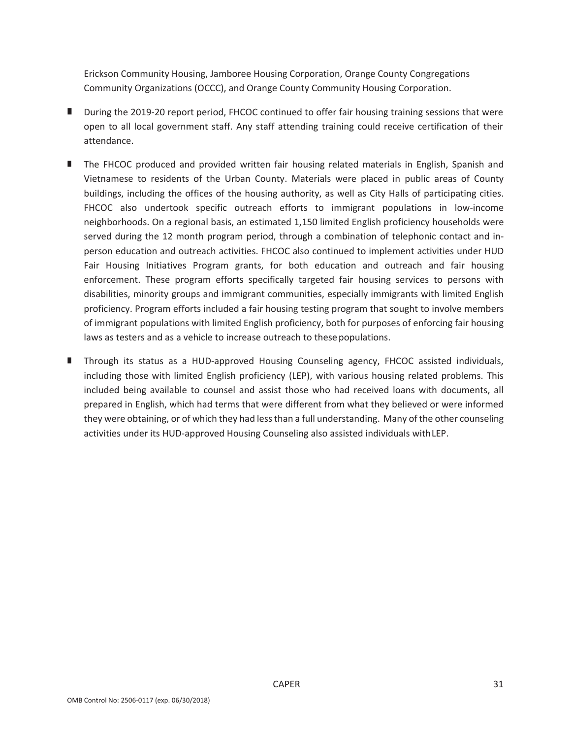Erickson Community Housing, Jamboree Housing Corporation, Orange County Congregations Community Organizations (OCCC), and Orange County Community Housing Corporation.

- During the 2019-20 report period, FHCOC continued to offer fair housing training sessions that were open to all local government staff. Any staff attending training could receive certification of their attendance.
- The FHCOC produced and provided written fair housing related materials in English, Spanish and Vietnamese to residents of the Urban County. Materials were placed in public areas of County buildings, including the offices of the housing authority, as well as City Halls of participating cities. FHCOC also undertook specific outreach efforts to immigrant populations in low-income neighborhoods. On a regional basis, an estimated 1,150 limited English proficiency households were served during the 12 month program period, through a combination of telephonic contact and in-person education and outreach activities. FHCOC also continued to implement activities under HUD Fair Housing Initiatives Program grants, for both education and outreach and fair housing enforcement. These program efforts specifically targeted fair housing services to persons with disabilities, minority groups and immigrant communities, especially immigrants with limited English proficiency. Program efforts included a fair housing testing program that sought to involve members of immigrant populations with limited English proficiency, both for purposes of enforcing fair housing laws as testers and as a vehicle to increase outreach to these populations.
- Through its status as a HUD-approved Housing Counseling agency, FHCOC assisted individuals, including those with limited English proficiency (LEP), with various housing related problems. This included being available to counsel and assist those who had received loans with documents, all prepared in English, which had terms that were different from what they believed or were informed they were obtaining, or of which they had less than a full understanding. Many of the other counseling activities under its HUD-approved Housing Counseling also assisted individuals with LEP.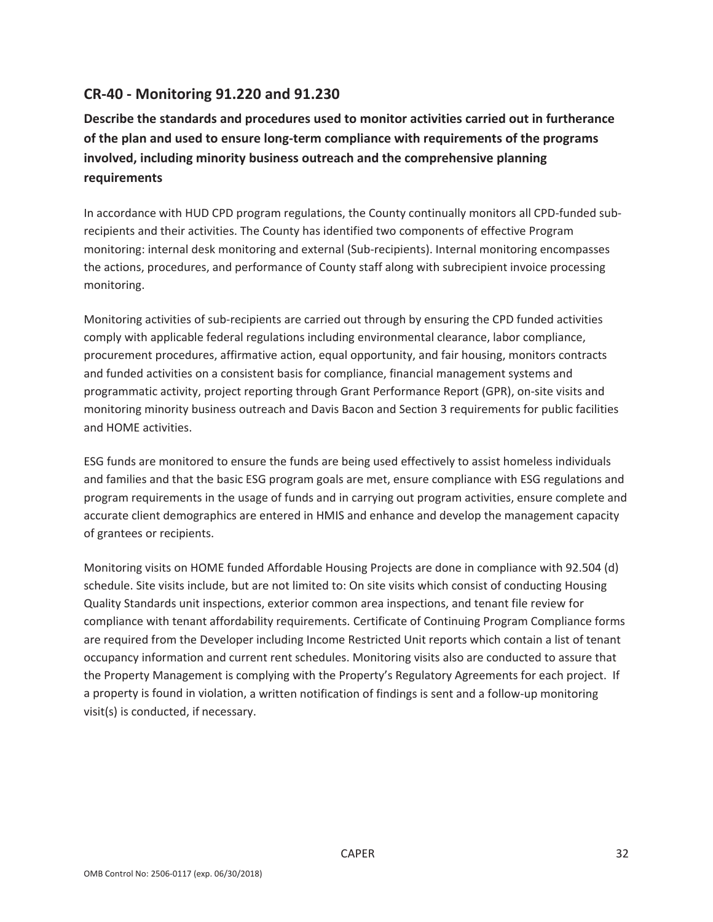## CR-40 - Monitoring 91.220 and 91.230

**Describe the standards and procedures used to monitor activities carried out in furtherance of the plan and used to ensure long-term compliance with requirements of the programs involved, including minority business outreach and the comprehensive planning requirements**

In accordance with HUD CPD program regulations, the County continually monitors all CPD-funded sub-recipients and their activities. The County has identified two components of effective Program monitoring: internal desk monitoring and external (Sub-recipients). Internal monitoring encompasses the actions, procedures, and performance of County staff along with subrecipient invoice processing monitoring.

Monitoring activities of sub-recipients are carried out through by ensuring the CPD funded activities comply with applicable federal regulations including environmental clearance, labor compliance, procurement procedures, affirmative action, equal opportunity, and fair housing, monitors contracts and funded activities on a consistent basis for compliance, financial management systems and programmatic activity, project reporting through Grant Performance Report (GPR), on-site visits and monitoring minority business outreach and Davis Bacon and Section 3 requirements for public facilities and HOME activities.

ESG funds are monitored to ensure the funds are being used effectively to assist homeless individuals and families and that the basic ESG program goals are met, ensure compliance with ESG regulations and program requirements in the usage of funds and in carrying out program activities, ensure complete and accurate client demographics are entered in HMIS and enhance and develop the management capacity of grantees or recipients.

Monitoring visits on HOME funded Affordable Housing Projects are done in compliance with 92.504 (d) schedule. Site visits include, but are not limited to: On site visits which consist of conducting Housing Quality Standards unit inspections, exterior common area inspections, and tenant file review for compliance with tenant affordability requirements. Certificate of Continuing Program Compliance forms are required from the Developer including Income Restricted Unit reports which contain a list of tenant occupancy information and current rent schedules. Monitoring visits also are conducted to assure that the Property Management is complying with the Property's Regulatory Agreements for each project. If a property is found in violation, a written notification of findings is sent and a follow-up monitoring visit(s) is conducted, if necessary.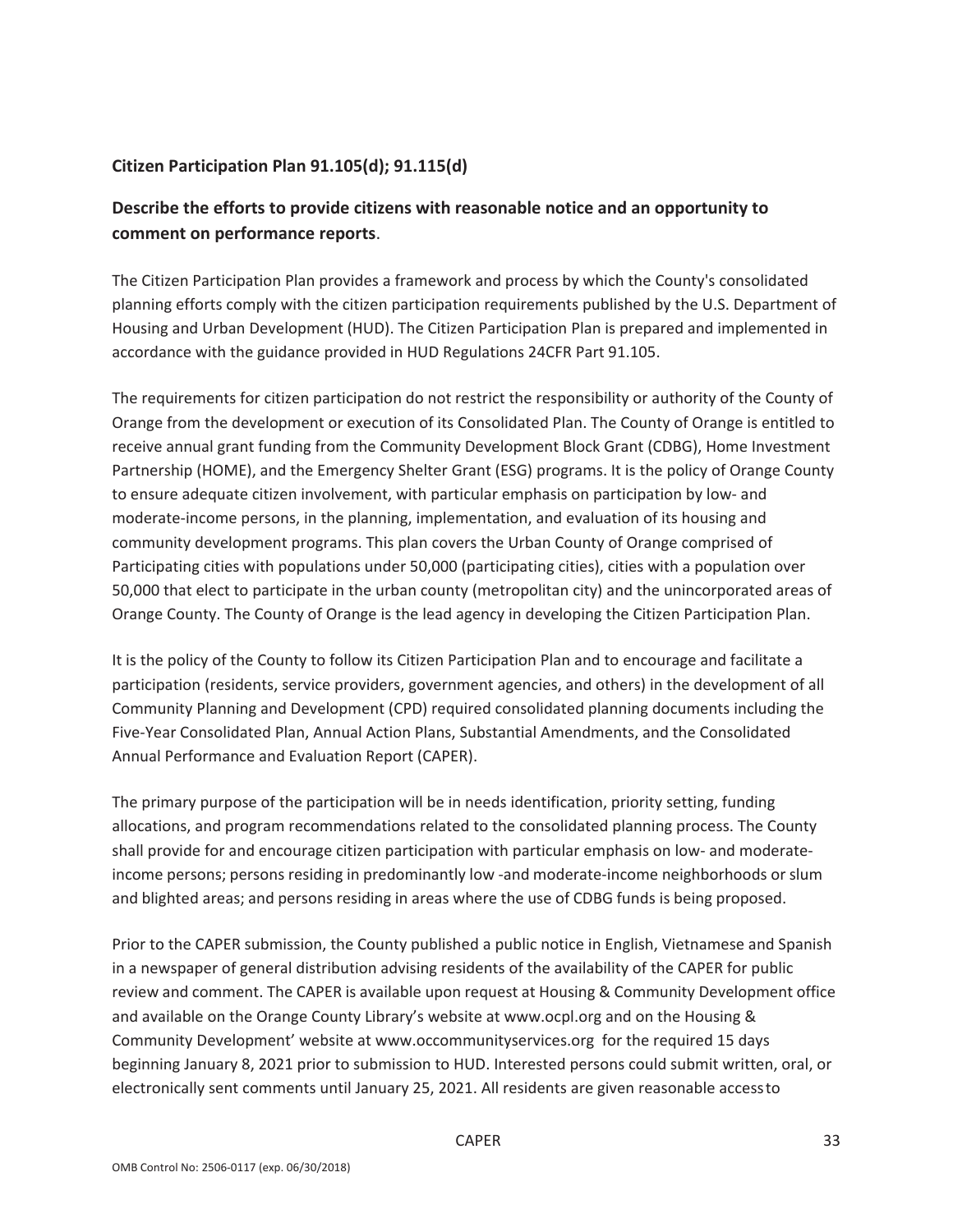## Citizen Participation Plan 91.105(d); 91.115(d)

### Describe the efforts to provide citizens with reasonable notice and an opportunity to comment on performance reports.

The Citizen Participation Plan provides a framework and process by which the County's consolidated planning efforts comply with the citizen participation requirements published by the U.S. Department of Housing and Urban Development (HUD). The Citizen Participation Plan is prepared and implemented in accordance with the guidance provided in HUD Regulations 24CFR Part 91.105.

The requirements for citizen participation do not restrict the responsibility or authority of the County of Orange from the development or execution of its Consolidated Plan. The County of Orange is entitled to receive annual grant funding from the Community Development Block Grant (CDBG), Home Investment Partnership (HOME), and the Emergency Shelter Grant (ESG) programs. It is the policy of Orange County to ensure adequate citizen involvement, with particular emphasis on participation by low- and moderate-income persons, in the planning, implementation, and evaluation of its housing and community development programs. This plan covers the Urban County of Orange comprised of Participating cities with populations under 50,000 (participating cities), cities with a population over 50,000 that elect to participate in the urban county (metropolitan city) and the unincorporated areas of Orange County. The County of Orange is the lead agency in developing the Citizen Participation Plan.

It is the policy of the County to follow its Citizen Participation Plan and to encourage and facilitate a participation (residents, service providers, government agencies, and others) in the development of all Community Planning and Development (CPD) required consolidated planning documents including the Five-Year Consolidated Plan, Annual Action Plans, Substantial Amendments, and the Consolidated Annual Performance and Evaluation Report (CAPER).

The primary purpose of the participation will be in needs identification, priority setting, funding allocations, and program recommendations related to the consolidated planning process. The County shall provide for and encourage citizen participation with particular emphasis on low- and moderate-income persons; persons residing in predominantly low -and moderate-income neighborhoods or slum and blighted areas; and persons residing in areas where the use of CDBG funds is being proposed.

Prior to the CAPER submission, the County published a public notice in English, Vietnamese and Spanish in a newspaper of general distribution advising residents of the availability of the CAPER for public review and comment. The CAPER is available upon request at Housing & Community Development office and available on the Orange County Library's website at www.ocpl.org and on the Housing & Community Development' website at www.occommunityservices.org for the required 15 days beginning January 8, 2021 prior to submission to HUD. Interested persons could submit written, oral, or electronically sent comments until January 25, 2021. All residents are given reasonable access to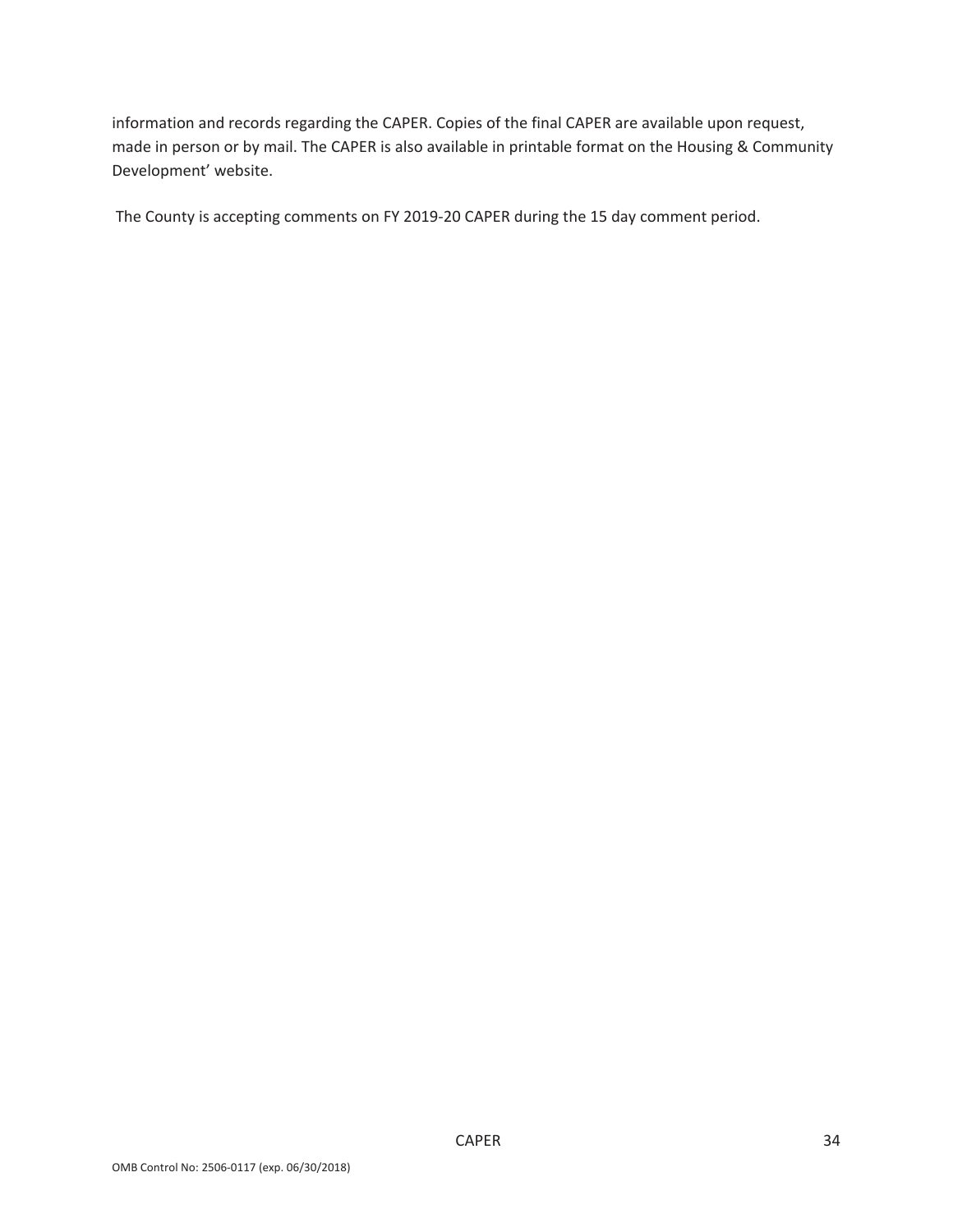information and records regarding the CAPER. Copies of the final CAPER are available upon request, made in person or by mail. The CAPER is also available in printable format on the Housing & Community Development' website.

The County is accepting comments on FY 2019-20 CAPER during the 15 day comment period.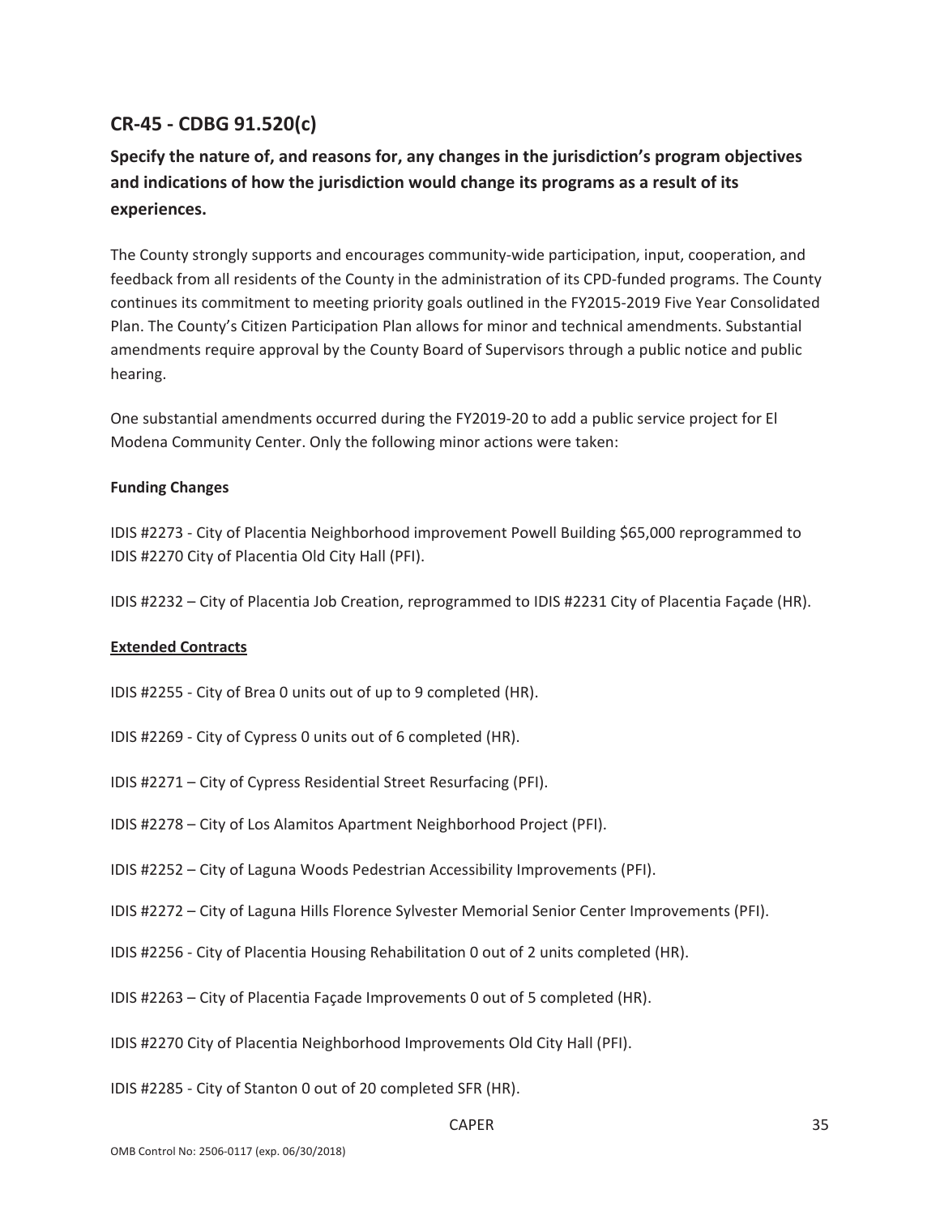## CR-45 - CDBG 91.520(c)

### Specify the nature of, and reasons for, any changes in the jurisdiction's program objectives and indications of how the jurisdiction would change its programs as a result of its experiences.

The County strongly supports and encourages community-wide participation, input, cooperation, and feedback from all residents of the County in the administration of its CPD-funded programs. The County continues its commitment to meeting priority goals outlined in the FY2015-2019 Five Year Consolidated Plan. The County's Citizen Participation Plan allows for minor and technical amendments. Substantial amendments require approval by the County Board of Supervisors through a public notice and public hearing.

One substantial amendments occurred during the FY2019-20 to add a public service project for El Modena Community Center. Only the following minor actions were taken:

**Funding Changes**

IDIS #2273 - City of Placentia Neighborhood improvement Powell Building $65,000 reprogrammed to IDIS #2270 City of Placentia Old City Hall (PFI).

IDIS #2232 – City of Placentia Job Creation, reprogrammed to IDIS #2231 City of Placentia Façade (HR).

**Extended Contracts**

IDIS #2255 - City of Brea 0 units out of up to 9 completed (HR).

IDIS #2269 - City of Cypress 0 units out of 6 completed (HR).

IDIS #2271 – City of Cypress Residential Street Resurfacing (PFI).

IDIS #2278 – City of Los Alamitos Apartment Neighborhood Project (PFI).

IDIS #2252 – City of Laguna Woods Pedestrian Accessibility Improvements (PFI).

IDIS #2272 – City of Laguna Hills Florence Sylvester Memorial Senior Center Improvements (PFI).

IDIS #2256 - City of Placentia Housing Rehabilitation 0 out of 2 units completed (HR).

IDIS #2263 – City of Placentia Façade Improvements 0 out of 5 completed (HR).

IDIS #2270 City of Placentia Neighborhood Improvements Old City Hall (PFI).

IDIS #2285 - City of Stanton 0 out of 20 completed SFR (HR).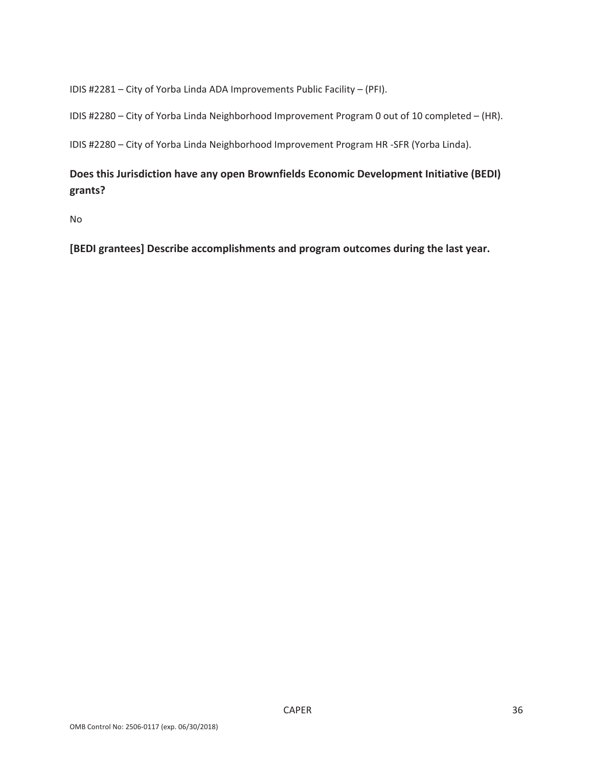IDIS #2281 – City of Yorba Linda ADA Improvements Public Facility – (PFI).

IDIS #2280 – City of Yorba Linda Neighborhood Improvement Program 0 out of 10 completed – (HR).

IDIS #2280 – City of Yorba Linda Neighborhood Improvement Program HR -SFR (Yorba Linda).

**Does this Jurisdiction have any open Brownfields Economic Development Initiative (BEDI) grants?**

No

**[BEDI grantees] Describe accomplishments and program outcomes during the last year.**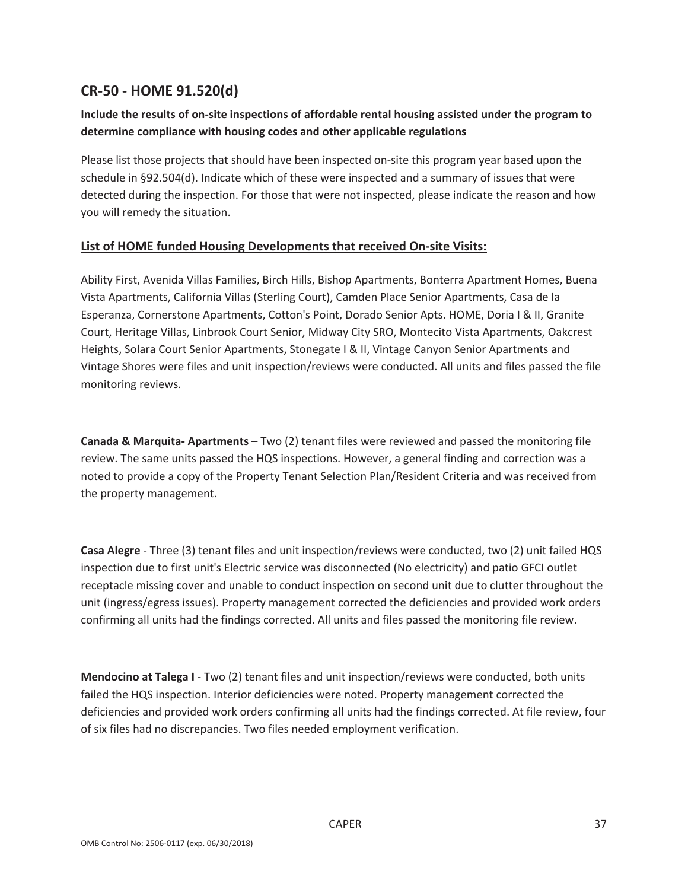## CR-50 - HOME 91.520(d)

**Include the results of on-site inspections of affordable rental housing assisted under the program to determine compliance with housing codes and other applicable regulations**

Please list those projects that should have been inspected on-site this program year based upon the schedule in §92.504(d). Indicate which of these were inspected and a summary of issues that were detected during the inspection. For those that were not inspected, please indicate the reason and how you will remedy the situation.

**List of HOME funded Housing Developments that received On-site Visits:**

Ability First, Avenida Villas Families, Birch Hills, Bishop Apartments, Bonterra Apartment Homes, Buena Vista Apartments, California Villas (Sterling Court), Camden Place Senior Apartments, Casa de la Esperanza, Cornerstone Apartments, Cotton's Point, Dorado Senior Apts. HOME, Doria I & II, Granite Court, Heritage Villas, Linbrook Court Senior, Midway City SRO, Montecito Vista Apartments, Oakcrest Heights, Solara Court Senior Apartments, Stonegate I & II, Vintage Canyon Senior Apartments and Vintage Shores were files and unit inspection/reviews were conducted. All units and files passed the file monitoring reviews.

**Canada & Marquita- Apartments** – Two (2) tenant files were reviewed and passed the monitoring file review. The same units passed the HQS inspections. However, a general finding and correction was a noted to provide a copy of the Property Tenant Selection Plan/Resident Criteria and was received from the property management.

**Casa Alegre** - Three (3) tenant files and unit inspection/reviews were conducted, two (2) unit failed HQS inspection due to first unit's Electric service was disconnected (No electricity) and patio GFCI outlet receptacle missing cover and unable to conduct inspection on second unit due to clutter throughout the unit (ingress/egress issues). Property management corrected the deficiencies and provided work orders confirming all units had the findings corrected. All units and files passed the monitoring file review.

**Mendocino at Talega I** - Two (2) tenant files and unit inspection/reviews were conducted, both units failed the HQS inspection. Interior deficiencies were noted. Property management corrected the deficiencies and provided work orders confirming all units had the findings corrected. At file review, four of six files had no discrepancies. Two files needed employment verification.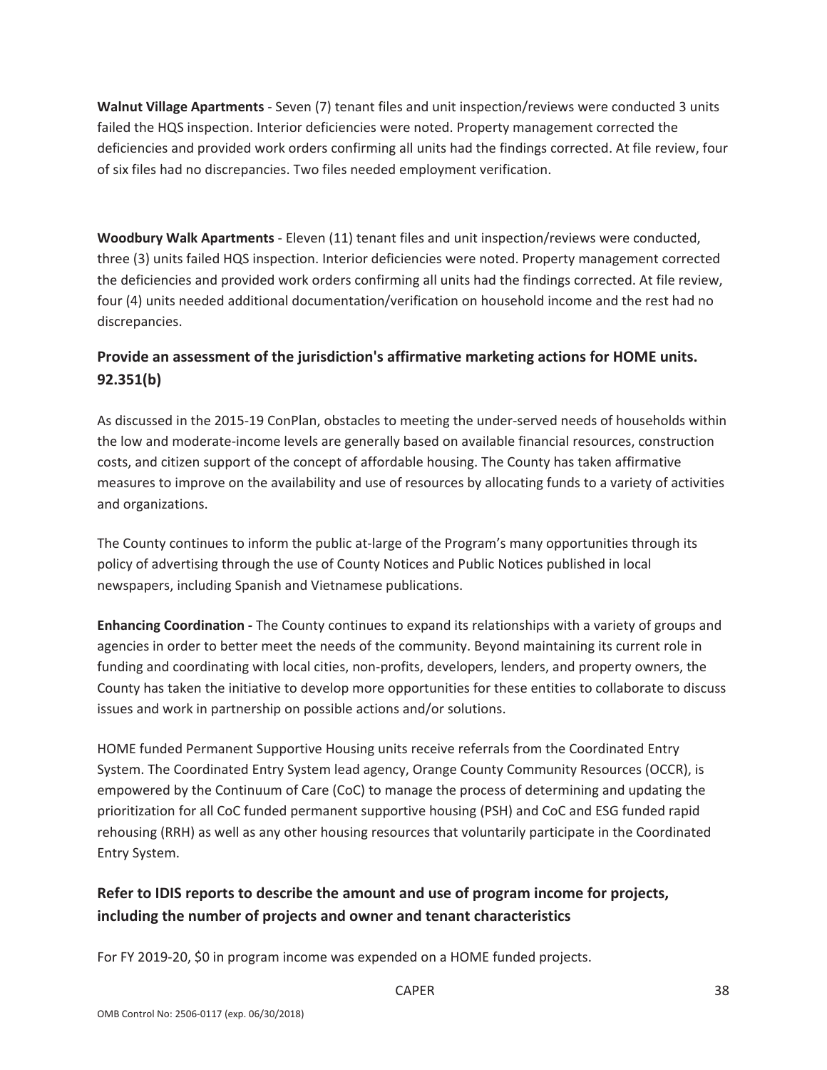**Walnut Village Apartments** - Seven (7) tenant files and unit inspection/reviews were conducted 3 units failed the HQS inspection. Interior deficiencies were noted. Property management corrected the deficiencies and provided work orders confirming all units had the findings corrected. At file review, four of six files had no discrepancies. Two files needed employment verification.

**Woodbury Walk Apartments** - Eleven (11) tenant files and unit inspection/reviews were conducted, three (3) units failed HQS inspection. Interior deficiencies were noted. Property management corrected the deficiencies and provided work orders confirming all units had the findings corrected. At file review, four (4) units needed additional documentation/verification on household income and the rest had no discrepancies.

## Provide an assessment of the jurisdiction's affirmative marketing actions for HOME units. 92.351(b)

As discussed in the 2015-19 ConPlan, obstacles to meeting the under-served needs of households within the low and moderate-income levels are generally based on available financial resources, construction costs, and citizen support of the concept of affordable housing. The County has taken affirmative measures to improve on the availability and use of resources by allocating funds to a variety of activities and organizations.

The County continues to inform the public at-large of the Program's many opportunities through its policy of advertising through the use of County Notices and Public Notices published in local newspapers, including Spanish and Vietnamese publications.

**Enhancing Coordination -** The County continues to expand its relationships with a variety of groups and agencies in order to better meet the needs of the community. Beyond maintaining its current role in funding and coordinating with local cities, non-profits, developers, lenders, and property owners, the County has taken the initiative to develop more opportunities for these entities to collaborate to discuss issues and work in partnership on possible actions and/or solutions.

HOME funded Permanent Supportive Housing units receive referrals from the Coordinated Entry System. The Coordinated Entry System lead agency, Orange County Community Resources (OCCR), is empowered by the Continuum of Care (CoC) to manage the process of determining and updating the prioritization for all CoC funded permanent supportive housing (PSH) and CoC and ESG funded rapid rehousing (RRH) as well as any other housing resources that voluntarily participate in the Coordinated Entry System.

## Refer to IDIS reports to describe the amount and use of program income for projects, including the number of projects and owner and tenant characteristics

For FY 2019-20, $0 in program income was expended on a HOME funded projects.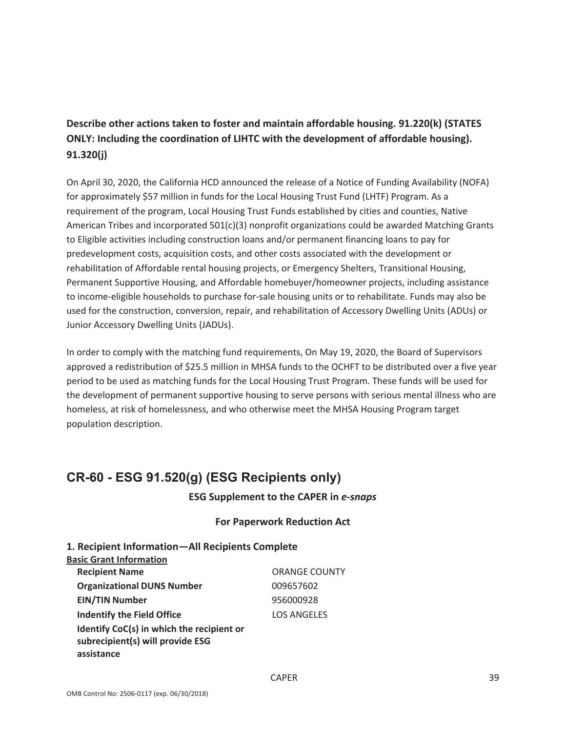**Describe other actions taken to foster and maintain affordable housing. 91.220(k) (STATES ONLY: Including the coordination of LIHTC with the development of affordable housing). 91.320(j)**

On April 30, 2020, the California HCD announced the release of a Notice of Funding Availability (NOFA) for approximately $57 million in funds for the Local Housing Trust Fund (LHTF) Program. As a requirement of the program, Local Housing Trust Funds established by cities and counties, Native American Tribes and incorporated 501(c)(3) nonprofit organizations could be awarded Matching Grants to Eligible activities including construction loans and/or permanent financing loans to pay for predevelopment costs, acquisition costs, and other costs associated with the development or rehabilitation of Affordable rental housing projects, or Emergency Shelters, Transitional Housing, Permanent Supportive Housing, and Affordable homebuyer/homeowner projects, including assistance to income-eligible households to purchase for-sale housing units or to rehabilitate. Funds may also be used for the construction, conversion, repair, and rehabilitation of Accessory Dwelling Units (ADUs) or Junior Accessory Dwelling Units (JADUs).

In order to comply with the matching fund requirements, On May 19, 2020, the Board of Supervisors approved a redistribution of $25.5 million in MHSA funds to the OCHFT to be distributed over a five year period to be used as matching funds for the Local Housing Trust Program. These funds will be used for the development of permanent supportive housing to serve persons with serious mental illness who are homeless, at risk of homelessness, and who otherwise meet the MHSA Housing Program target population description.

## CR-60 - ESG 91.520(g) (ESG Recipients only)

**ESG Supplement to the CAPER in *e-snaps***

**For Paperwork Reduction Act**

### 1. Recipient Information—All Recipients Complete

**Basic Grant Information**

| | |
|---|---|
| **Recipient Name** | ORANGE COUNTY |
| **Organizational DUNS Number** | 009657602 |
| **EIN/TIN Number** | 956000928 |
| **Indentify the Field Office** | LOS ANGELES |
| **Identify CoC(s) in which the recipient or subrecipient(s) will provide ESG assistance** | |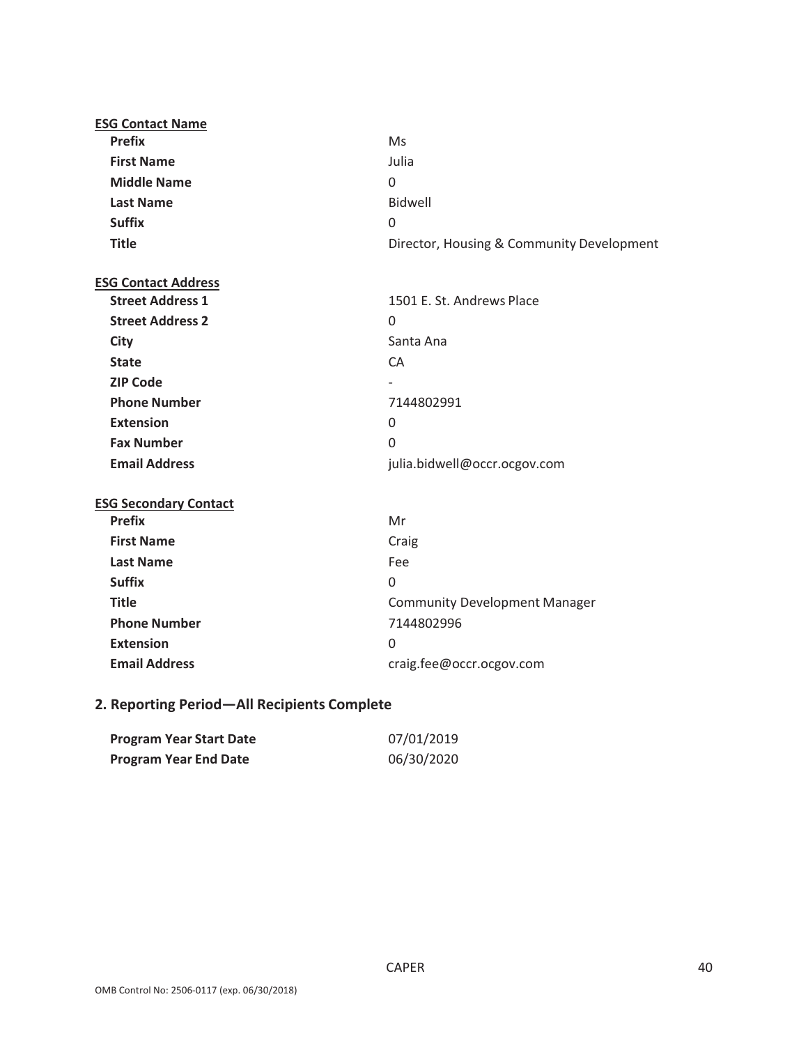**ESG Contact Name**

| | |
|---|---|
| **Prefix** | Ms |
| **First Name** | Julia |
| **Middle Name** | 0 |
| **Last Name** | Bidwell |
| **Suffix** | 0 |
| **Title** | Director, Housing & Community Development |

**ESG Contact Address**

| | |
|---|---|
| **Street Address 1** | 1501 E. St. Andrews Place |
| **Street Address 2** | 0 |
| **City** | Santa Ana |
| **State** | CA |
| **ZIP Code** | - |
| **Phone Number** | 7144802991 |
| **Extension** | 0 |
| **Fax Number** | 0 |
| **Email Address** | julia.bidwell@occr.ocgov.com |

**ESG Secondary Contact**

| | |
|---|---|
| **Prefix** | Mr |
| **First Name** | Craig |
| **Last Name** | Fee |
| **Suffix** | 0 |
| **Title** | Community Development Manager |
| **Phone Number** | 7144802996 |
| **Extension** | 0 |
| **Email Address** | craig.fee@occr.ocgov.com |

## 2. Reporting Period—All Recipients Complete

| | |
|---|---|
| **Program Year Start Date** | 07/01/2019 |
| **Program Year End Date** | 06/30/2020 |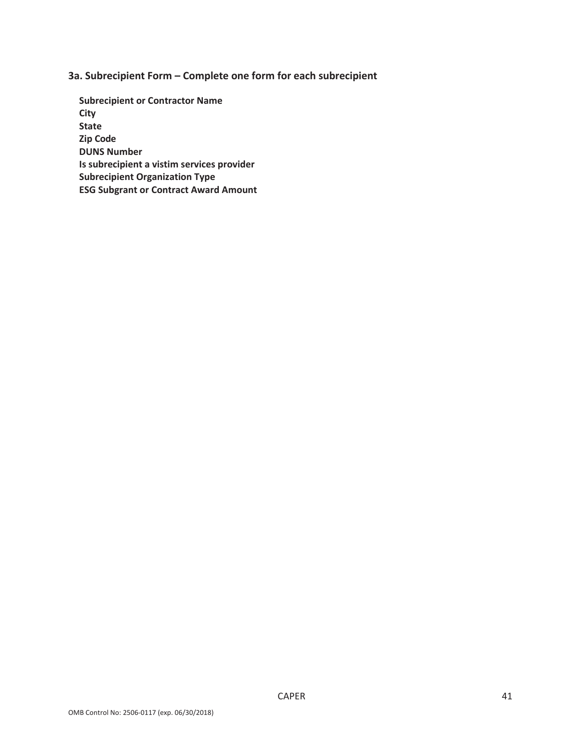### 3a. Subrecipient Form – Complete one form for each subrecipient

**Subrecipient or Contractor Name**
**City**
**State**
**Zip Code**
**DUNS Number**
**Is subrecipient a vistim services provider**
**Subrecipient Organization Type**
**ESG Subgrant or Contract Award Amount**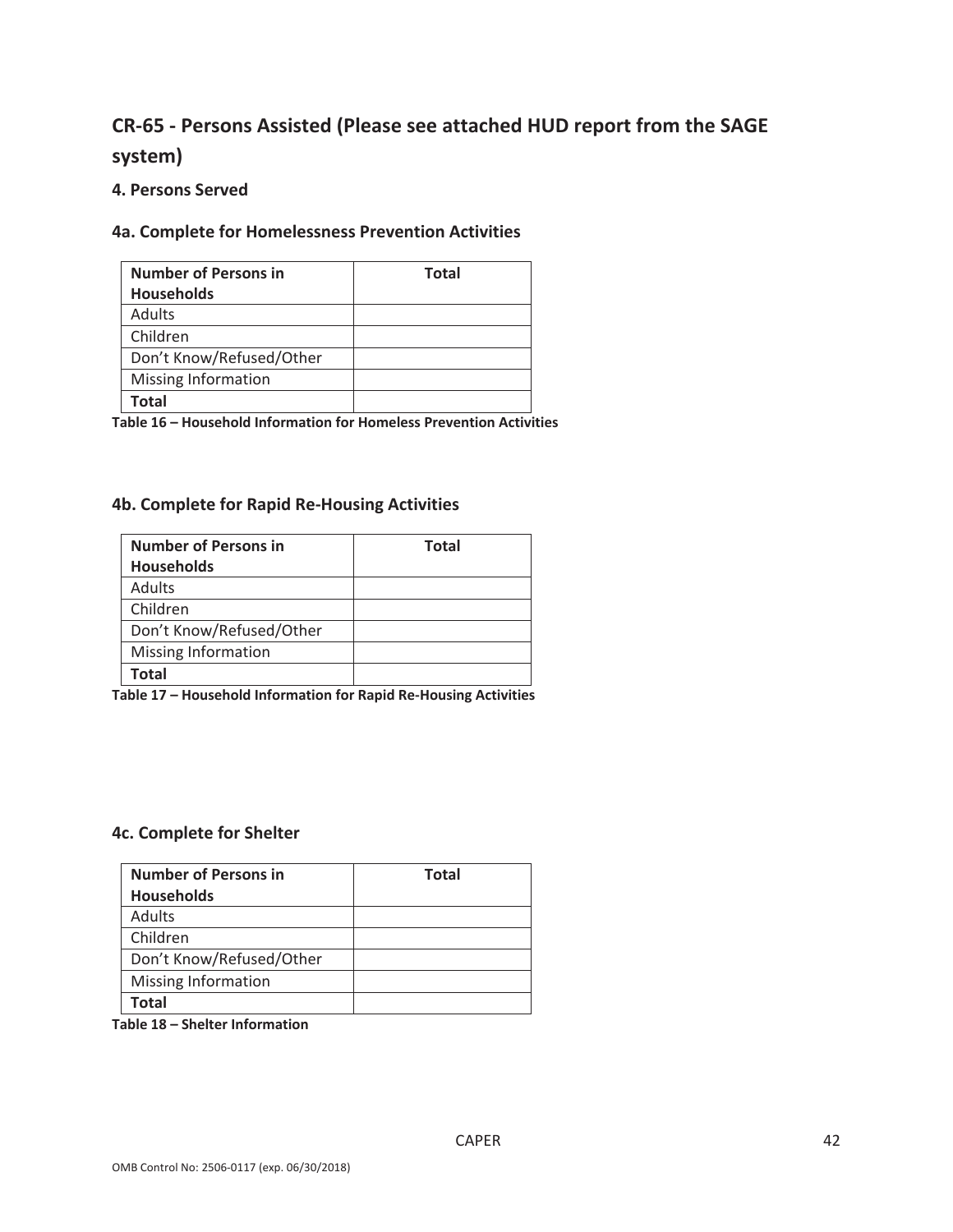# CR-65 - Persons Assisted (Please see attached HUD report from the SAGE system)

## 4. Persons Served

### 4a. Complete for Homelessness Prevention Activities

| Number of Persons in Households | Total |
|---|---|
| Adults | |
| Children | |
| Don't Know/Refused/Other | |
| Missing Information | |
| **Total** | |

**Table 16 – Household Information for Homeless Prevention Activities**

### 4b. Complete for Rapid Re-Housing Activities

| Number of Persons in Households | Total |
|---|---|
| Adults | |
| Children | |
| Don't Know/Refused/Other | |
| Missing Information | |
| **Total** | |

**Table 17 – Household Information for Rapid Re-Housing Activities**

### 4c. Complete for Shelter

| Number of Persons in Households | Total |
|---|---|
| Adults | |
| Children | |
| Don't Know/Refused/Other | |
| Missing Information | |
| **Total** | |

**Table 18 – Shelter Information**

OMB Control No: 2506-0117 (exp. 06/30/2018)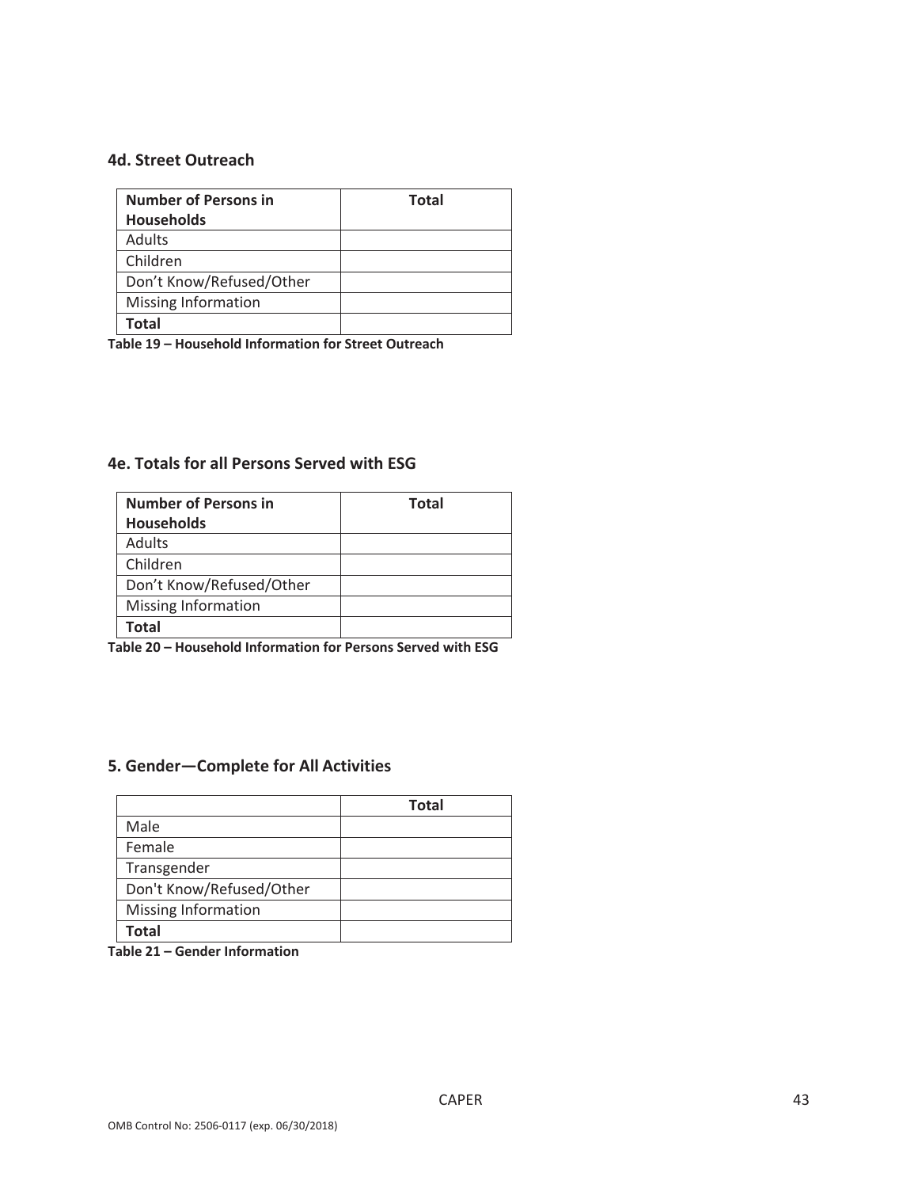### 4d. Street Outreach

| Number of Persons in Households | Total |
| --- | --- |
| Adults | |
| Children | |
| Don't Know/Refused/Other | |
| Missing Information | |
| **Total** | |

**Table 19 – Household Information for Street Outreach**

### 4e. Totals for all Persons Served with ESG

| Number of Persons in Households | Total |
| --- | --- |
| Adults | |
| Children | |
| Don't Know/Refused/Other | |
| Missing Information | |
| **Total** | |

**Table 20 – Household Information for Persons Served with ESG**

### 5. Gender—Complete for All Activities

| | Total |
| --- | --- |
| Male | |
| Female | |
| Transgender | |
| Don't Know/Refused/Other | |
| Missing Information | |
| **Total** | |

**Table 21 – Gender Information**

OMB Control No: 2506-0117 (exp. 06/30/2018)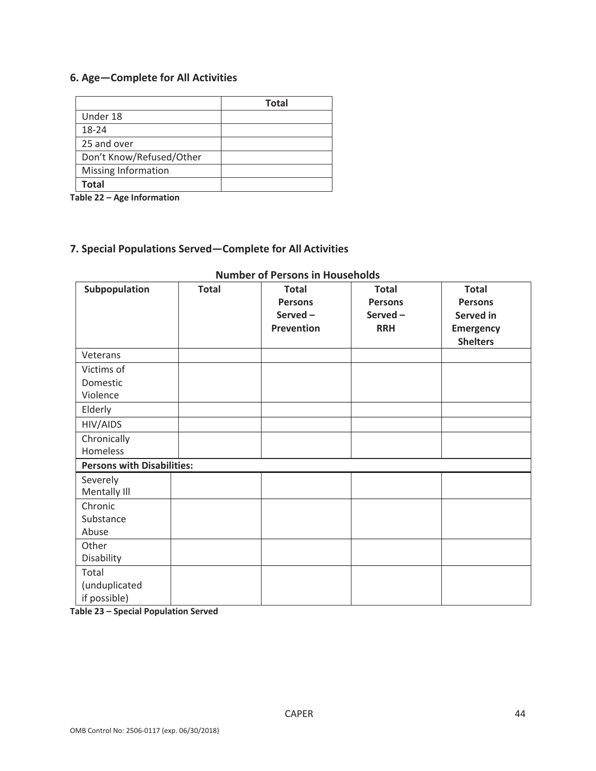### 6. Age—Complete for All Activities

| | Total |
|---|---|
| Under 18 | |
| 18-24 | |
| 25 and over | |
| Don't Know/Refused/Other | |
| Missing Information | |
| **Total** | |

**Table 22 – Age Information**

### 7. Special Populations Served—Complete for All Activities

**Number of Persons in Households**

| Subpopulation | Total | Total Persons Served – Prevention | Total Persons Served – RRH | Total Persons Served in Emergency Shelters |
|---|---|---|---|---|
| Veterans | | | | |
| Victims of Domestic Violence | | | | |
| Elderly | | | | |
| HIV/AIDS | | | | |
| Chronically Homeless | | | | |
| **Persons with Disabilities:** | | | | |
| Severely Mentally Ill | | | | |
| Chronic Substance Abuse | | | | |
| Other Disability | | | | |
| Total (unduplicated if possible) | | | | |

**Table 23 – Special Population Served**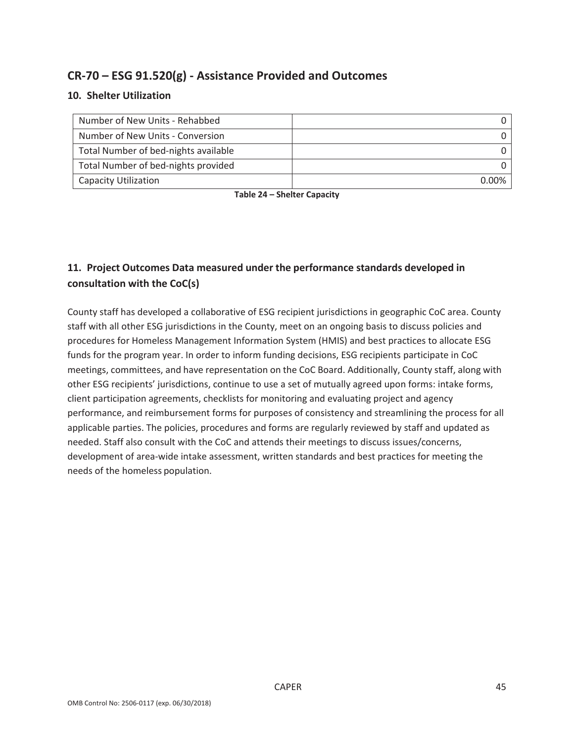## CR-70 – ESG 91.520(g) - Assistance Provided and Outcomes

### 10. Shelter Utilization

| | |
|---|---|
| Number of New Units - Rehabbed | 0 |
| Number of New Units - Conversion | 0 |
| Total Number of bed-nights available | 0 |
| Total Number of bed-nights provided | 0 |
| Capacity Utilization | 0.00% |

**Table 24 – Shelter Capacity**

### 11. Project Outcomes Data measured under the performance standards developed in consultation with the CoC(s)

County staff has developed a collaborative of ESG recipient jurisdictions in geographic CoC area. County staff with all other ESG jurisdictions in the County, meet on an ongoing basis to discuss policies and procedures for Homeless Management Information System (HMIS) and best practices to allocate ESG funds for the program year. In order to inform funding decisions, ESG recipients participate in CoC meetings, committees, and have representation on the CoC Board. Additionally, County staff, along with other ESG recipients' jurisdictions, continue to use a set of mutually agreed upon forms: intake forms, client participation agreements, checklists for monitoring and evaluating project and agency performance, and reimbursement forms for purposes of consistency and streamlining the process for all applicable parties. The policies, procedures and forms are regularly reviewed by staff and updated as needed. Staff also consult with the CoC and attends their meetings to discuss issues/concerns, development of area-wide intake assessment, written standards and best practices for meeting the needs of the homeless population.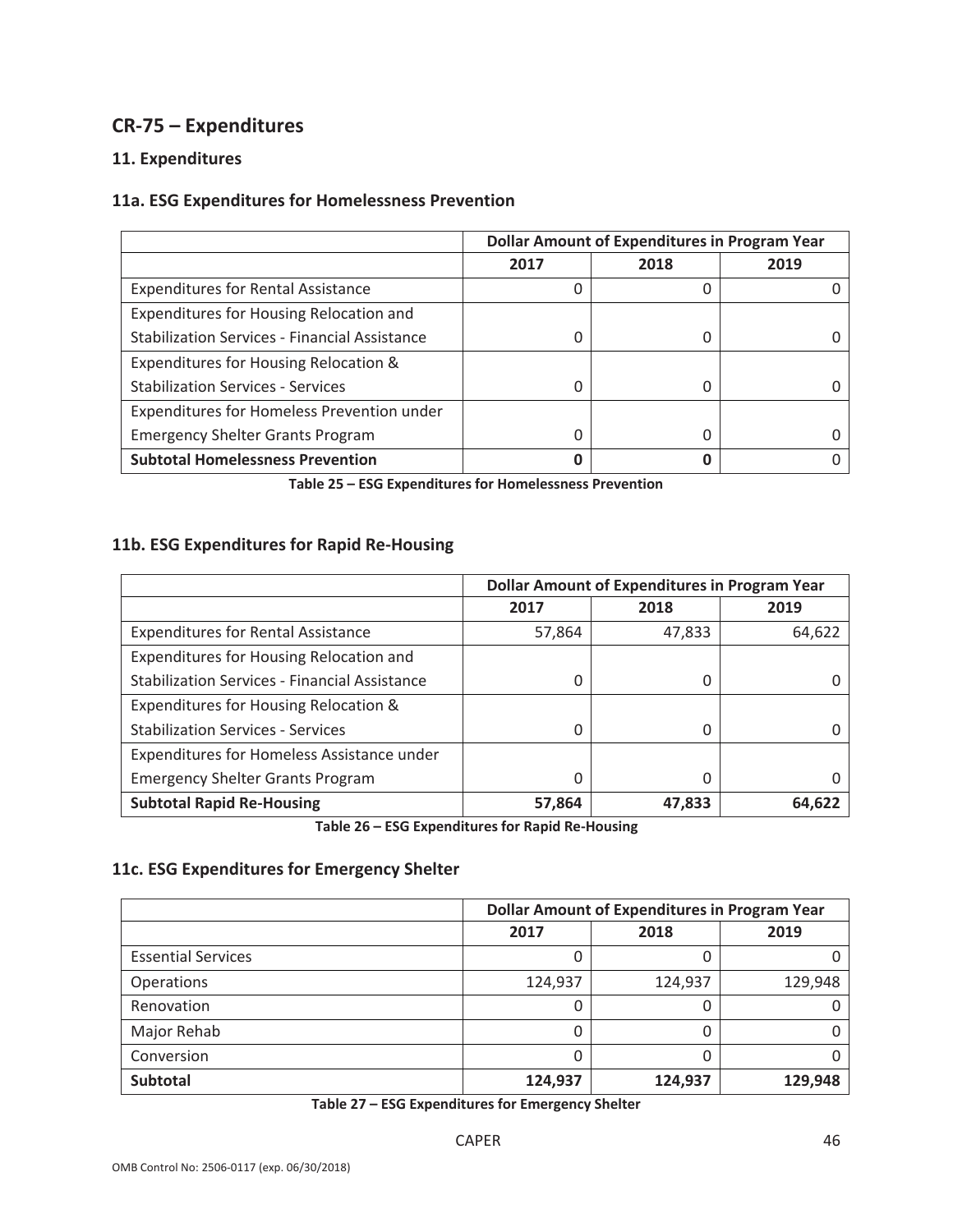## CR-75 – Expenditures

### 11. Expenditures

### 11a. ESG Expenditures for Homelessness Prevention

| | Dollar Amount of Expenditures in Program Year | | |
|---|---|---|---|
| | 2017 | 2018 | 2019 |
| Expenditures for Rental Assistance | 0 | 0 | 0 |
| Expenditures for Housing Relocation and Stabilization Services - Financial Assistance | 0 | 0 | 0 |
| Expenditures for Housing Relocation & Stabilization Services - Services | 0 | 0 | 0 |
| Expenditures for Homeless Prevention under Emergency Shelter Grants Program | 0 | 0 | 0 |
| **Subtotal Homelessness Prevention** | **0** | **0** | 0 |

**Table 25 – ESG Expenditures for Homelessness Prevention**

### 11b. ESG Expenditures for Rapid Re-Housing

| | Dollar Amount of Expenditures in Program Year | | |
|---|---|---|---|
| | 2017 | 2018 | 2019 |
| Expenditures for Rental Assistance | 57,864 | 47,833 | 64,622 |
| Expenditures for Housing Relocation and Stabilization Services - Financial Assistance | 0 | 0 | 0 |
| Expenditures for Housing Relocation & Stabilization Services - Services | 0 | 0 | 0 |
| Expenditures for Homeless Assistance under Emergency Shelter Grants Program | 0 | 0 | 0 |
| **Subtotal Rapid Re-Housing** | **57,864** | **47,833** | **64,622** |

**Table 26 – ESG Expenditures for Rapid Re-Housing**

### 11c. ESG Expenditures for Emergency Shelter

| | Dollar Amount of Expenditures in Program Year | | |
|---|---|---|---|
| | 2017 | 2018 | 2019 |
| Essential Services | 0 | 0 | 0 |
| Operations | 124,937 | 124,937 | 129,948 |
| Renovation | 0 | 0 | 0 |
| Major Rehab | 0 | 0 | 0 |
| Conversion | 0 | 0 | 0 |
| **Subtotal** | **124,937** | **124,937** | **129,948** |

**Table 27 – ESG Expenditures for Emergency Shelter**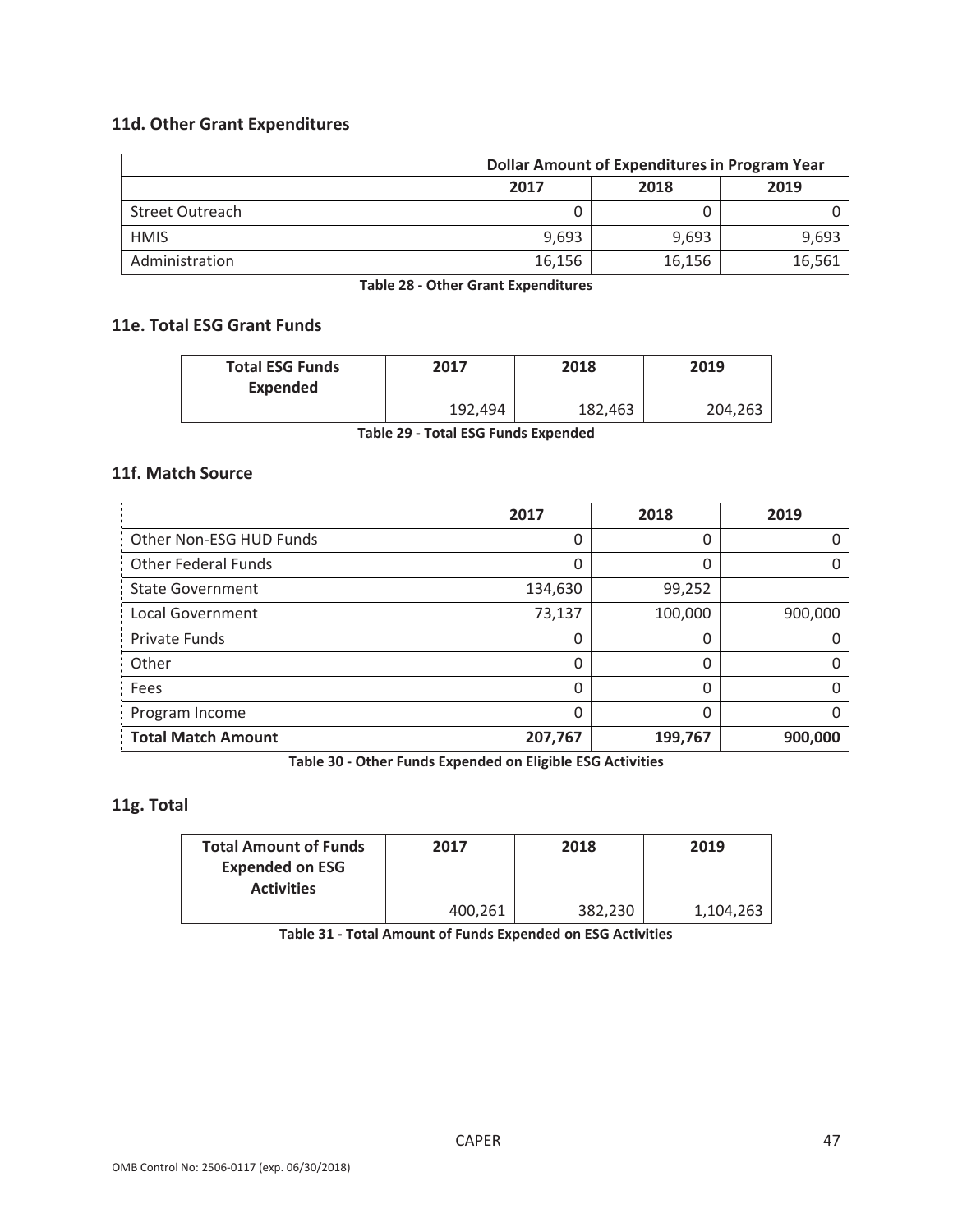### 11d. Other Grant Expenditures

| | Dollar Amount of Expenditures in Program Year | | |
|---|---|---|---|
| | 2017 | 2018 | 2019 |
| Street Outreach | 0 | 0 | 0 |
| HMIS | 9,693 | 9,693 | 9,693 |
| Administration | 16,156 | 16,156 | 16,561 |

**Table 28 - Other Grant Expenditures**

### 11e. Total ESG Grant Funds

| Total ESG Funds Expended | 2017 | 2018 | 2019 |
|---|---|---|---|
| | 192,494 | 182,463 | 204,263 |

**Table 29 - Total ESG Funds Expended**

### 11f. Match Source

| | 2017 | 2018 | 2019 |
|---|---|---|---|
| Other Non-ESG HUD Funds | 0 | 0 | 0 |
| Other Federal Funds | 0 | 0 | 0 |
| State Government | 134,630 | 99,252 | |
| Local Government | 73,137 | 100,000 | 900,000 |
| Private Funds | 0 | 0 | 0 |
| Other | 0 | 0 | 0 |
| Fees | 0 | 0 | 0 |
| Program Income | 0 | 0 | 0 |
| **Total Match Amount** | **207,767** | **199,767** | **900,000** |

**Table 30 - Other Funds Expended on Eligible ESG Activities**

### 11g. Total

| Total Amount of Funds Expended on ESG Activities | 2017 | 2018 | 2019 |
|---|---|---|---|
| | 400,261 | 382,230 | 1,104,263 |

**Table 31 - Total Amount of Funds Expended on ESG Activities**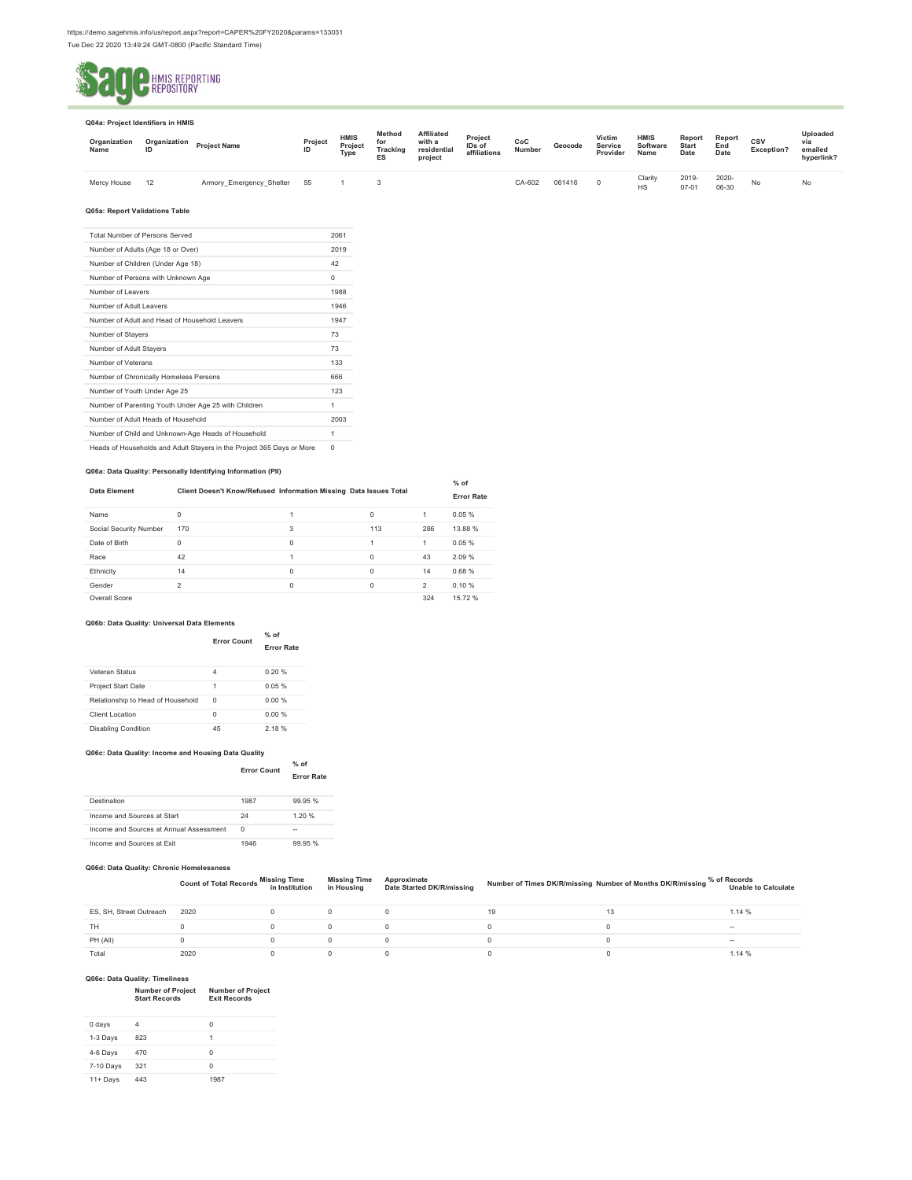https://demo.sagehmis.info/us/report.aspx?report=CAPER%20FY2020&params=133031
Tue Dec 22 2020 13:49:24 GMT-0800 (Pacific Standard Time)

Sage HMIS REPORTING REPOSITORY

### Q04a: Project Identifiers in HMIS

| Organization Name | Organization ID | Project Name | Project ID | HMIS Project Type | Method for Tracking ES | Affiliated with a residential project | Project IDs of affiliations | CoC Number | Geocode | Victim Service Provider | HMIS Software Name | Report Start Date | Report End Date | CSV Exception? | Uploaded via emailed hyperlink? |
|---|---|---|---|---|---|---|---|---|---|---|---|---|---|---|---|
| Mercy House | 12 | Armory_Emergency_Shelter | 55 | 1 | 3 | | | CA-602 | 061416 | 0 | Clarity HS | 2019-07-01 | 2020-06-30 | No | No |

### Q05a: Report Validations Table

| | |
|---|---|
| Total Number of Persons Served | 2061 |
| Number of Adults (Age 18 or Over) | 2019 |
| Number of Children (Under Age 18) | 42 |
| Number of Persons with Unknown Age | 0 |
| Number of Leavers | 1988 |
| Number of Adult Leavers | 1946 |
| Number of Adult and Head of Household Leavers | 1947 |
| Number of Stayers | 73 |
| Number of Adult Stayers | 73 |
| Number of Veterans | 133 |
| Number of Chronically Homeless Persons | 666 |
| Number of Youth Under Age 25 | 123 |
| Number of Parenting Youth Under Age 25 with Children | 1 |
| Number of Adult Heads of Household | 2003 |
| Number of Child and Unknown-Age Heads of Household | 1 |
| Heads of Households and Adult Stayers in the Project 365 Days or More | 0 |

### Q06a: Data Quality: Personally Identifying Information (PII)

| Data Element | Client Doesn't Know/Refused | Information Missing | Data Issues | Total | % of Error Rate |
|---|---|---|---|---|---|
| Name | 0 | 1 | 0 | 1 | 0.05 % |
| Social Security Number | 170 | 3 | 113 | 286 | 13.88 % |
| Date of Birth | 0 | 0 | 1 | 1 | 0.05 % |
| Race | 42 | 1 | 0 | 43 | 2.09 % |
| Ethnicity | 14 | 0 | 0 | 14 | 0.68 % |
| Gender | 2 | 0 | 0 | 2 | 0.10 % |
| Overall Score | | | | 324 | 15.72 % |

### Q06b: Data Quality: Universal Data Elements

| | Error Count | % of Error Rate |
|---|---|---|
| Veteran Status | 4 | 0.20 % |
| Project Start Date | 1 | 0.05 % |
| Relationship to Head of Household | 0 | 0.00 % |
| Client Location | 0 | 0.00 % |
| Disabling Condition | 45 | 2.18 % |

### Q06c: Data Quality: Income and Housing Data Quality

| | Error Count | % of Error Rate |
|---|---|---|
| Destination | 1987 | 99.95 % |
| Income and Sources at Start | 24 | 1.20 % |
| Income and Sources at Annual Assessment | 0 | -- |
| Income and Sources at Exit | 1946 | 99.95 % |

### Q06d: Data Quality: Chronic Homelessness

| | Count of Total Records | Missing Time in Institution | Missing Time in Housing | Approximate Date Started DK/R/missing | Number of Times DK/R/missing | Number of Months DK/R/missing | % of Records Unable to Calculate |
|---|---|---|---|---|---|---|---|
| ES, SH, Street Outreach | 2020 | 0 | 0 | 0 | 19 | 13 | 1.14 % |
| TH | 0 | 0 | 0 | 0 | 0 | 0 | -- |
| PH (All) | 0 | 0 | 0 | 0 | 0 | 0 | -- |
| Total | 2020 | 0 | 0 | 0 | 0 | 0 | 1.14 % |

### Q06e: Data Quality: Timeliness

| | Number of Project Start Records | Number of Project Exit Records |
|---|---|---|
| 0 days | 4 | 0 |
| 1-3 Days | 823 | 1 |
| 4-6 Days | 470 | 0 |
| 7-10 Days | 321 | 0 |
| 11+ Days | 443 | 1987 |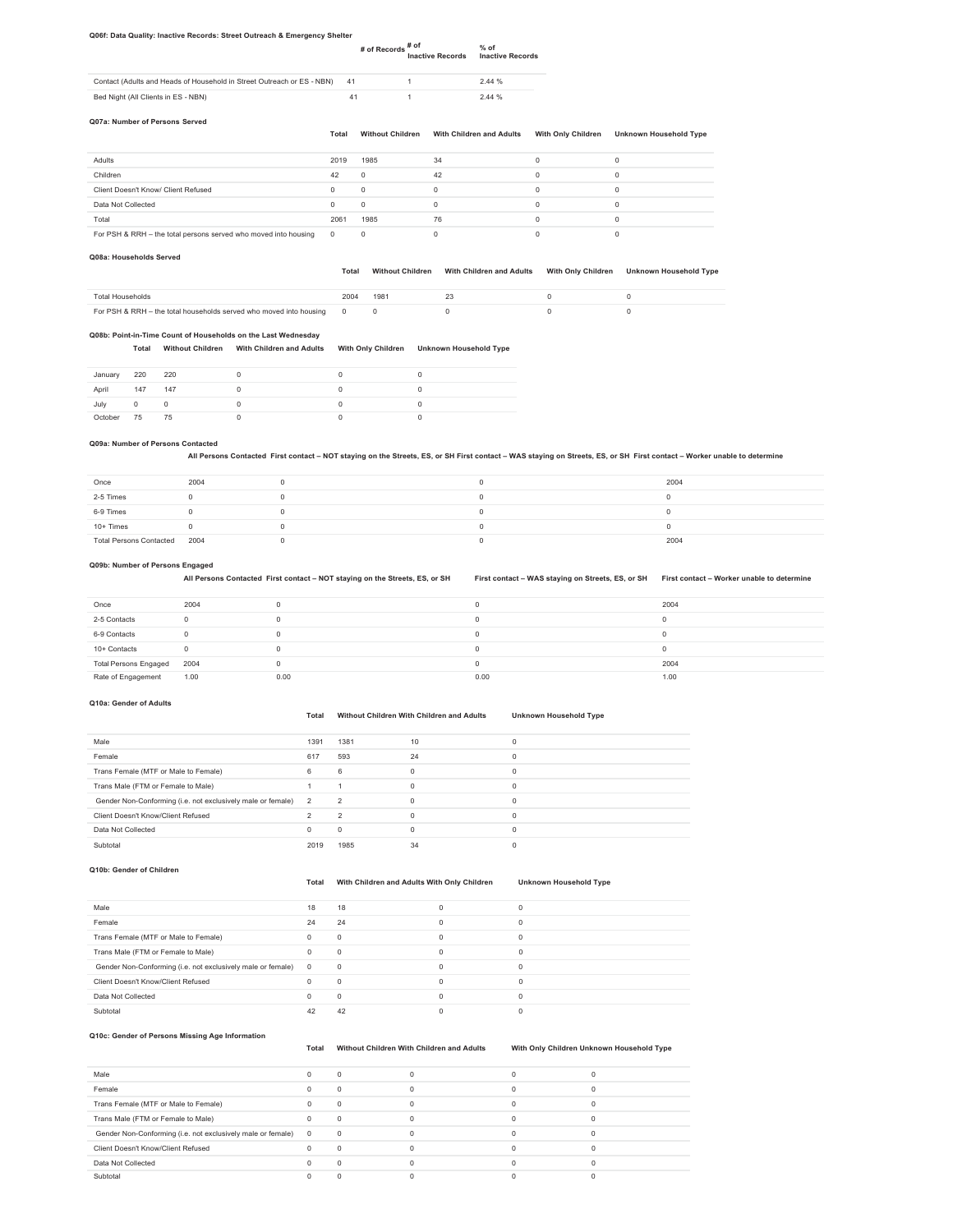#### Q06f: Data Quality: Inactive Records: Street Outreach & Emergency Shelter

| | # of Records | # of Inactive Records | % of Inactive Records |
|---|---|---|---|
| Contact (Adults and Heads of Household in Street Outreach or ES - NBN) | 41 | 1 | 2.44 % |
| Bed Night (All Clients in ES - NBN) | 41 | 1 | 2.44 % |

#### Q07a: Number of Persons Served

| | Total | Without Children | With Children and Adults | With Only Children | Unknown Household Type |
|---|---|---|---|---|---|
| Adults | 2019 | 1985 | 34 | 0 | 0 |
| Children | 42 | 0 | 42 | 0 | 0 |
| Client Doesn't Know/ Client Refused | 0 | 0 | 0 | 0 | 0 |
| Data Not Collected | 0 | 0 | 0 | 0 | 0 |
| Total | 2061 | 1985 | 76 | 0 | 0 |
| For PSH & RRH – the total persons served who moved into housing | 0 | 0 | 0 | 0 | 0 |

#### Q08a: Households Served

| | Total | Without Children | With Children and Adults | With Only Children | Unknown Household Type |
|---|---|---|---|---|---|
| Total Households | 2004 | 1981 | 23 | 0 | 0 |
| For PSH & RRH – the total households served who moved into housing | 0 | 0 | 0 | 0 | 0 |

#### Q08b: Point-in-Time Count of Households on the Last Wednesday

| | Total | Without Children | With Children and Adults | With Only Children | Unknown Household Type |
|---|---|---|---|---|---|
| January | 220 | 220 | 0 | 0 | 0 |
| April | 147 | 147 | 0 | 0 | 0 |
| July | 0 | 0 | 0 | 0 | 0 |
| October | 75 | 75 | 0 | 0 | 0 |

#### Q09a: Number of Persons Contacted

| | All Persons Contacted | First contact – NOT staying on the Streets, ES, or SH | First contact – WAS staying on Streets, ES, or SH | First contact – Worker unable to determine |
|---|---|---|---|---|
| Once | 2004 | 0 | 0 | 2004 |
| 2-5 Times | 0 | 0 | 0 | 0 |
| 6-9 Times | 0 | 0 | 0 | 0 |
| 10+ Times | 0 | 0 | 0 | 0 |
| Total Persons Contacted | 2004 | 0 | 0 | 2004 |

#### Q09b: Number of Persons Engaged

| | All Persons Contacted | First contact – NOT staying on the Streets, ES, or SH | First contact – WAS staying on Streets, ES, or SH | First contact – Worker unable to determine |
|---|---|---|---|---|
| Once | 2004 | 0 | 0 | 2004 |
| 2-5 Contacts | 0 | 0 | 0 | 0 |
| 6-9 Contacts | 0 | 0 | 0 | 0 |
| 10+ Contacts | 0 | 0 | 0 | 0 |
| Total Persons Engaged | 2004 | 0 | 0 | 2004 |
| Rate of Engagement | 1.00 | 0.00 | 0.00 | 1.00 |

#### Q10a: Gender of Adults

| | Total | Without Children | With Children and Adults | Unknown Household Type |
|---|---|---|---|---|
| Male | 1391 | 1381 | 10 | 0 |
| Female | 617 | 593 | 24 | 0 |
| Trans Female (MTF or Male to Female) | 6 | 6 | 0 | 0 |
| Trans Male (FTM or Female to Male) | 1 | 1 | 0 | 0 |
| Gender Non-Conforming (i.e. not exclusively male or female) | 2 | 2 | 0 | 0 |
| Client Doesn't Know/Client Refused | 2 | 2 | 0 | 0 |
| Data Not Collected | 0 | 0 | 0 | 0 |
| Subtotal | 2019 | 1985 | 34 | 0 |

#### Q10b: Gender of Children

| | Total | With Children and Adults | With Only Children | Unknown Household Type |
|---|---|---|---|---|
| Male | 18 | 18 | 0 | 0 |
| Female | 24 | 24 | 0 | 0 |
| Trans Female (MTF or Male to Female) | 0 | 0 | 0 | 0 |
| Trans Male (FTM or Female to Male) | 0 | 0 | 0 | 0 |
| Gender Non-Conforming (i.e. not exclusively male or female) | 0 | 0 | 0 | 0 |
| Client Doesn't Know/Client Refused | 0 | 0 | 0 | 0 |
| Data Not Collected | 0 | 0 | 0 | 0 |
| Subtotal | 42 | 42 | 0 | 0 |

#### Q10c: Gender of Persons Missing Age Information

| | Total | Without Children | With Children and Adults | With Only Children | Unknown Household Type |
|---|---|---|---|---|---|
| Male | 0 | 0 | 0 | 0 | 0 |
| Female | 0 | 0 | 0 | 0 | 0 |
| Trans Female (MTF or Male to Female) | 0 | 0 | 0 | 0 | 0 |
| Trans Male (FTM or Female to Male) | 0 | 0 | 0 | 0 | 0 |
| Gender Non-Conforming (i.e. not exclusively male or female) | 0 | 0 | 0 | 0 | 0 |
| Client Doesn't Know/Client Refused | 0 | 0 | 0 | 0 | 0 |
| Data Not Collected | 0 | 0 | 0 | 0 | 0 |
| Subtotal | 0 | 0 | 0 | 0 | 0 |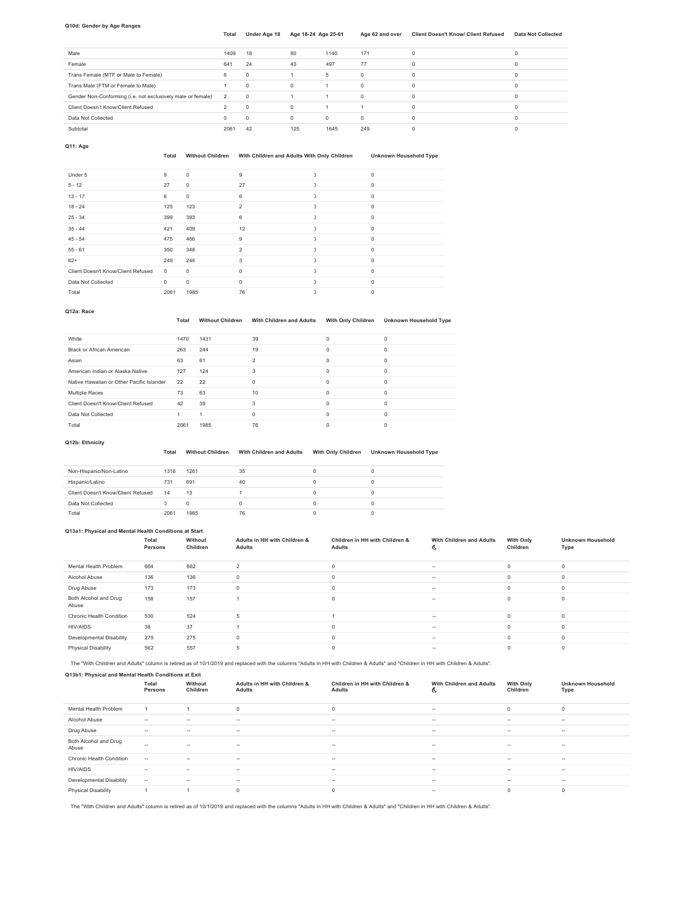### Q10d: Gender by Age Ranges

| | Total | Under Age 18 | Age 18-24 | Age 25-61 | Age 62 and over | Client Doesn't Know/ Client Refused | Data Not Collected |
|---|---|---|---|---|---|---|---|
| Male | 1409 | 18 | 80 | 1140 | 171 | 0 | 0 |
| Female | 641 | 24 | 43 | 497 | 77 | 0 | 0 |
| Trans Female (MTF or Male to Female) | 6 | 0 | 1 | 5 | 0 | 0 | 0 |
| Trans Male (FTM or Female to Male) | 1 | 0 | 0 | 1 | 0 | 0 | 0 |
| Gender Non-Conforming (i.e. not exclusively male or female) | 2 | 0 | 1 | 1 | 0 | 0 | 0 |
| Client Doesn't Know/Client Refused | 2 | 0 | 0 | 1 | 1 | 0 | 0 |
| Data Not Collected | 0 | 0 | 0 | 0 | 0 | 0 | 0 |
| Subtotal | 2061 | 42 | 125 | 1645 | 249 | 0 | 0 |

### Q11: Age

| | Total | Without Children | With Children and Adults | With Only Children | Unknown Household Type |
|---|---|---|---|---|---|
| Under 5 | 9 | 0 | 9 | 0 | 0 |
| 5 - 12 | 27 | 0 | 27 | 0 | 0 |
| 13 - 17 | 6 | 0 | 6 | 0 | 0 |
| 18 - 24 | 125 | 123 | 2 | 0 | 0 |
| 25 - 34 | 399 | 393 | 6 | 0 | 0 |
| 35 - 44 | 421 | 409 | 12 | 0 | 0 |
| 45 - 54 | 475 | 466 | 9 | 0 | 0 |
| 55 - 61 | 350 | 348 | 2 | 0 | 0 |
| 62+ | 249 | 246 | 3 | 0 | 0 |
| Client Doesn't Know/Client Refused | 0 | 0 | 0 | 0 | 0 |
| Data Not Collected | 0 | 0 | 0 | 0 | 0 |
| Total | 2061 | 1985 | 76 | 0 | 0 |

### Q12a: Race

| | Total | Without Children | With Children and Adults | With Only Children | Unknown Household Type |
|---|---|---|---|---|---|
| White | 1470 | 1431 | 39 | 0 | 0 |
| Black or African American | 263 | 244 | 19 | 0 | 0 |
| Asian | 63 | 61 | 2 | 0 | 0 |
| American Indian or Alaska Native | 127 | 124 | 3 | 0 | 0 |
| Native Hawaiian or Other Pacific Islander | 22 | 22 | 0 | 0 | 0 |
| Multiple Races | 73 | 63 | 10 | 0 | 0 |
| Client Doesn't Know/Client Refused | 42 | 39 | 3 | 0 | 0 |
| Data Not Collected | 1 | 1 | 0 | 0 | 0 |
| Total | 2061 | 1985 | 76 | 0 | 0 |

### Q12b: Ethnicity

| | Total | Without Children | With Children and Adults | With Only Children | Unknown Household Type |
|---|---|---|---|---|---|
| Non-Hispanic/Non-Latino | 1316 | 1281 | 35 | 0 | 0 |
| Hispanic/Latino | 731 | 691 | 40 | 0 | 0 |
| Client Doesn't Know/Client Refused | 14 | 13 | 1 | 0 | 0 |
| Data Not Collected | 0 | 0 | 0 | 0 | 0 |
| Total | 2061 | 1985 | 76 | 0 | 0 |

### Q13a1: Physical and Mental Health Conditions at Start

| | Total Persons | Without Children | Adults in HH with Children & Adults | Children in HH with Children & Adults | With Children and Adults ☾ | With Only Children | Unknown Household Type |
|---|---|---|---|---|---|---|---|
| Mental Health Problem | 664 | 662 | 2 | 0 | -- | 0 | 0 |
| Alcohol Abuse | 136 | 136 | 0 | 0 | -- | 0 | 0 |
| Drug Abuse | 173 | 173 | 0 | 0 | -- | 0 | 0 |
| Both Alcohol and Drug Abuse | 158 | 157 | 1 | 0 | -- | 0 | 0 |
| Chronic Health Condition | 530 | 524 | 5 | 1 | -- | 0 | 0 |
| HIV/AIDS | 38 | 37 | 1 | 0 | -- | 0 | 0 |
| Developmental Disability | 275 | 275 | 0 | 0 | -- | 0 | 0 |
| Physical Disability | 562 | 557 | 5 | 0 | -- | 0 | 0 |

☾ The "With Children and Adults" column is retired as of 10/1/2019 and replaced with the columns "Adults in HH with Children & Adults" and "Children in HH with Children & Adults".

### Q13b1: Physical and Mental Health Conditions at Exit

| | Total Persons | Without Children | Adults in HH with Children & Adults | Children in HH with Children & Adults | With Children and Adults ☾ | With Only Children | Unknown Household Type |
|---|---|---|---|---|---|---|---|
| Mental Health Problem | 1 | 1 | 0 | 0 | -- | 0 | 0 |
| Alcohol Abuse | -- | -- | -- | -- | -- | -- | -- |
| Drug Abuse | -- | -- | -- | -- | -- | -- | -- |
| Both Alcohol and Drug Abuse | -- | -- | -- | -- | -- | -- | -- |
| Chronic Health Condition | -- | -- | -- | -- | -- | -- | -- |
| HIV/AIDS | -- | -- | -- | -- | -- | -- | -- |
| Developmental Disability | -- | -- | -- | -- | -- | -- | -- |
| Physical Disability | 1 | 1 | 0 | 0 | -- | 0 | 0 |

☾ The "With Children and Adults" column is retired as of 10/1/2019 and replaced with the columns "Adults in HH with Children & Adults" and "Children in HH with Children & Adults".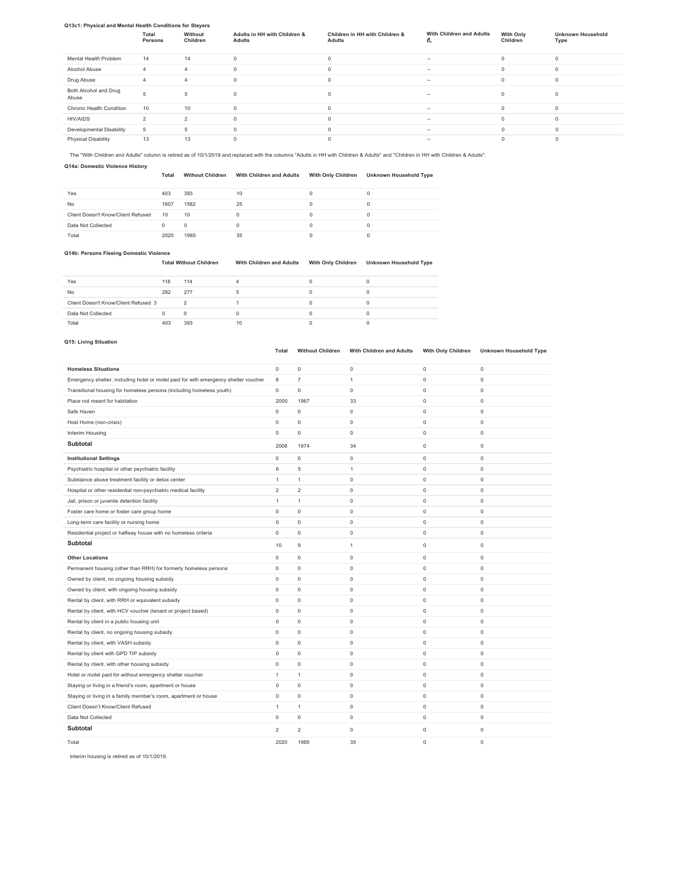**Q13c1: Physical and Mental Health Conditions for Stayers**

| | Total Persons | Without Children | Adults in HH with Children & Adults | Children in HH with Children & Adults | With Children and Adults ⁠ | With Only Children | Unknown Household Type |
|---|---|---|---|---|---|---|---|
| Mental Health Problem | 14 | 14 | 0 | 0 | -- | 0 | 0 |
| Alcohol Abuse | 4 | 4 | 0 | 0 | -- | 0 | 0 |
| Drug Abuse | 4 | 4 | 0 | 0 | -- | 0 | 0 |
| Both Alcohol and Drug Abuse | 5 | 5 | 0 | 0 | -- | 0 | 0 |
| Chronic Health Condition | 10 | 10 | 0 | 0 | -- | 0 | 0 |
| HIV/AIDS | 2 | 2 | 0 | 0 | -- | 0 | 0 |
| Developmental Disability | 5 | 5 | 0 | 0 | -- | 0 | 0 |
| Physical Disability | 13 | 13 | 0 | 0 | -- | 0 | 0 |

The "With Children and Adults" column is retired as of 10/1/2019 and replaced with the columns "Adults in HH with Children & Adults" and "Children in HH with Children & Adults".

**Q14a: Domestic Violence History**

| | Total | Without Children | With Children and Adults | With Only Children | Unknown Household Type |
|---|---|---|---|---|---|
| Yes | 403 | 393 | 10 | 0 | 0 |
| No | 1607 | 1582 | 25 | 0 | 0 |
| Client Doesn't Know/Client Refused | 10 | 10 | 0 | 0 | 0 |
| Data Not Collected | 0 | 0 | 0 | 0 | 0 |
| Total | 2020 | 1985 | 35 | 0 | 0 |

**Q14b: Persons Fleeing Domestic Violence**

| | Total | Without Children | With Children and Adults | With Only Children | Unknown Household Type |
|---|---|---|---|---|---|
| Yes | 118 | 114 | 4 | 0 | 0 |
| No | 282 | 277 | 5 | 0 | 0 |
| Client Doesn't Know/Client Refused | 3 | 2 | 1 | 0 | 0 |
| Data Not Collected | 0 | 0 | 0 | 0 | 0 |
| Total | 403 | 393 | 10 | 0 | 0 |

**Q15: Living Situation**

| | Total | Without Children | With Children and Adults | With Only Children | Unknown Household Type |
|---|---|---|---|---|---|
| **Homeless Situations** | 0 | 0 | 0 | 0 | 0 |
| Emergency shelter, including hotel or motel paid for with emergency shelter voucher | 8 | 7 | 1 | 0 | 0 |
| Transitional housing for homeless persons (including homeless youth) | 0 | 0 | 0 | 0 | 0 |
| Place not meant for habitation | 2000 | 1967 | 33 | 0 | 0 |
| Safe Haven | 0 | 0 | 0 | 0 | 0 |
| Host Home (non-crisis) | 0 | 0 | 0 | 0 | 0 |
| Interim Housing | 0 | 0 | 0 | 0 | 0 |
| **Subtotal** | 2008 | 1974 | 34 | 0 | 0 |
| **Institutional Settings** | 0 | 0 | 0 | 0 | 0 |
| Psychiatric hospital or other psychiatric facility | 6 | 5 | 1 | 0 | 0 |
| Substance abuse treatment facility or detox center | 1 | 1 | 0 | 0 | 0 |
| Hospital or other residential non-psychiatric medical facility | 2 | 2 | 0 | 0 | 0 |
| Jail, prison or juvenile detention facility | 1 | 1 | 0 | 0 | 0 |
| Foster care home or foster care group home | 0 | 0 | 0 | 0 | 0 |
| Long-term care facility or nursing home | 0 | 0 | 0 | 0 | 0 |
| Residential project or halfway house with no homeless criteria | 0 | 0 | 0 | 0 | 0 |
| **Subtotal** | 10 | 9 | 1 | 0 | 0 |
| **Other Locations** | 0 | 0 | 0 | 0 | 0 |
| Permanent housing (other than RRH) for formerly homeless persons | 0 | 0 | 0 | 0 | 0 |
| Owned by client, no ongoing housing subsidy | 0 | 0 | 0 | 0 | 0 |
| Owned by client, with ongoing housing subsidy | 0 | 0 | 0 | 0 | 0 |
| Rental by client, with RRH or equivalent subsidy | 0 | 0 | 0 | 0 | 0 |
| Rental by client, with HCV voucher (tenant or project based) | 0 | 0 | 0 | 0 | 0 |
| Rental by client in a public housing unit | 0 | 0 | 0 | 0 | 0 |
| Rental by client, no ongoing housing subsidy | 0 | 0 | 0 | 0 | 0 |
| Rental by client, with VASH subsidy | 0 | 0 | 0 | 0 | 0 |
| Rental by client with GPD TIP subsidy | 0 | 0 | 0 | 0 | 0 |
| Rental by client, with other housing subsidy | 0 | 0 | 0 | 0 | 0 |
| Hotel or motel paid for without emergency shelter voucher | 1 | 1 | 0 | 0 | 0 |
| Staying or living in a friend's room, apartment or house | 0 | 0 | 0 | 0 | 0 |
| Staying or living in a family member's room, apartment or house | 0 | 0 | 0 | 0 | 0 |
| Client Doesn't Know/Client Refused | 1 | 1 | 0 | 0 | 0 |
| Data Not Collected | 0 | 0 | 0 | 0 | 0 |
| **Subtotal** | 2 | 2 | 0 | 0 | 0 |
| Total | 2020 | 1985 | 35 | 0 | 0 |

Interim housing is retired as of 10/1/2019.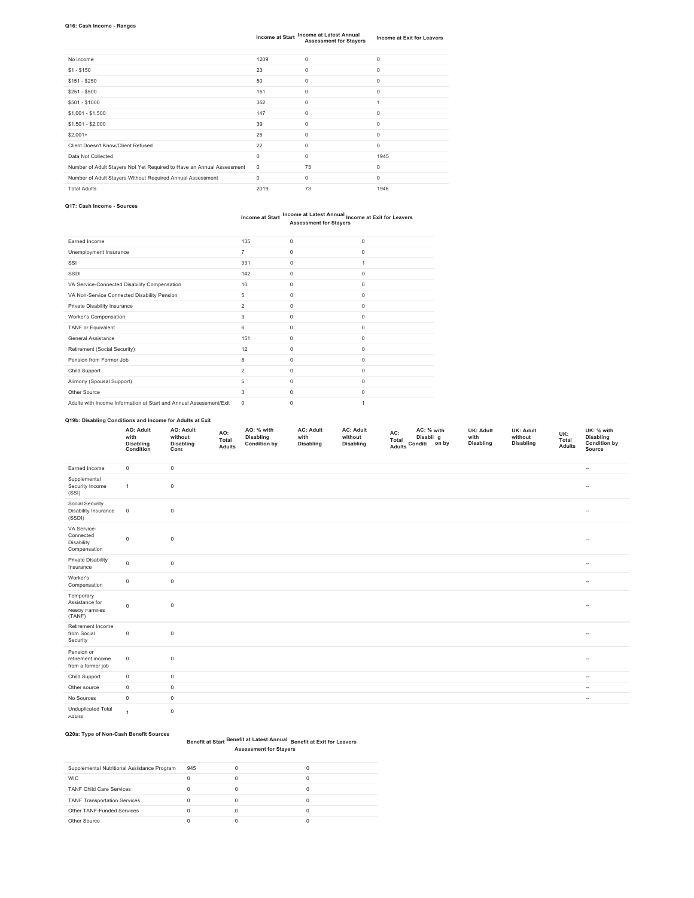**Q16: Cash Income - Ranges**

| | Income at Start | Income at Latest Annual Assessment for Stayers | Income at Exit for Leavers |
|---|---|---|---|
| No income | 1209 | 0 | 0 |
| $1 - $150 | 23 | 0 | 0 |
| $151 - $250 | 50 | 0 | 0 |
| $251 - $500 | 151 | 0 | 0 |
| $501 - $1000 | 352 | 0 | 1 |
| $1,001 - $1,500 | 147 | 0 | 0 |
| $1,501 - $2,000 | 39 | 0 | 0 |
| $2,001+ | 26 | 0 | 0 |
| Client Doesn't Know/Client Refused | 22 | 0 | 0 |
| Data Not Collected | 0 | 0 | 1945 |
| Number of Adult Stayers Not Yet Required to Have an Annual Assessment | 0 | 73 | 0 |
| Number of Adult Stayers Without Required Annual Assessment | 0 | 0 | 0 |
| Total Adults | 2019 | 73 | 1946 |

**Q17: Cash Income - Sources**

| | Income at Start | Income at Latest Annual Assessment for Stayers | Income at Exit for Leavers |
|---|---|---|---|
| Earned Income | 135 | 0 | 0 |
| Unemployment Insurance | 7 | 0 | 0 |
| SSI | 331 | 0 | 1 |
| SSDI | 142 | 0 | 0 |
| VA Service-Connected Disability Compensation | 10 | 0 | 0 |
| VA Non-Service Connected Disability Pension | 5 | 0 | 0 |
| Private Disability Insurance | 2 | 0 | 0 |
| Worker's Compensation | 3 | 0 | 0 |
| TANF or Equivalent | 6 | 0 | 0 |
| General Assistance | 151 | 0 | 0 |
| Retirement (Social Security) | 12 | 0 | 0 |
| Pension from Former Job | 8 | 0 | 0 |
| Child Support | 2 | 0 | 0 |
| Alimony (Spousal Support) | 5 | 0 | 0 |
| Other Source | 3 | 0 | 0 |
| Adults with Income Information at Start and Annual Assessment/Exit | 0 | 0 | 1 |

**Q19b: Disabling Conditions and Income for Adults at Exit**

| | AO: Adult with Disabling Condition | AO: Adult without Disabling Cond | AO: Total Adults | AO: % with Disabling Condition by | AC: Adult with Disabling | AC: Adult without Disabling | AC: Total Adults | AC: % with Disabling Condition by | UK: Adult with Disabling | UK: Adult without Disabling | UK: Total Adults | UK: % with Disabling Condition by Source |
|---|---|---|---|---|---|---|---|---|---|---|---|---|
| Earned Income | 0 | 0 | | | | | | | | | | -- |
| Supplemental Security Income (SSI) | 1 | 0 | | | | | | | | | | -- |
| Social Security Disability Insurance (SSDI) | 0 | 0 | | | | | | | | | | -- |
| VA Service-Connected Disability Compensation | 0 | 0 | | | | | | | | | | -- |
| Private Disability Insurance | 0 | 0 | | | | | | | | | | -- |
| Worker's Compensation | 0 | 0 | | | | | | | | | | -- |
| Temporary Assistance for Needy Families (TANF) | 0 | 0 | | | | | | | | | | -- |
| Retirement Income from Social Security | 0 | 0 | | | | | | | | | | -- |
| Pension or retirement income from a former job | 0 | 0 | | | | | | | | | | -- |
| Child Support | 0 | 0 | | | | | | | | | | -- |
| Other source | 0 | 0 | | | | | | | | | | -- |
| No Sources | 0 | 0 | | | | | | | | | | -- |
| Unduplicated Total Adults | 1 | 0 | | | | | | | | | | |

**Q20a: Type of Non-Cash Benefit Sources**

| | Benefit at Start | Benefit at Latest Annual Assessment for Stayers | Benefit at Exit for Leavers |
|---|---|---|---|
| Supplemental Nutritional Assistance Program | 945 | 0 | 0 |
| WIC | 0 | 0 | 0 |
| TANF Child Care Services | 0 | 0 | 0 |
| TANF Transportation Services | 0 | 0 | 0 |
| Other TANF-Funded Services | 0 | 0 | 0 |
| Other Source | 0 | 0 | 0 |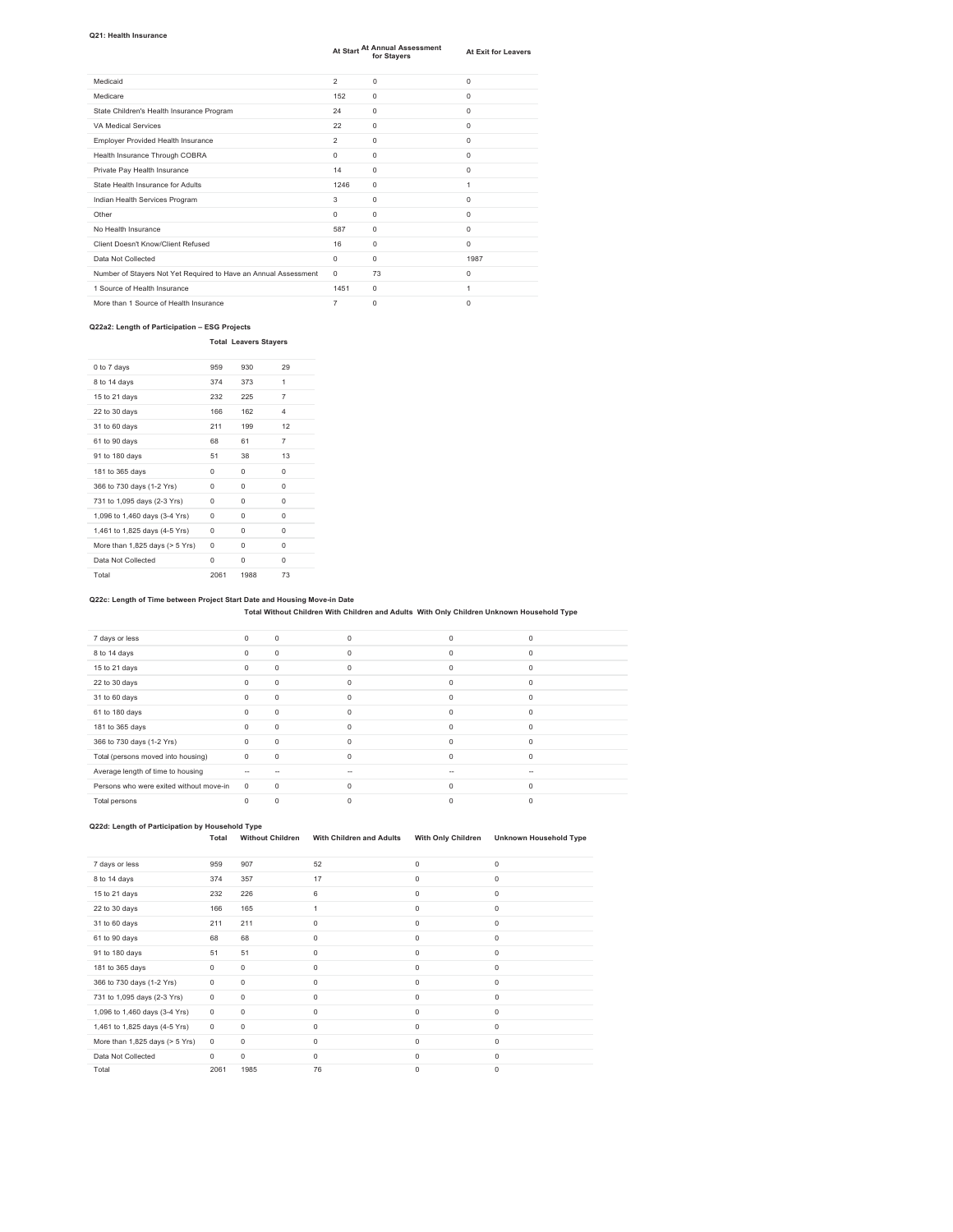**Q21: Health Insurance**

| | At Start | At Annual Assessment for Stayers | At Exit for Leavers |
|---|---|---|---|
| Medicaid | 2 | 0 | 0 |
| Medicare | 152 | 0 | 0 |
| State Children's Health Insurance Program | 24 | 0 | 0 |
| VA Medical Services | 22 | 0 | 0 |
| Employer Provided Health Insurance | 2 | 0 | 0 |
| Health Insurance Through COBRA | 0 | 0 | 0 |
| Private Pay Health Insurance | 14 | 0 | 0 |
| State Health Insurance for Adults | 1246 | 0 | 1 |
| Indian Health Services Program | 3 | 0 | 0 |
| Other | 0 | 0 | 0 |
| No Health Insurance | 587 | 0 | 0 |
| Client Doesn't Know/Client Refused | 16 | 0 | 0 |
| Data Not Collected | 0 | 0 | 1987 |
| Number of Stayers Not Yet Required to Have an Annual Assessment | 0 | 73 | 0 |
| 1 Source of Health Insurance | 1451 | 0 | 1 |
| More than 1 Source of Health Insurance | 7 | 0 | 0 |

**Q22a2: Length of Participation – ESG Projects**

| | Total | Leavers | Stayers |
|---|---|---|---|
| 0 to 7 days | 959 | 930 | 29 |
| 8 to 14 days | 374 | 373 | 1 |
| 15 to 21 days | 232 | 225 | 7 |
| 22 to 30 days | 166 | 162 | 4 |
| 31 to 60 days | 211 | 199 | 12 |
| 61 to 90 days | 68 | 61 | 7 |
| 91 to 180 days | 51 | 38 | 13 |
| 181 to 365 days | 0 | 0 | 0 |
| 366 to 730 days (1-2 Yrs) | 0 | 0 | 0 |
| 731 to 1,095 days (2-3 Yrs) | 0 | 0 | 0 |
| 1,096 to 1,460 days (3-4 Yrs) | 0 | 0 | 0 |
| 1,461 to 1,825 days (4-5 Yrs) | 0 | 0 | 0 |
| More than 1,825 days (> 5 Yrs) | 0 | 0 | 0 |
| Data Not Collected | 0 | 0 | 0 |
| Total | 2061 | 1988 | 73 |

**Q22c: Length of Time between Project Start Date and Housing Move-in Date**

| | Total | Without Children | With Children and Adults | With Only Children | Unknown Household Type |
|---|---|---|---|---|---|
| 7 days or less | 0 | 0 | 0 | 0 | 0 |
| 8 to 14 days | 0 | 0 | 0 | 0 | 0 |
| 15 to 21 days | 0 | 0 | 0 | 0 | 0 |
| 22 to 30 days | 0 | 0 | 0 | 0 | 0 |
| 31 to 60 days | 0 | 0 | 0 | 0 | 0 |
| 61 to 180 days | 0 | 0 | 0 | 0 | 0 |
| 181 to 365 days | 0 | 0 | 0 | 0 | 0 |
| 366 to 730 days (1-2 Yrs) | 0 | 0 | 0 | 0 | 0 |
| Total (persons moved into housing) | 0 | 0 | 0 | 0 | 0 |
| Average length of time to housing | -- | -- | -- | -- | -- |
| Persons who were exited without move-in | 0 | 0 | 0 | 0 | 0 |
| Total persons | 0 | 0 | 0 | 0 | 0 |

**Q22d: Length of Participation by Household Type**

| | Total | Without Children | With Children and Adults | With Only Children | Unknown Household Type |
|---|---|---|---|---|---|
| 7 days or less | 959 | 907 | 52 | 0 | 0 |
| 8 to 14 days | 374 | 357 | 17 | 0 | 0 |
| 15 to 21 days | 232 | 226 | 6 | 0 | 0 |
| 22 to 30 days | 166 | 165 | 1 | 0 | 0 |
| 31 to 60 days | 211 | 211 | 0 | 0 | 0 |
| 61 to 90 days | 68 | 68 | 0 | 0 | 0 |
| 91 to 180 days | 51 | 51 | 0 | 0 | 0 |
| 181 to 365 days | 0 | 0 | 0 | 0 | 0 |
| 366 to 730 days (1-2 Yrs) | 0 | 0 | 0 | 0 | 0 |
| 731 to 1,095 days (2-3 Yrs) | 0 | 0 | 0 | 0 | 0 |
| 1,096 to 1,460 days (3-4 Yrs) | 0 | 0 | 0 | 0 | 0 |
| 1,461 to 1,825 days (4-5 Yrs) | 0 | 0 | 0 | 0 | 0 |
| More than 1,825 days (> 5 Yrs) | 0 | 0 | 0 | 0 | 0 |
| Data Not Collected | 0 | 0 | 0 | 0 | 0 |
| Total | 2061 | 1985 | 76 | 0 | 0 |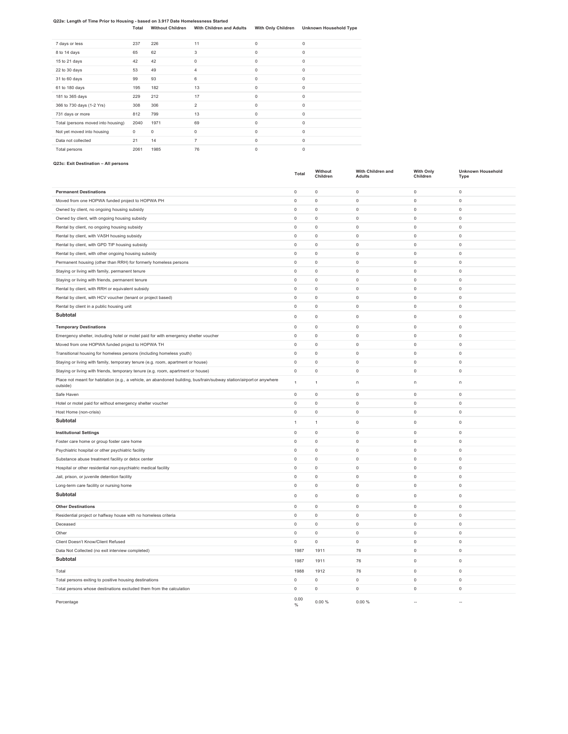**Q22e: Length of Time Prior to Housing - based on 3.917 Date Homelessness Started**

| | Total | Without Children | With Children and Adults | With Only Children | Unknown Household Type |
|---|---|---|---|---|---|
| 7 days or less | 237 | 226 | 11 | 0 | 0 |
| 8 to 14 days | 65 | 62 | 3 | 0 | 0 |
| 15 to 21 days | 42 | 42 | 0 | 0 | 0 |
| 22 to 30 days | 53 | 49 | 4 | 0 | 0 |
| 31 to 60 days | 99 | 93 | 6 | 0 | 0 |
| 61 to 180 days | 195 | 182 | 13 | 0 | 0 |
| 181 to 365 days | 229 | 212 | 17 | 0 | 0 |
| 366 to 730 days (1-2 Yrs) | 308 | 306 | 2 | 0 | 0 |
| 731 days or more | 812 | 799 | 13 | 0 | 0 |
| Total (persons moved into housing) | 2040 | 1971 | 69 | 0 | 0 |
| Not yet moved into housing | 0 | 0 | 0 | 0 | 0 |
| Data not collected | 21 | 14 | 7 | 0 | 0 |
| Total persons | 2061 | 1985 | 76 | 0 | 0 |

**Q23c: Exit Destination – All persons**

| | Total | Without Children | With Children and Adults | With Only Children | Unknown Household Type |
|---|---|---|---|---|---|
| **Permanent Destinations** | 0 | 0 | 0 | 0 | 0 |
| Moved from one HOPWA funded project to HOPWA PH | 0 | 0 | 0 | 0 | 0 |
| Owned by client, no ongoing housing subsidy | 0 | 0 | 0 | 0 | 0 |
| Owned by client, with ongoing housing subsidy | 0 | 0 | 0 | 0 | 0 |
| Rental by client, no ongoing housing subsidy | 0 | 0 | 0 | 0 | 0 |
| Rental by client, with VASH housing subsidy | 0 | 0 | 0 | 0 | 0 |
| Rental by client, with GPD TIP housing subsidy | 0 | 0 | 0 | 0 | 0 |
| Rental by client, with other ongoing housing subsidy | 0 | 0 | 0 | 0 | 0 |
| Permanent housing (other than RRH) for formerly homeless persons | 0 | 0 | 0 | 0 | 0 |
| Staying or living with family, permanent tenure | 0 | 0 | 0 | 0 | 0 |
| Staying or living with friends, permanent tenure | 0 | 0 | 0 | 0 | 0 |
| Rental by client, with RRH or equivalent subsidy | 0 | 0 | 0 | 0 | 0 |
| Rental by client, with HCV voucher (tenant or project based) | 0 | 0 | 0 | 0 | 0 |
| Rental by client in a public housing unit | 0 | 0 | 0 | 0 | 0 |
| **Subtotal** | 0 | 0 | 0 | 0 | 0 |
| **Temporary Destinations** | 0 | 0 | 0 | 0 | 0 |
| Emergency shelter, including hotel or motel paid for with emergency shelter voucher | 0 | 0 | 0 | 0 | 0 |
| Moved from one HOPWA funded project to HOPWA TH | 0 | 0 | 0 | 0 | 0 |
| Transitional housing for homeless persons (including homeless youth) | 0 | 0 | 0 | 0 | 0 |
| Staying or living with family, temporary tenure (e.g. room, apartment or house) | 0 | 0 | 0 | 0 | 0 |
| Staying or living with friends, temporary tenure (e.g. room, apartment or house) | 0 | 0 | 0 | 0 | 0 |
| Place not meant for habitation (e.g., a vehicle, an abandoned building, bus/train/subway station/airport or anywhere outside) | 1 | 1 | 0 | 0 | 0 |
| Safe Haven | 0 | 0 | 0 | 0 | 0 |
| Hotel or motel paid for without emergency shelter voucher | 0 | 0 | 0 | 0 | 0 |
| Host Home (non-crisis) | 0 | 0 | 0 | 0 | 0 |
| **Subtotal** | 1 | 1 | 0 | 0 | 0 |
| **Institutional Settings** | 0 | 0 | 0 | 0 | 0 |
| Foster care home or group foster care home | 0 | 0 | 0 | 0 | 0 |
| Psychiatric hospital or other psychiatric facility | 0 | 0 | 0 | 0 | 0 |
| Substance abuse treatment facility or detox center | 0 | 0 | 0 | 0 | 0 |
| Hospital or other residential non-psychiatric medical facility | 0 | 0 | 0 | 0 | 0 |
| Jail, prison, or juvenile detention facility | 0 | 0 | 0 | 0 | 0 |
| Long-term care facility or nursing home | 0 | 0 | 0 | 0 | 0 |
| **Subtotal** | 0 | 0 | 0 | 0 | 0 |
| **Other Destinations** | 0 | 0 | 0 | 0 | 0 |
| Residential project or halfway house with no homeless criteria | 0 | 0 | 0 | 0 | 0 |
| Deceased | 0 | 0 | 0 | 0 | 0 |
| Other | 0 | 0 | 0 | 0 | 0 |
| Client Doesn't Know/Client Refused | 0 | 0 | 0 | 0 | 0 |
| Data Not Collected (no exit interview completed) | 1987 | 1911 | 76 | 0 | 0 |
| **Subtotal** | 1987 | 1911 | 76 | 0 | 0 |
| Total | 1988 | 1912 | 76 | 0 | 0 |
| Total persons exiting to positive housing destinations | 0 | 0 | 0 | 0 | 0 |
| Total persons whose destinations excluded them from the calculation | 0 | 0 | 0 | 0 | 0 |
| Percentage | 0.00 % | 0.00 % | 0.00 % | -- | -- |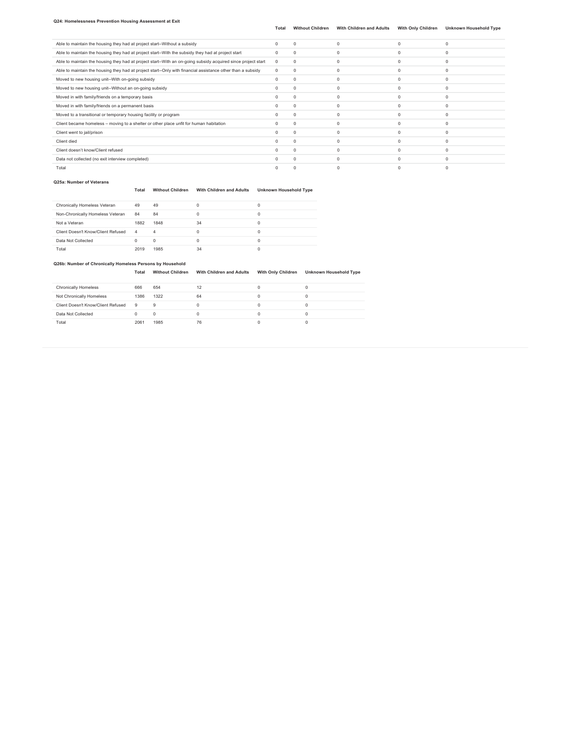### Q24: Homelessness Prevention Housing Assessment at Exit

| | Total | Without Children | With Children and Adults | With Only Children | Unknown Household Type |
|---|---|---|---|---|---|
| Able to maintain the housing they had at project start--Without a subsidy | 0 | 0 | 0 | 0 | 0 |
| Able to maintain the housing they had at project start--With the subsidy they had at project start | 0 | 0 | 0 | 0 | 0 |
| Able to maintain the housing they had at project start--With an on-going subsidy acquired since project start | 0 | 0 | 0 | 0 | 0 |
| Able to maintain the housing they had at project start--Only with financial assistance other than a subsidy | 0 | 0 | 0 | 0 | 0 |
| Moved to new housing unit--With on-going subsidy | 0 | 0 | 0 | 0 | 0 |
| Moved to new housing unit--Without an on-going subsidy | 0 | 0 | 0 | 0 | 0 |
| Moved in with family/friends on a temporary basis | 0 | 0 | 0 | 0 | 0 |
| Moved in with family/friends on a permanent basis | 0 | 0 | 0 | 0 | 0 |
| Moved to a transitional or temporary housing facility or program | 0 | 0 | 0 | 0 | 0 |
| Client became homeless – moving to a shelter or other place unfit for human habitation | 0 | 0 | 0 | 0 | 0 |
| Client went to jail/prison | 0 | 0 | 0 | 0 | 0 |
| Client died | 0 | 0 | 0 | 0 | 0 |
| Client doesn't know/Client refused | 0 | 0 | 0 | 0 | 0 |
| Data not collected (no exit interview completed) | 0 | 0 | 0 | 0 | 0 |
| Total | 0 | 0 | 0 | 0 | 0 |

### Q25a: Number of Veterans

| | Total | Without Children | With Children and Adults | Unknown Household Type |
|---|---|---|---|---|
| Chronically Homeless Veteran | 49 | 49 | 0 | 0 |
| Non-Chronically Homeless Veteran | 84 | 84 | 0 | 0 |
| Not a Veteran | 1882 | 1848 | 34 | 0 |
| Client Doesn't Know/Client Refused | 4 | 4 | 0 | 0 |
| Data Not Collected | 0 | 0 | 0 | 0 |
| Total | 2019 | 1985 | 34 | 0 |

### Q26b: Number of Chronically Homeless Persons by Household

| | Total | Without Children | With Children and Adults | With Only Children | Unknown Household Type |
|---|---|---|---|---|---|
| Chronically Homeless | 666 | 654 | 12 | 0 | 0 |
| Not Chronically Homeless | 1386 | 1322 | 64 | 0 | 0 |
| Client Doesn't Know/Client Refused | 9 | 9 | 0 | 0 | 0 |
| Data Not Collected | 0 | 0 | 0 | 0 | 0 |
| Total | 2061 | 1985 | 76 | 0 | 0 |